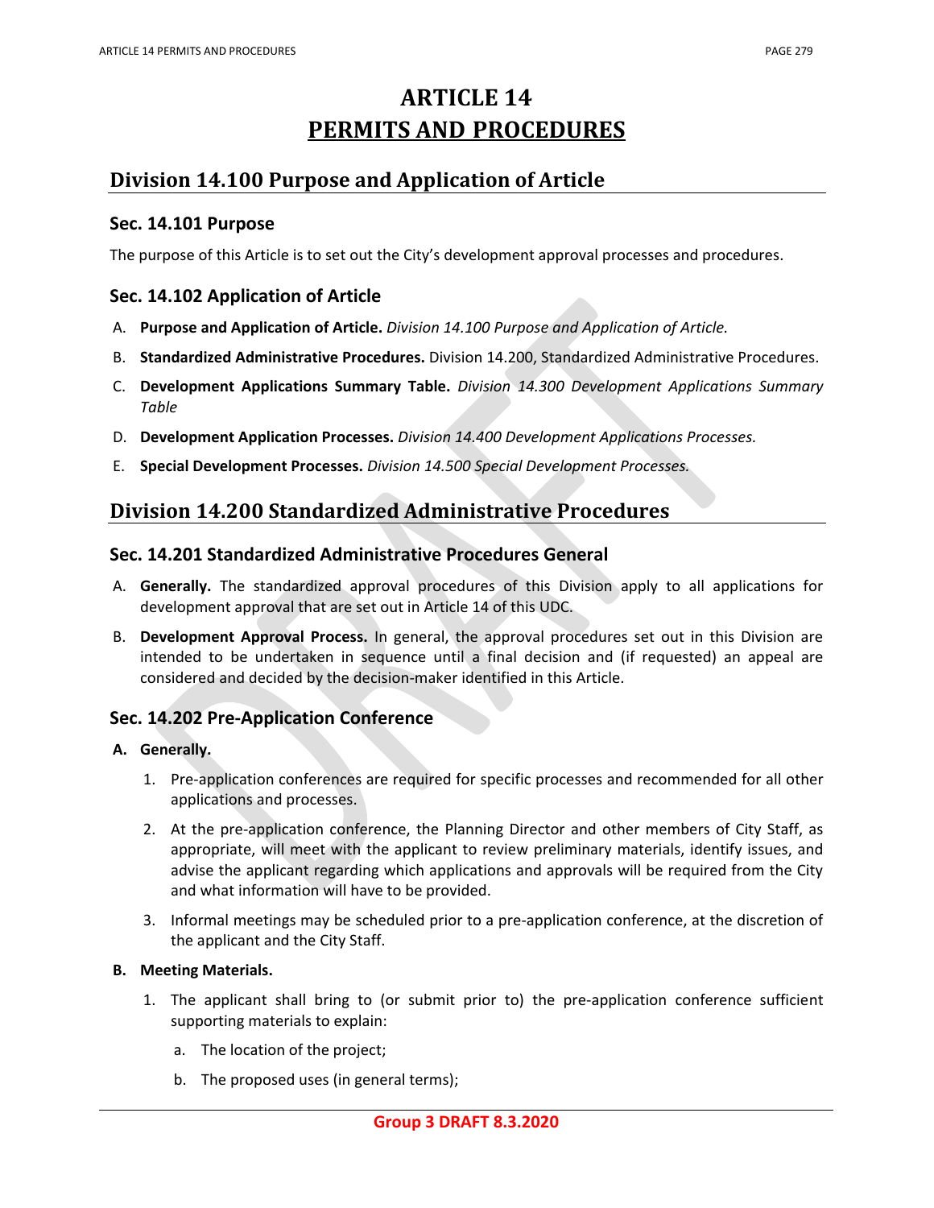# ARTICLE 14
# PERMITS AND PROCEDURES

## Division 14.100 Purpose and Application of Article

### Sec. 14.101 Purpose

The purpose of this Article is to set out the City's development approval processes and procedures.

### Sec. 14.102 Application of Article

A. **Purpose and Application of Article.** *Division 14.100 Purpose and Application of Article.*

B. **Standardized Administrative Procedures.** Division 14.200, Standardized Administrative Procedures.

C. **Development Applications Summary Table.** *Division 14.300 Development Applications Summary Table*

D. **Development Application Processes.** *Division 14.400 Development Applications Processes.*

E. **Special Development Processes.** *Division 14.500 Special Development Processes.*

## Division 14.200 Standardized Administrative Procedures

### Sec. 14.201 Standardized Administrative Procedures General

A. **Generally.** The standardized approval procedures of this Division apply to all applications for development approval that are set out in Article 14 of this UDC.

B. **Development Approval Process.** In general, the approval procedures set out in this Division are intended to be undertaken in sequence until a final decision and (if requested) an appeal are considered and decided by the decision-maker identified in this Article.

### Sec. 14.202 Pre-Application Conference

**A. Generally.**

1. Pre-application conferences are required for specific processes and recommended for all other applications and processes.

2. At the pre-application conference, the Planning Director and other members of City Staff, as appropriate, will meet with the applicant to review preliminary materials, identify issues, and advise the applicant regarding which applications and approvals will be required from the City and what information will have to be provided.

3. Informal meetings may be scheduled prior to a pre-application conference, at the discretion of the applicant and the City Staff.

**B. Meeting Materials.**

1. The applicant shall bring to (or submit prior to) the pre-application conference sufficient supporting materials to explain:

   a. The location of the project;

   b. The proposed uses (in general terms);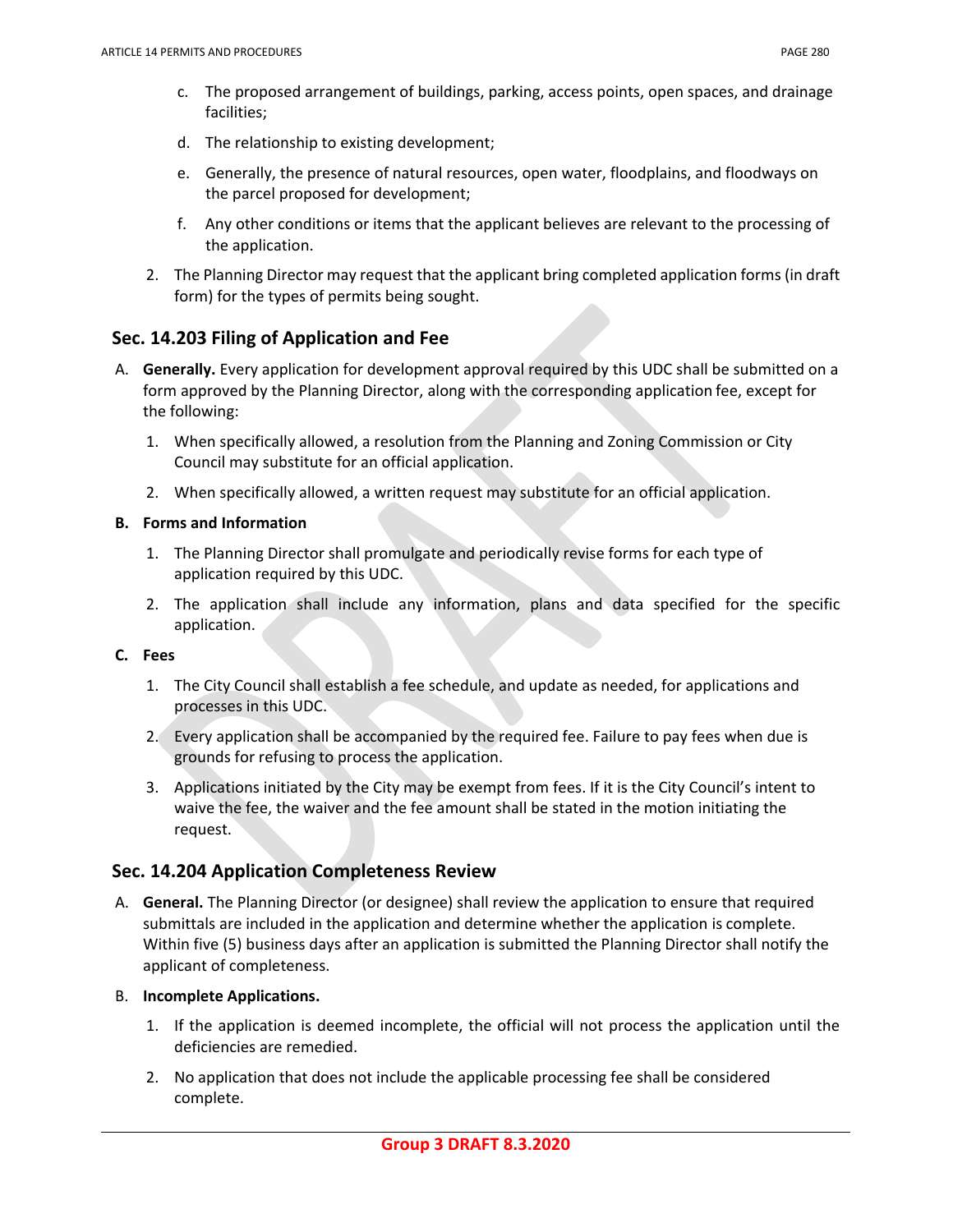c. The proposed arrangement of buildings, parking, access points, open spaces, and drainage facilities;

d. The relationship to existing development;

e. Generally, the presence of natural resources, open water, floodplains, and floodways on the parcel proposed for development;

f. Any other conditions or items that the applicant believes are relevant to the processing of the application.

2. The Planning Director may request that the applicant bring completed application forms (in draft form) for the types of permits being sought.

## Sec. 14.203 Filing of Application and Fee

A. **Generally.** Every application for development approval required by this UDC shall be submitted on a form approved by the Planning Director, along with the corresponding application fee, except for the following:

1. When specifically allowed, a resolution from the Planning and Zoning Commission or City Council may substitute for an official application.
2. When specifically allowed, a written request may substitute for an official application.

**B. Forms and Information**

1. The Planning Director shall promulgate and periodically revise forms for each type of application required by this UDC.
2. The application shall include any information, plans and data specified for the specific application.

**C. Fees**

1. The City Council shall establish a fee schedule, and update as needed, for applications and processes in this UDC.
2. Every application shall be accompanied by the required fee. Failure to pay fees when due is grounds for refusing to process the application.
3. Applications initiated by the City may be exempt from fees. If it is the City Council's intent to waive the fee, the waiver and the fee amount shall be stated in the motion initiating the request.

## Sec. 14.204 Application Completeness Review

A. **General.** The Planning Director (or designee) shall review the application to ensure that required submittals are included in the application and determine whether the application is complete. Within five (5) business days after an application is submitted the Planning Director shall notify the applicant of completeness.

B. **Incomplete Applications.**

1. If the application is deemed incomplete, the official will not process the application until the deficiencies are remedied.
2. No application that does not include the applicable processing fee shall be considered complete.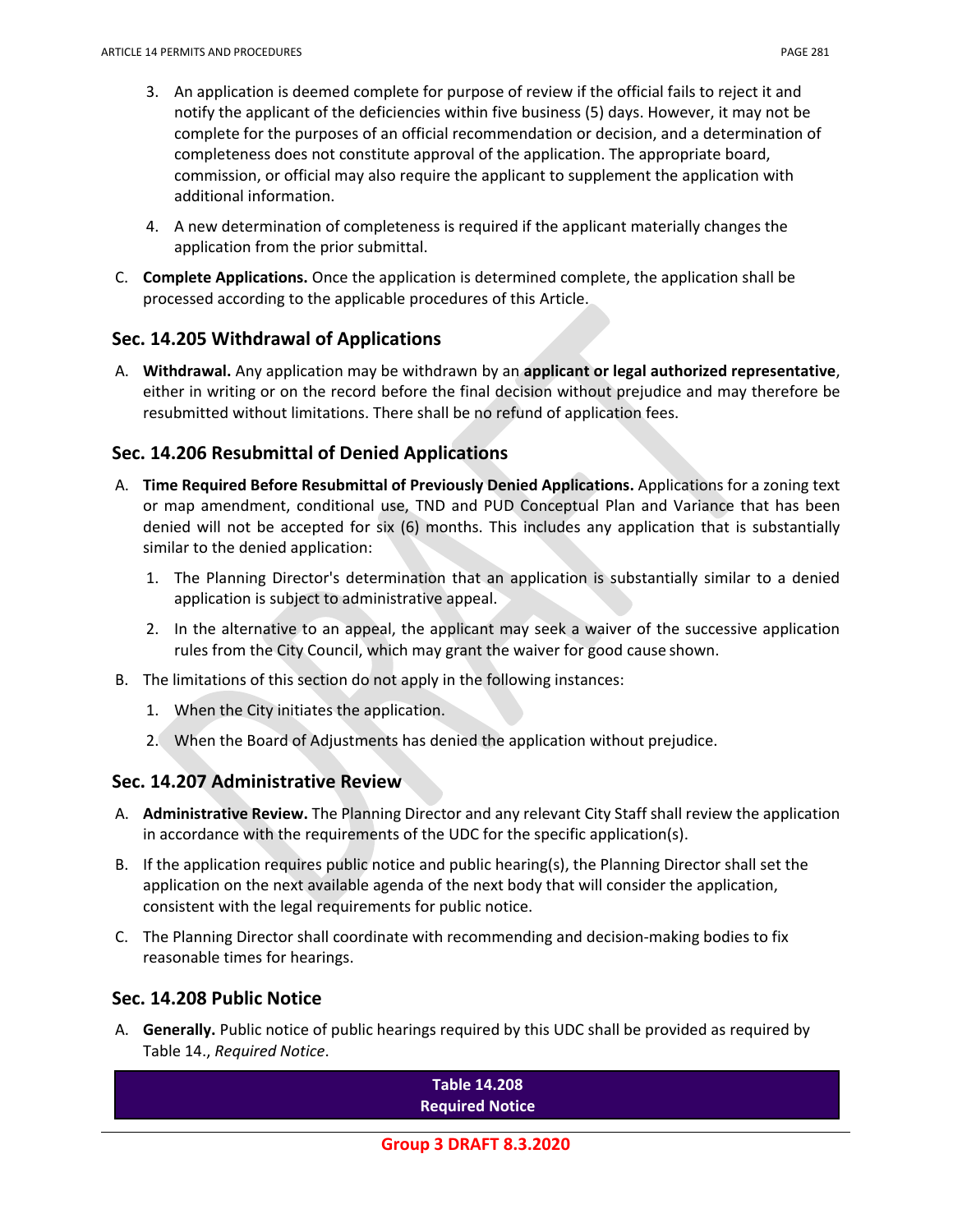3. An application is deemed complete for purpose of review if the official fails to reject it and notify the applicant of the deficiencies within five business (5) days. However, it may not be complete for the purposes of an official recommendation or decision, and a determination of completeness does not constitute approval of the application. The appropriate board, commission, or official may also require the applicant to supplement the application with additional information.

4. A new determination of completeness is required if the applicant materially changes the application from the prior submittal.

C. **Complete Applications.** Once the application is determined complete, the application shall be processed according to the applicable procedures of this Article.

## Sec. 14.205 Withdrawal of Applications

A. **Withdrawal.** Any application may be withdrawn by an **applicant or legal authorized representative**, either in writing or on the record before the final decision without prejudice and may therefore be resubmitted without limitations. There shall be no refund of application fees.

## Sec. 14.206 Resubmittal of Denied Applications

A. **Time Required Before Resubmittal of Previously Denied Applications.** Applications for a zoning text or map amendment, conditional use, TND and PUD Conceptual Plan and Variance that has been denied will not be accepted for six (6) months. This includes any application that is substantially similar to the denied application:

   1. The Planning Director's determination that an application is substantially similar to a denied application is subject to administrative appeal.

   2. In the alternative to an appeal, the applicant may seek a waiver of the successive application rules from the City Council, which may grant the waiver for good cause shown.

B. The limitations of this section do not apply in the following instances:

   1. When the City initiates the application.

   2. When the Board of Adjustments has denied the application without prejudice.

## Sec. 14.207 Administrative Review

A. **Administrative Review.** The Planning Director and any relevant City Staff shall review the application in accordance with the requirements of the UDC for the specific application(s).

B. If the application requires public notice and public hearing(s), the Planning Director shall set the application on the next available agenda of the next body that will consider the application, consistent with the legal requirements for public notice.

C. The Planning Director shall coordinate with recommending and decision-making bodies to fix reasonable times for hearings.

## Sec. 14.208 Public Notice

A. **Generally.** Public notice of public hearings required by this UDC shall be provided as required by Table 14., *Required Notice*.

| Table 14.208<br>Required Notice |
|---|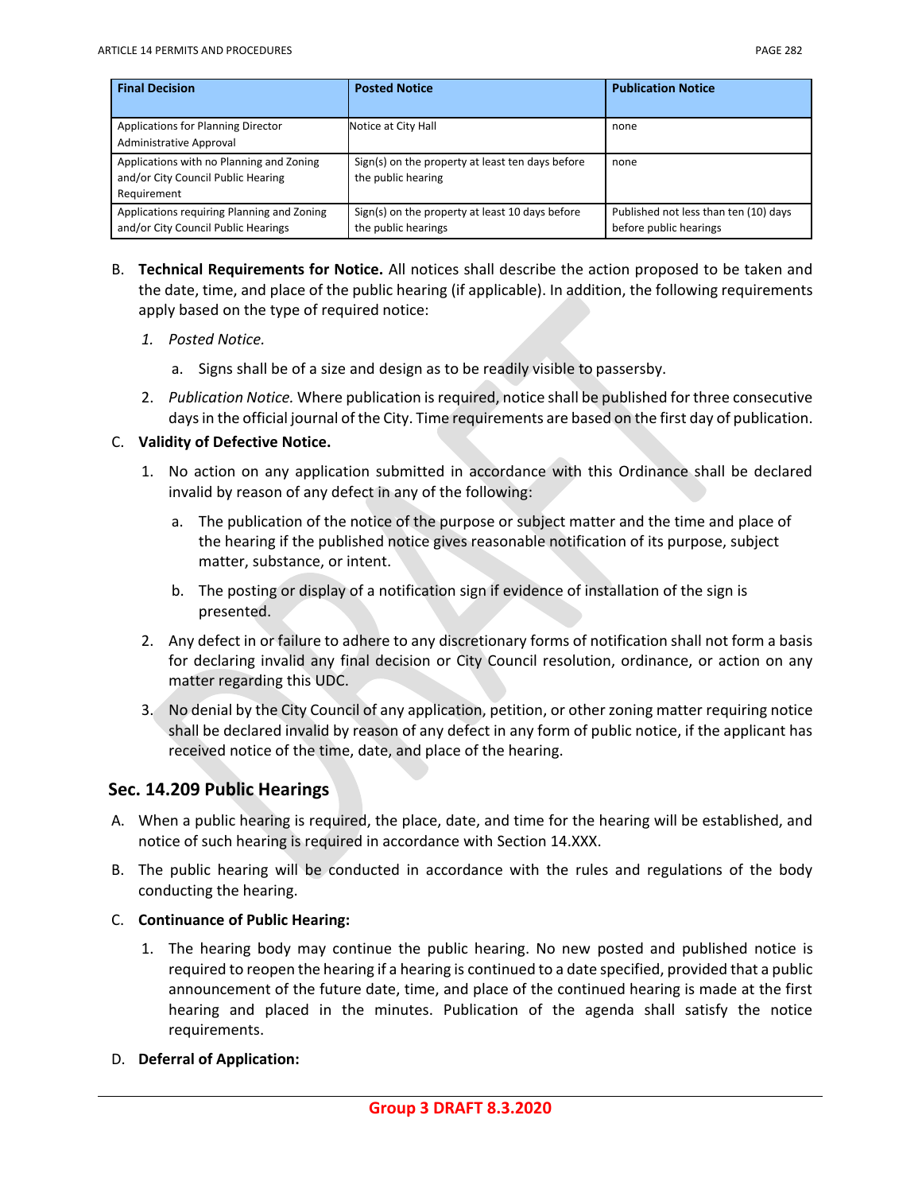| Final Decision | Posted Notice | Publication Notice |
|---|---|---|
| Applications for Planning Director Administrative Approval | Notice at City Hall | none |
| Applications with no Planning and Zoning and/or City Council Public Hearing Requirement | Sign(s) on the property at least ten days before the public hearing | none |
| Applications requiring Planning and Zoning and/or City Council Public Hearings | Sign(s) on the property at least 10 days before the public hearings | Published not less than ten (10) days before public hearings |

B. **Technical Requirements for Notice.** All notices shall describe the action proposed to be taken and the date, time, and place of the public hearing (if applicable). In addition, the following requirements apply based on the type of required notice:

1. *Posted Notice.*

   a. Signs shall be of a size and design as to be readily visible to passersby.

2. *Publication Notice.* Where publication is required, notice shall be published for three consecutive days in the official journal of the City. Time requirements are based on the first day of publication.

C. **Validity of Defective Notice.**

1. No action on any application submitted in accordance with this Ordinance shall be declared invalid by reason of any defect in any of the following:

   a. The publication of the notice of the purpose or subject matter and the time and place of the hearing if the published notice gives reasonable notification of its purpose, subject matter, substance, or intent.

   b. The posting or display of a notification sign if evidence of installation of the sign is presented.

2. Any defect in or failure to adhere to any discretionary forms of notification shall not form a basis for declaring invalid any final decision or City Council resolution, ordinance, or action on any matter regarding this UDC.

3. No denial by the City Council of any application, petition, or other zoning matter requiring notice shall be declared invalid by reason of any defect in any form of public notice, if the applicant has received notice of the time, date, and place of the hearing.

## Sec. 14.209 Public Hearings

A. When a public hearing is required, the place, date, and time for the hearing will be established, and notice of such hearing is required in accordance with Section 14.XXX.

B. The public hearing will be conducted in accordance with the rules and regulations of the body conducting the hearing.

C. **Continuance of Public Hearing:**

1. The hearing body may continue the public hearing. No new posted and published notice is required to reopen the hearing if a hearing is continued to a date specified, provided that a public announcement of the future date, time, and place of the continued hearing is made at the first hearing and placed in the minutes. Publication of the agenda shall satisfy the notice requirements.

D. **Deferral of Application:**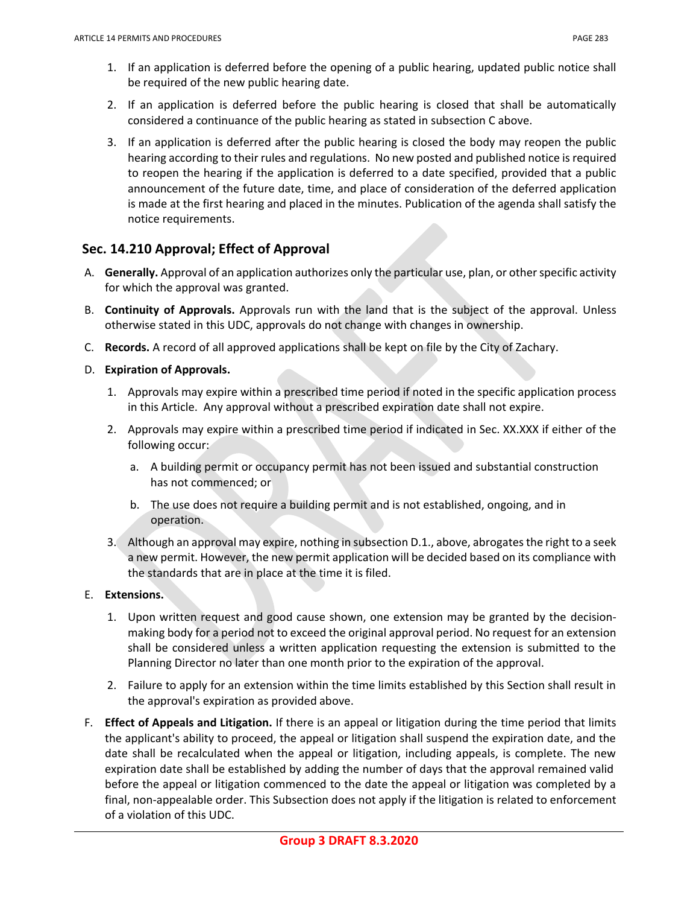1. If an application is deferred before the opening of a public hearing, updated public notice shall be required of the new public hearing date.

2. If an application is deferred before the public hearing is closed that shall be automatically considered a continuance of the public hearing as stated in subsection C above.

3. If an application is deferred after the public hearing is closed the body may reopen the public hearing according to their rules and regulations. No new posted and published notice is required to reopen the hearing if the application is deferred to a date specified, provided that a public announcement of the future date, time, and place of consideration of the deferred application is made at the first hearing and placed in the minutes. Publication of the agenda shall satisfy the notice requirements.

## Sec. 14.210 Approval; Effect of Approval

A. **Generally.** Approval of an application authorizes only the particular use, plan, or other specific activity for which the approval was granted.

B. **Continuity of Approvals.** Approvals run with the land that is the subject of the approval. Unless otherwise stated in this UDC, approvals do not change with changes in ownership.

C. **Records.** A record of all approved applications shall be kept on file by the City of Zachary.

D. **Expiration of Approvals.**

   1. Approvals may expire within a prescribed time period if noted in the specific application process in this Article. Any approval without a prescribed expiration date shall not expire.

   2. Approvals may expire within a prescribed time period if indicated in Sec. XX.XXX if either of the following occur:

      a. A building permit or occupancy permit has not been issued and substantial construction has not commenced; or

      b. The use does not require a building permit and is not established, ongoing, and in operation.

   3. Although an approval may expire, nothing in subsection D.1., above, abrogates the right to a seek a new permit. However, the new permit application will be decided based on its compliance with the standards that are in place at the time it is filed.

E. **Extensions.**

   1. Upon written request and good cause shown, one extension may be granted by the decision-making body for a period not to exceed the original approval period. No request for an extension shall be considered unless a written application requesting the extension is submitted to the Planning Director no later than one month prior to the expiration of the approval.

   2. Failure to apply for an extension within the time limits established by this Section shall result in the approval's expiration as provided above.

F. **Effect of Appeals and Litigation.** If there is an appeal or litigation during the time period that limits the applicant's ability to proceed, the appeal or litigation shall suspend the expiration date, and the date shall be recalculated when the appeal or litigation, including appeals, is complete. The new expiration date shall be established by adding the number of days that the approval remained valid before the appeal or litigation commenced to the date the appeal or litigation was completed by a final, non-appealable order. This Subsection does not apply if the litigation is related to enforcement of a violation of this UDC.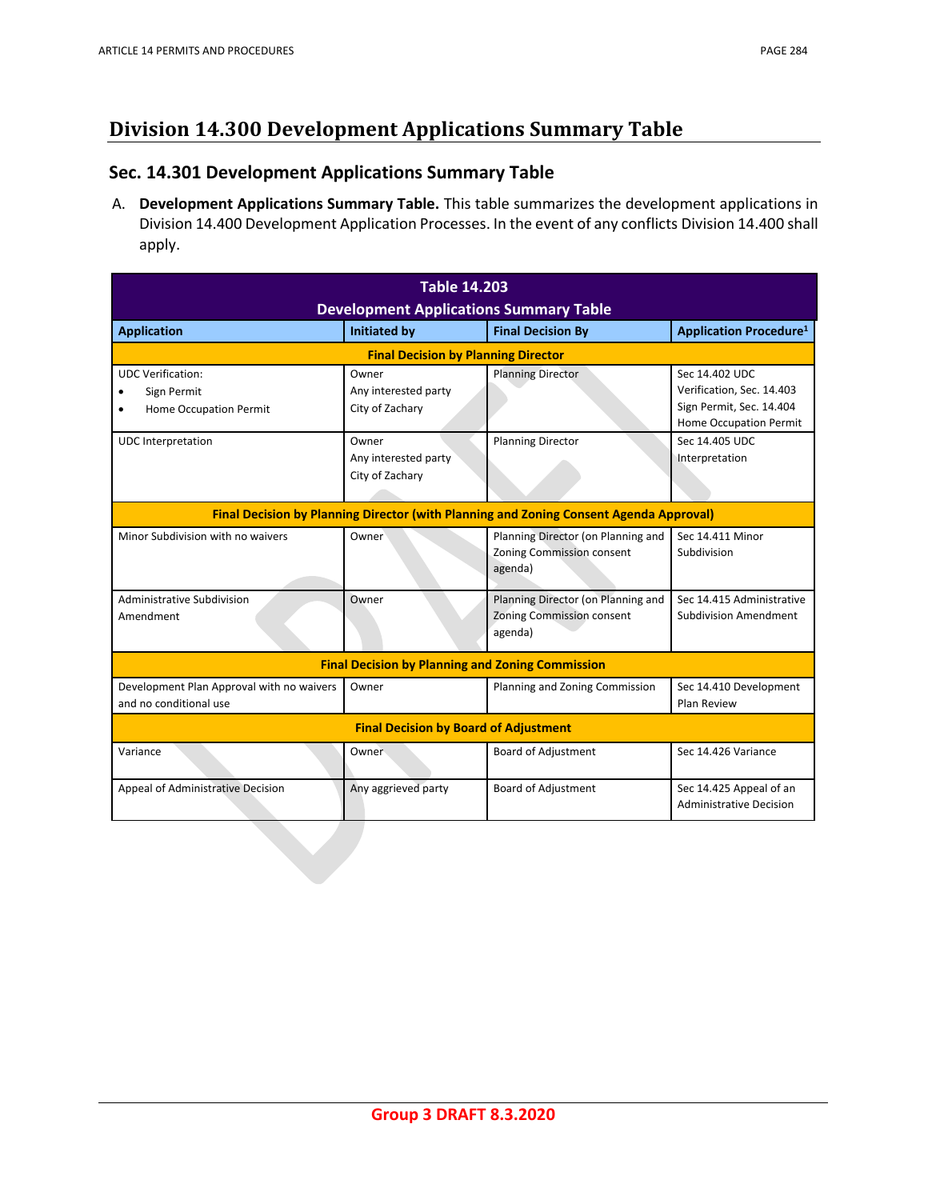# Division 14.300 Development Applications Summary Table

## Sec. 14.301 Development Applications Summary Table

A. **Development Applications Summary Table.** This table summarizes the development applications in Division 14.400 Development Application Processes. In the event of any conflicts Division 14.400 shall apply.

**Table 14.203**
**Development Applications Summary Table**

| Application | Initiated by | Final Decision By | Application Procedure[1] |
|---|---|---|---|
| **Final Decision by Planning Director** | | | |
| UDC Verification:<br>• Sign Permit<br>• Home Occupation Permit | Owner<br>Any interested party<br>City of Zachary | Planning Director | Sec 14.402 UDC Verification, Sec. 14.403 Sign Permit, Sec. 14.404 Home Occupation Permit |
| UDC Interpretation | Owner<br>Any interested party<br>City of Zachary | Planning Director | Sec 14.405 UDC Interpretation |
| **Final Decision by Planning Director (with Planning and Zoning Consent Agenda Approval)** | | | |
| Minor Subdivision with no waivers | Owner | Planning Director (on Planning and Zoning Commission consent agenda) | Sec 14.411 Minor Subdivision |
| Administrative Subdivision Amendment | Owner | Planning Director (on Planning and Zoning Commission consent agenda) | Sec 14.415 Administrative Subdivision Amendment |
| **Final Decision by Planning and Zoning Commission** | | | |
| Development Plan Approval with no waivers and no conditional use | Owner | Planning and Zoning Commission | Sec 14.410 Development Plan Review |
| **Final Decision by Board of Adjustment** | | | |
| Variance | Owner | Board of Adjustment | Sec 14.426 Variance |
| Appeal of Administrative Decision | Any aggrieved party | Board of Adjustment | Sec 14.425 Appeal of an Administrative Decision |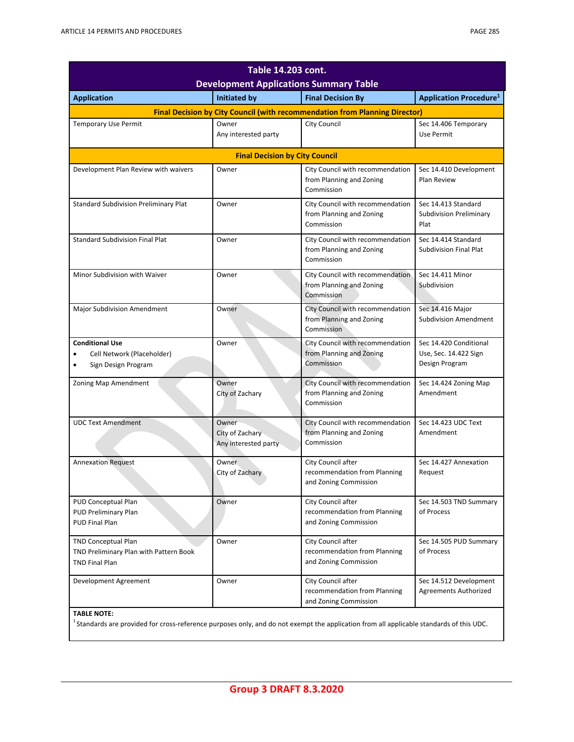| Table 14.203 cont. Development Applications Summary Table | | | |
|---|---|---|---|
| **Application** | **Initiated by** | **Final Decision By** | **Application Procedure[1]** |
| **Final Decision by City Council (with recommendation from Planning Director)** | | | |
| Temporary Use Permit | Owner<br>Any interested party | City Council | Sec 14.406 Temporary Use Permit |
| **Final Decision by City Council** | | | |
| Development Plan Review with waivers | Owner | City Council with recommendation from Planning and Zoning Commission | Sec 14.410 Development Plan Review |
| Standard Subdivision Preliminary Plat | Owner | City Council with recommendation from Planning and Zoning Commission | Sec 14.413 Standard Subdivision Preliminary Plat |
| Standard Subdivision Final Plat | Owner | City Council with recommendation from Planning and Zoning Commission | Sec 14.414 Standard Subdivision Final Plat |
| Minor Subdivision with Waiver | Owner | City Council with recommendation from Planning and Zoning Commission | Sec 14.411 Minor Subdivision |
| Major Subdivision Amendment | Owner | City Council with recommendation from Planning and Zoning Commission | Sec 14.416 Major Subdivision Amendment |
| **Conditional Use**<br>• Cell Network (Placeholder)<br>• Sign Design Program | Owner | City Council with recommendation from Planning and Zoning Commission | Sec 14.420 Conditional Use, Sec. 14.422 Sign Design Program |
| Zoning Map Amendment | Owner<br>City of Zachary | City Council with recommendation from Planning and Zoning Commission | Sec 14.424 Zoning Map Amendment |
| UDC Text Amendment | Owner<br>City of Zachary<br>Any interested party | City Council with recommendation from Planning and Zoning Commission | Sec 14.423 UDC Text Amendment |
| Annexation Request | Owner<br>City of Zachary | City Council after recommendation from Planning and Zoning Commission | Sec 14.427 Annexation Request |
| PUD Conceptual Plan<br>PUD Preliminary Plan<br>PUD Final Plan | Owner | City Council after recommendation from Planning and Zoning Commission | Sec 14.503 TND Summary of Process |
| TND Conceptual Plan<br>TND Preliminary Plan with Pattern Book<br>TND Final Plan | Owner | City Council after recommendation from Planning and Zoning Commission | Sec 14.505 PUD Summary of Process |
| Development Agreement | Owner | City Council after recommendation from Planning and Zoning Commission | Sec 14.512 Development Agreements Authorized |

**TABLE NOTE:**
[1] Standards are provided for cross-reference purposes only, and do not exempt the application from all applicable standards of this UDC.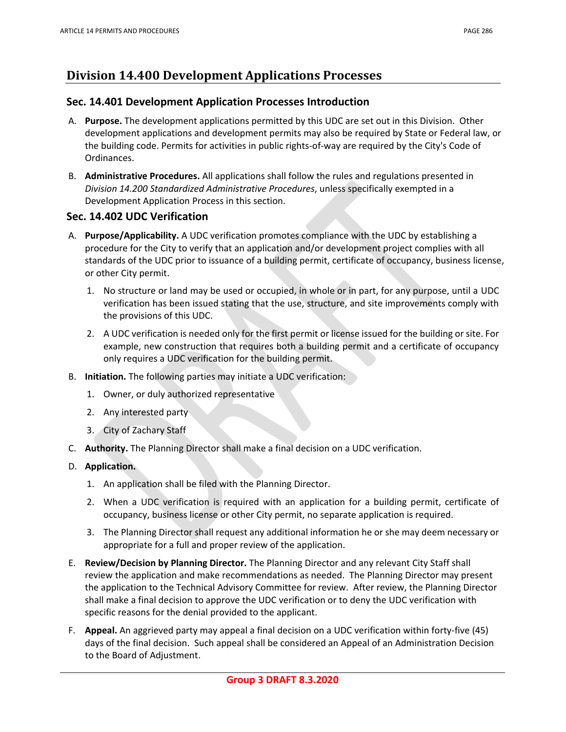## Division 14.400 Development Applications Processes

### Sec. 14.401 Development Application Processes Introduction

A. **Purpose.** The development applications permitted by this UDC are set out in this Division. Other development applications and development permits may also be required by State or Federal law, or the building code. Permits for activities in public rights-of-way are required by the City's Code of Ordinances.

B. **Administrative Procedures.** All applications shall follow the rules and regulations presented in *Division 14.200 Standardized Administrative Procedures*, unless specifically exempted in a Development Application Process in this section.

### Sec. 14.402 UDC Verification

A. **Purpose/Applicability.** A UDC verification promotes compliance with the UDC by establishing a procedure for the City to verify that an application and/or development project complies with all standards of the UDC prior to issuance of a building permit, certificate of occupancy, business license, or other City permit.

   1. No structure or land may be used or occupied, in whole or in part, for any purpose, until a UDC verification has been issued stating that the use, structure, and site improvements comply with the provisions of this UDC.

   2. A UDC verification is needed only for the first permit or license issued for the building or site. For example, new construction that requires both a building permit and a certificate of occupancy only requires a UDC verification for the building permit.

B. **Initiation.** The following parties may initiate a UDC verification:

   1. Owner, or duly authorized representative

   2. Any interested party

   3. City of Zachary Staff

C. **Authority.** The Planning Director shall make a final decision on a UDC verification.

D. **Application.**

   1. An application shall be filed with the Planning Director.

   2. When a UDC verification is required with an application for a building permit, certificate of occupancy, business license or other City permit, no separate application is required.

   3. The Planning Director shall request any additional information he or she may deem necessary or appropriate for a full and proper review of the application.

E. **Review/Decision by Planning Director.** The Planning Director and any relevant City Staff shall review the application and make recommendations as needed. The Planning Director may present the application to the Technical Advisory Committee for review. After review, the Planning Director shall make a final decision to approve the UDC verification or to deny the UDC verification with specific reasons for the denial provided to the applicant.

F. **Appeal.** An aggrieved party may appeal a final decision on a UDC verification within forty-five (45) days of the final decision. Such appeal shall be considered an Appeal of an Administration Decision to the Board of Adjustment.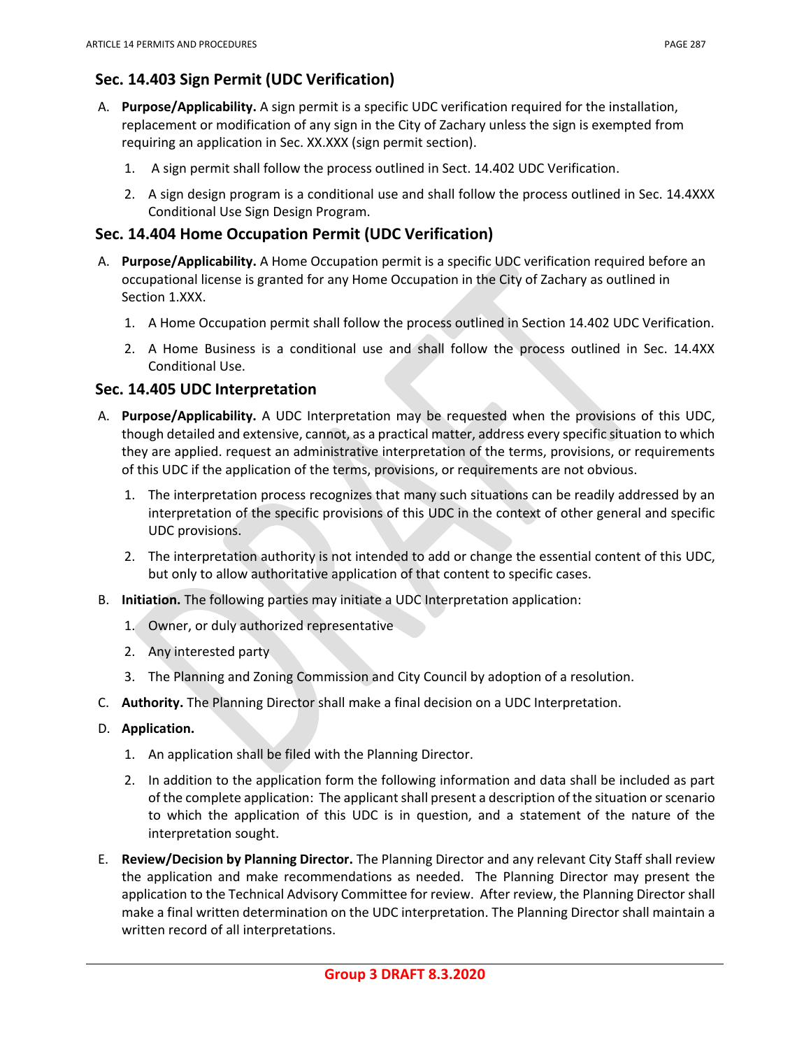## Sec. 14.403 Sign Permit (UDC Verification)

A. **Purpose/Applicability.** A sign permit is a specific UDC verification required for the installation, replacement or modification of any sign in the City of Zachary unless the sign is exempted from requiring an application in Sec. XX.XXX (sign permit section).

   1. A sign permit shall follow the process outlined in Sect. 14.402 UDC Verification.

   2. A sign design program is a conditional use and shall follow the process outlined in Sec. 14.4XXX Conditional Use Sign Design Program.

## Sec. 14.404 Home Occupation Permit (UDC Verification)

A. **Purpose/Applicability.** A Home Occupation permit is a specific UDC verification required before an occupational license is granted for any Home Occupation in the City of Zachary as outlined in Section 1.XXX.

   1. A Home Occupation permit shall follow the process outlined in Section 14.402 UDC Verification.

   2. A Home Business is a conditional use and shall follow the process outlined in Sec. 14.4XX Conditional Use.

## Sec. 14.405 UDC Interpretation

A. **Purpose/Applicability.** A UDC Interpretation may be requested when the provisions of this UDC, though detailed and extensive, cannot, as a practical matter, address every specific situation to which they are applied. request an administrative interpretation of the terms, provisions, or requirements of this UDC if the application of the terms, provisions, or requirements are not obvious.

   1. The interpretation process recognizes that many such situations can be readily addressed by an interpretation of the specific provisions of this UDC in the context of other general and specific UDC provisions.

   2. The interpretation authority is not intended to add or change the essential content of this UDC, but only to allow authoritative application of that content to specific cases.

B. **Initiation.** The following parties may initiate a UDC Interpretation application:

   1. Owner, or duly authorized representative

   2. Any interested party

   3. The Planning and Zoning Commission and City Council by adoption of a resolution.

C. **Authority.** The Planning Director shall make a final decision on a UDC Interpretation.

D. **Application.**

   1. An application shall be filed with the Planning Director.

   2. In addition to the application form the following information and data shall be included as part of the complete application: The applicant shall present a description of the situation or scenario to which the application of this UDC is in question, and a statement of the nature of the interpretation sought.

E. **Review/Decision by Planning Director.** The Planning Director and any relevant City Staff shall review the application and make recommendations as needed. The Planning Director may present the application to the Technical Advisory Committee for review. After review, the Planning Director shall make a final written determination on the UDC interpretation. The Planning Director shall maintain a written record of all interpretations.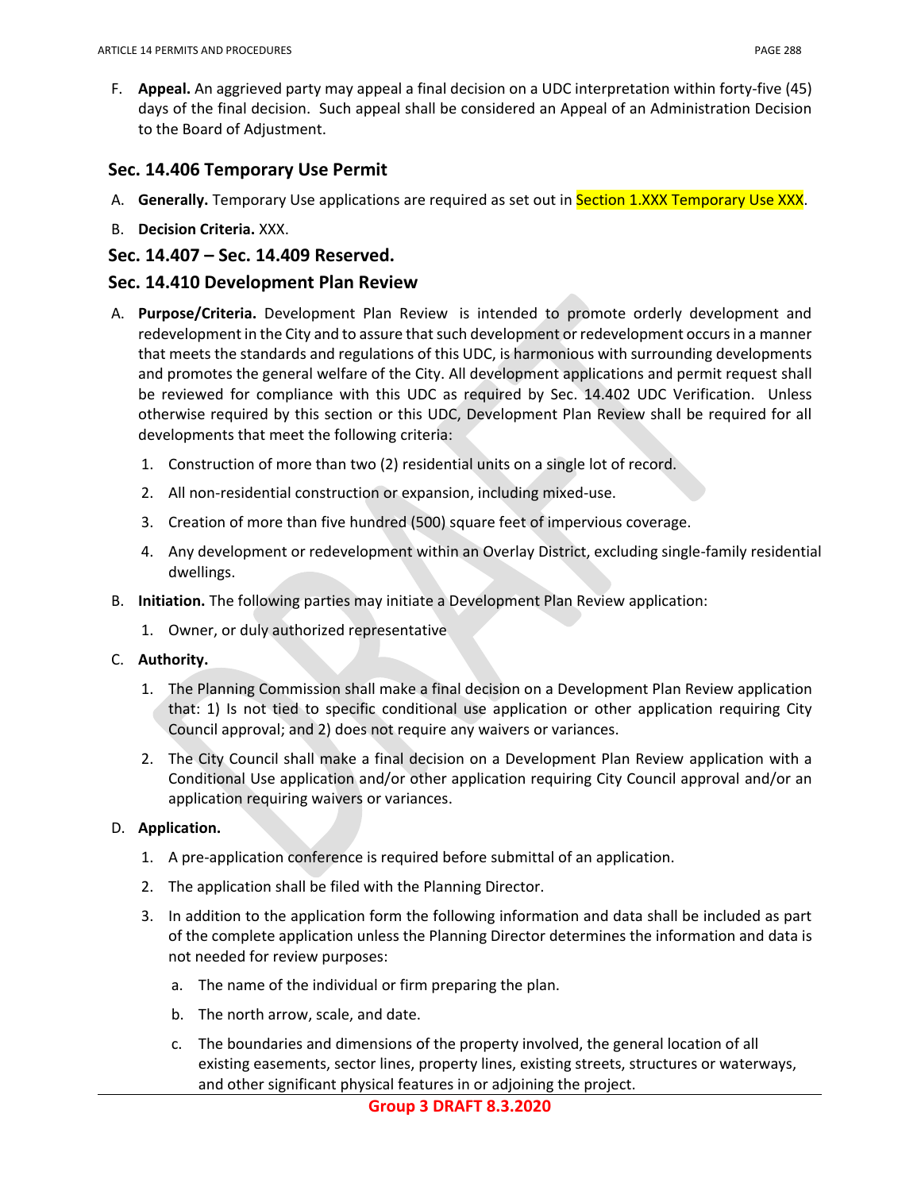F. **Appeal.** An aggrieved party may appeal a final decision on a UDC interpretation within forty-five (45) days of the final decision. Such appeal shall be considered an Appeal of an Administration Decision to the Board of Adjustment.

## Sec. 14.406 Temporary Use Permit

A. **Generally.** Temporary Use applications are required as set out in Section 1.XXX Temporary Use XXX.

B. **Decision Criteria.** XXX.

## Sec. 14.407 – Sec. 14.409 Reserved.

## Sec. 14.410 Development Plan Review

A. **Purpose/Criteria.** Development Plan Review is intended to promote orderly development and redevelopment in the City and to assure that such development or redevelopment occurs in a manner that meets the standards and regulations of this UDC, is harmonious with surrounding developments and promotes the general welfare of the City. All development applications and permit request shall be reviewed for compliance with this UDC as required by Sec. 14.402 UDC Verification. Unless otherwise required by this section or this UDC, Development Plan Review shall be required for all developments that meet the following criteria:

1. Construction of more than two (2) residential units on a single lot of record.
2. All non-residential construction or expansion, including mixed-use.
3. Creation of more than five hundred (500) square feet of impervious coverage.
4. Any development or redevelopment within an Overlay District, excluding single-family residential dwellings.

B. **Initiation.** The following parties may initiate a Development Plan Review application:

1. Owner, or duly authorized representative

C. **Authority.**

1. The Planning Commission shall make a final decision on a Development Plan Review application that: 1) Is not tied to specific conditional use application or other application requiring City Council approval; and 2) does not require any waivers or variances.
2. The City Council shall make a final decision on a Development Plan Review application with a Conditional Use application and/or other application requiring City Council approval and/or an application requiring waivers or variances.

D. **Application.**

1. A pre-application conference is required before submittal of an application.
2. The application shall be filed with the Planning Director.
3. In addition to the application form the following information and data shall be included as part of the complete application unless the Planning Director determines the information and data is not needed for review purposes:
   a. The name of the individual or firm preparing the plan.
   b. The north arrow, scale, and date.
   c. The boundaries and dimensions of the property involved, the general location of all existing easements, sector lines, property lines, existing streets, structures or waterways, and other significant physical features in or adjoining the project.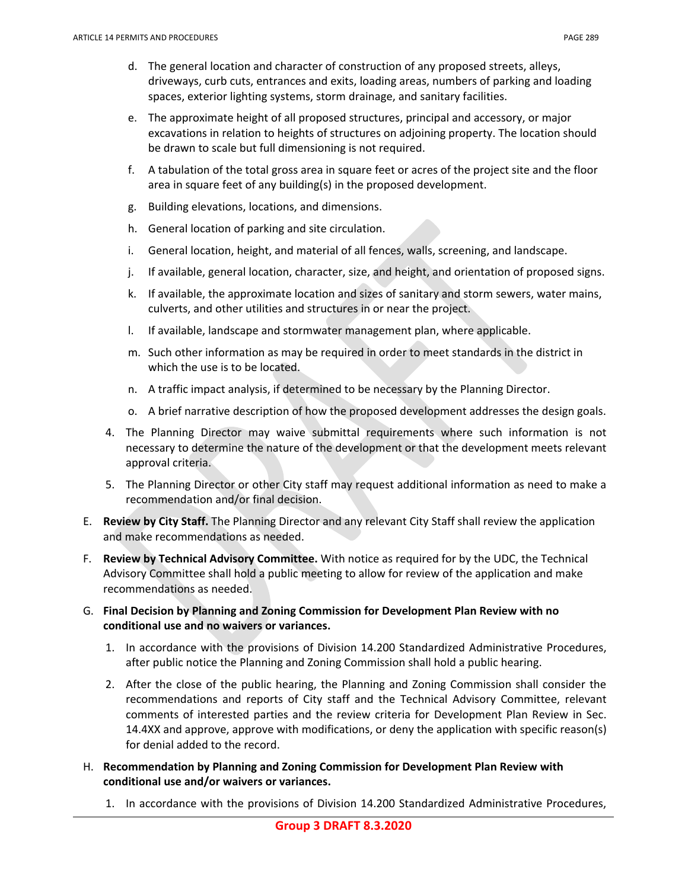d. The general location and character of construction of any proposed streets, alleys, driveways, curb cuts, entrances and exits, loading areas, numbers of parking and loading spaces, exterior lighting systems, storm drainage, and sanitary facilities.

e. The approximate height of all proposed structures, principal and accessory, or major excavations in relation to heights of structures on adjoining property. The location should be drawn to scale but full dimensioning is not required.

f. A tabulation of the total gross area in square feet or acres of the project site and the floor area in square feet of any building(s) in the proposed development.

g. Building elevations, locations, and dimensions.

h. General location of parking and site circulation.

i. General location, height, and material of all fences, walls, screening, and landscape.

j. If available, general location, character, size, and height, and orientation of proposed signs.

k. If available, the approximate location and sizes of sanitary and storm sewers, water mains, culverts, and other utilities and structures in or near the project.

l. If available, landscape and stormwater management plan, where applicable.

m. Such other information as may be required in order to meet standards in the district in which the use is to be located.

n. A traffic impact analysis, if determined to be necessary by the Planning Director.

o. A brief narrative description of how the proposed development addresses the design goals.

4. The Planning Director may waive submittal requirements where such information is not necessary to determine the nature of the development or that the development meets relevant approval criteria.

5. The Planning Director or other City staff may request additional information as need to make a recommendation and/or final decision.

E. **Review by City Staff.** The Planning Director and any relevant City Staff shall review the application and make recommendations as needed.

F. **Review by Technical Advisory Committee.** With notice as required for by the UDC, the Technical Advisory Committee shall hold a public meeting to allow for review of the application and make recommendations as needed.

G. **Final Decision by Planning and Zoning Commission for Development Plan Review with no conditional use and no waivers or variances.**

1. In accordance with the provisions of Division 14.200 Standardized Administrative Procedures, after public notice the Planning and Zoning Commission shall hold a public hearing.

2. After the close of the public hearing, the Planning and Zoning Commission shall consider the recommendations and reports of City staff and the Technical Advisory Committee, relevant comments of interested parties and the review criteria for Development Plan Review in Sec. 14.4XX and approve, approve with modifications, or deny the application with specific reason(s) for denial added to the record.

H. **Recommendation by Planning and Zoning Commission for Development Plan Review with conditional use and/or waivers or variances.**

1. In accordance with the provisions of Division 14.200 Standardized Administrative Procedures,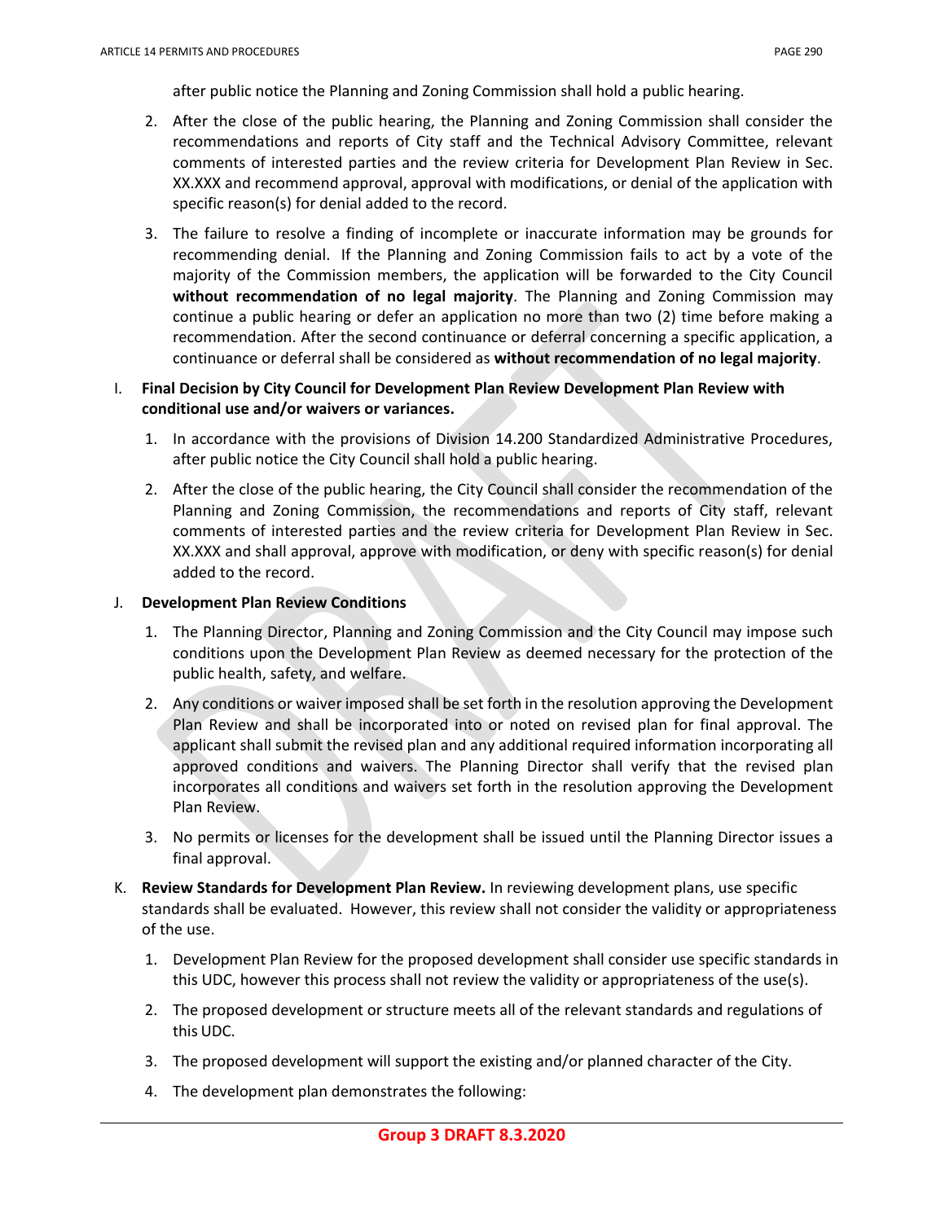after public notice the Planning and Zoning Commission shall hold a public hearing.

2. After the close of the public hearing, the Planning and Zoning Commission shall consider the recommendations and reports of City staff and the Technical Advisory Committee, relevant comments of interested parties and the review criteria for Development Plan Review in Sec. XX.XXX and recommend approval, approval with modifications, or denial of the application with specific reason(s) for denial added to the record.

3. The failure to resolve a finding of incomplete or inaccurate information may be grounds for recommending denial. If the Planning and Zoning Commission fails to act by a vote of the majority of the Commission members, the application will be forwarded to the City Council **without recommendation of no legal majority**. The Planning and Zoning Commission may continue a public hearing or defer an application no more than two (2) time before making a recommendation. After the second continuance or deferral concerning a specific application, a continuance or deferral shall be considered as **without recommendation of no legal majority**.

I. **Final Decision by City Council for Development Plan Review Development Plan Review with conditional use and/or waivers or variances.**

1. In accordance with the provisions of Division 14.200 Standardized Administrative Procedures, after public notice the City Council shall hold a public hearing.

2. After the close of the public hearing, the City Council shall consider the recommendation of the Planning and Zoning Commission, the recommendations and reports of City staff, relevant comments of interested parties and the review criteria for Development Plan Review in Sec. XX.XXX and shall approval, approve with modification, or deny with specific reason(s) for denial added to the record.

J. **Development Plan Review Conditions**

1. The Planning Director, Planning and Zoning Commission and the City Council may impose such conditions upon the Development Plan Review as deemed necessary for the protection of the public health, safety, and welfare.

2. Any conditions or waiver imposed shall be set forth in the resolution approving the Development Plan Review and shall be incorporated into or noted on revised plan for final approval. The applicant shall submit the revised plan and any additional required information incorporating all approved conditions and waivers. The Planning Director shall verify that the revised plan incorporates all conditions and waivers set forth in the resolution approving the Development Plan Review.

3. No permits or licenses for the development shall be issued until the Planning Director issues a final approval.

K. **Review Standards for Development Plan Review.** In reviewing development plans, use specific standards shall be evaluated. However, this review shall not consider the validity or appropriateness of the use.

1. Development Plan Review for the proposed development shall consider use specific standards in this UDC, however this process shall not review the validity or appropriateness of the use(s).

2. The proposed development or structure meets all of the relevant standards and regulations of this UDC.

3. The proposed development will support the existing and/or planned character of the City.

4. The development plan demonstrates the following: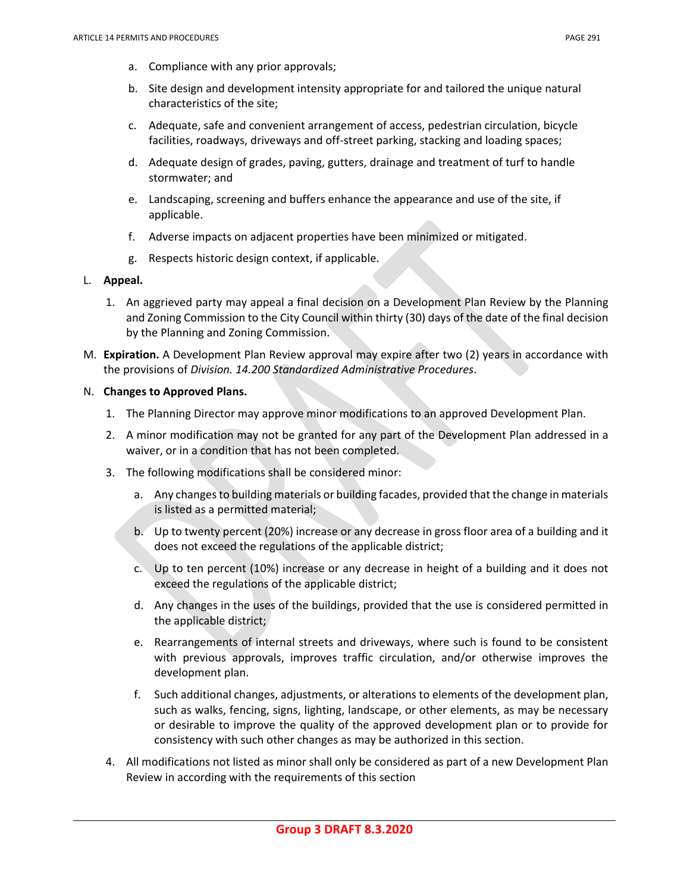a. Compliance with any prior approvals;

b. Site design and development intensity appropriate for and tailored the unique natural characteristics of the site;

c. Adequate, safe and convenient arrangement of access, pedestrian circulation, bicycle facilities, roadways, driveways and off-street parking, stacking and loading spaces;

d. Adequate design of grades, paving, gutters, drainage and treatment of turf to handle stormwater; and

e. Landscaping, screening and buffers enhance the appearance and use of the site, if applicable.

f. Adverse impacts on adjacent properties have been minimized or mitigated.

g. Respects historic design context, if applicable.

L. **Appeal.**

1. An aggrieved party may appeal a final decision on a Development Plan Review by the Planning and Zoning Commission to the City Council within thirty (30) days of the date of the final decision by the Planning and Zoning Commission.

M. **Expiration.** A Development Plan Review approval may expire after two (2) years in accordance with the provisions of *Division. 14.200 Standardized Administrative Procedures*.

N. **Changes to Approved Plans.**

1. The Planning Director may approve minor modifications to an approved Development Plan.

2. A minor modification may not be granted for any part of the Development Plan addressed in a waiver, or in a condition that has not been completed.

3. The following modifications shall be considered minor:

   a. Any changes to building materials or building facades, provided that the change in materials is listed as a permitted material;

   b. Up to twenty percent (20%) increase or any decrease in gross floor area of a building and it does not exceed the regulations of the applicable district;

   c. Up to ten percent (10%) increase or any decrease in height of a building and it does not exceed the regulations of the applicable district;

   d. Any changes in the uses of the buildings, provided that the use is considered permitted in the applicable district;

   e. Rearrangements of internal streets and driveways, where such is found to be consistent with previous approvals, improves traffic circulation, and/or otherwise improves the development plan.

   f. Such additional changes, adjustments, or alterations to elements of the development plan, such as walks, fencing, signs, lighting, landscape, or other elements, as may be necessary or desirable to improve the quality of the approved development plan or to provide for consistency with such other changes as may be authorized in this section.

4. All modifications not listed as minor shall only be considered as part of a new Development Plan Review in according with the requirements of this section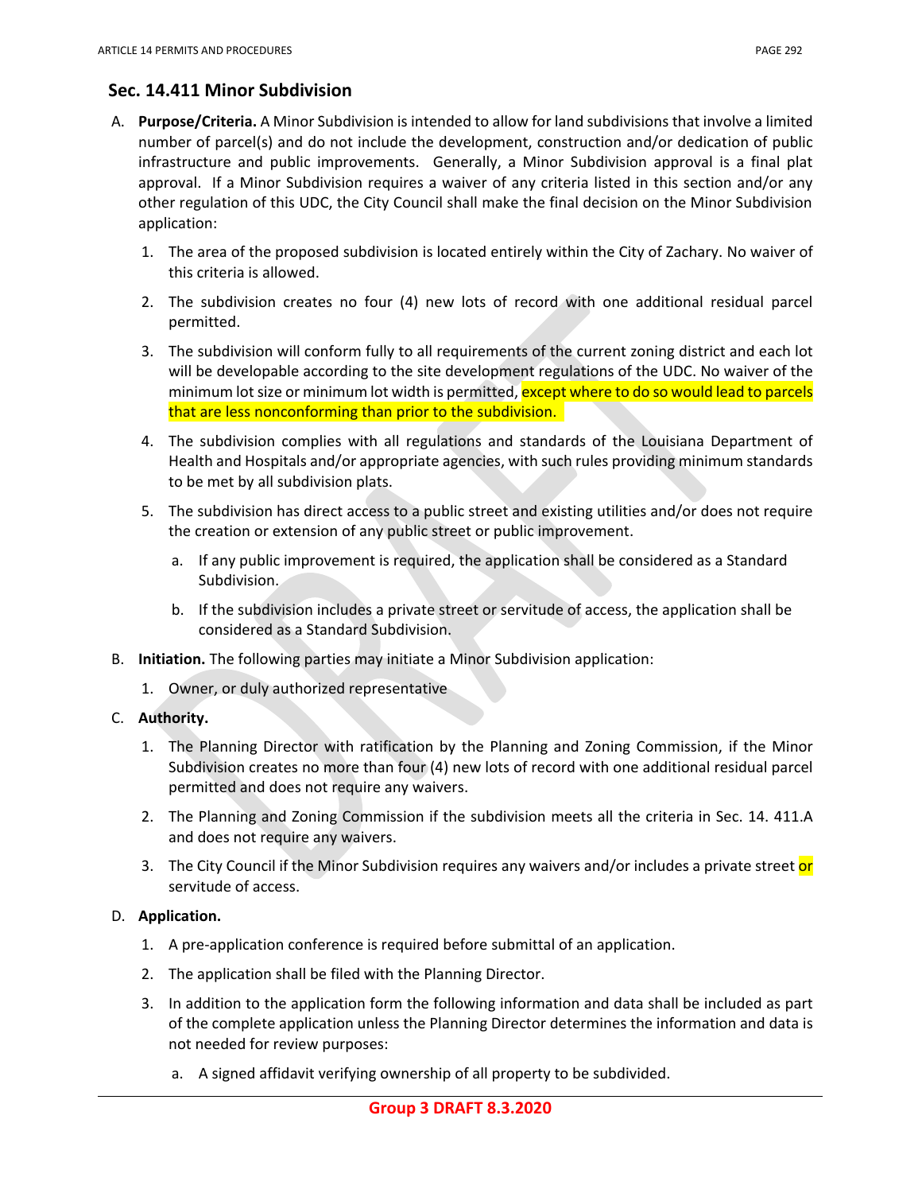## Sec. 14.411 Minor Subdivision

A. **Purpose/Criteria.** A Minor Subdivision is intended to allow for land subdivisions that involve a limited number of parcel(s) and do not include the development, construction and/or dedication of public infrastructure and public improvements. Generally, a Minor Subdivision approval is a final plat approval. If a Minor Subdivision requires a waiver of any criteria listed in this section and/or any other regulation of this UDC, the City Council shall make the final decision on the Minor Subdivision application:

   1. The area of the proposed subdivision is located entirely within the City of Zachary. No waiver of this criteria is allowed.

   2. The subdivision creates no four (4) new lots of record with one additional residual parcel permitted.

   3. The subdivision will conform fully to all requirements of the current zoning district and each lot will be developable according to the site development regulations of the UDC. No waiver of the minimum lot size or minimum lot width is permitted, except where to do so would lead to parcels that are less nonconforming than prior to the subdivision.

   4. The subdivision complies with all regulations and standards of the Louisiana Department of Health and Hospitals and/or appropriate agencies, with such rules providing minimum standards to be met by all subdivision plats.

   5. The subdivision has direct access to a public street and existing utilities and/or does not require the creation or extension of any public street or public improvement.

      a. If any public improvement is required, the application shall be considered as a Standard Subdivision.

      b. If the subdivision includes a private street or servitude of access, the application shall be considered as a Standard Subdivision.

B. **Initiation.** The following parties may initiate a Minor Subdivision application:

   1. Owner, or duly authorized representative

C. **Authority.**

   1. The Planning Director with ratification by the Planning and Zoning Commission, if the Minor Subdivision creates no more than four (4) new lots of record with one additional residual parcel permitted and does not require any waivers.

   2. The Planning and Zoning Commission if the subdivision meets all the criteria in Sec. 14. 411.A and does not require any waivers.

   3. The City Council if the Minor Subdivision requires any waivers and/or includes a private street or servitude of access.

D. **Application.**

   1. A pre-application conference is required before submittal of an application.

   2. The application shall be filed with the Planning Director.

   3. In addition to the application form the following information and data shall be included as part of the complete application unless the Planning Director determines the information and data is not needed for review purposes:

      a. A signed affidavit verifying ownership of all property to be subdivided.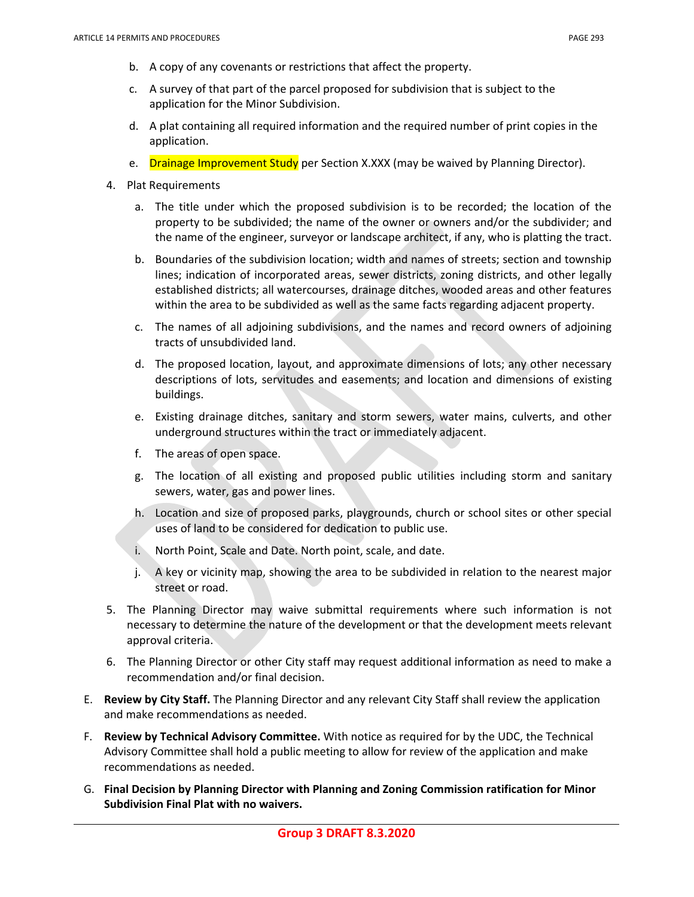b. A copy of any covenants or restrictions that affect the property.

c. A survey of that part of the parcel proposed for subdivision that is subject to the application for the Minor Subdivision.

d. A plat containing all required information and the required number of print copies in the application.

e. Drainage Improvement Study per Section X.XXX (may be waived by Planning Director).

4. Plat Requirements

   a. The title under which the proposed subdivision is to be recorded; the location of the property to be subdivided; the name of the owner or owners and/or the subdivider; and the name of the engineer, surveyor or landscape architect, if any, who is platting the tract.

   b. Boundaries of the subdivision location; width and names of streets; section and township lines; indication of incorporated areas, sewer districts, zoning districts, and other legally established districts; all watercourses, drainage ditches, wooded areas and other features within the area to be subdivided as well as the same facts regarding adjacent property.

   c. The names of all adjoining subdivisions, and the names and record owners of adjoining tracts of unsubdivided land.

   d. The proposed location, layout, and approximate dimensions of lots; any other necessary descriptions of lots, servitudes and easements; and location and dimensions of existing buildings.

   e. Existing drainage ditches, sanitary and storm sewers, water mains, culverts, and other underground structures within the tract or immediately adjacent.

   f. The areas of open space.

   g. The location of all existing and proposed public utilities including storm and sanitary sewers, water, gas and power lines.

   h. Location and size of proposed parks, playgrounds, church or school sites or other special uses of land to be considered for dedication to public use.

   i. North Point, Scale and Date. North point, scale, and date.

   j. A key or vicinity map, showing the area to be subdivided in relation to the nearest major street or road.

5. The Planning Director may waive submittal requirements where such information is not necessary to determine the nature of the development or that the development meets relevant approval criteria.

6. The Planning Director or other City staff may request additional information as need to make a recommendation and/or final decision.

E. **Review by City Staff.** The Planning Director and any relevant City Staff shall review the application and make recommendations as needed.

F. **Review by Technical Advisory Committee.** With notice as required for by the UDC, the Technical Advisory Committee shall hold a public meeting to allow for review of the application and make recommendations as needed.

G. **Final Decision by Planning Director with Planning and Zoning Commission ratification for Minor Subdivision Final Plat with no waivers.**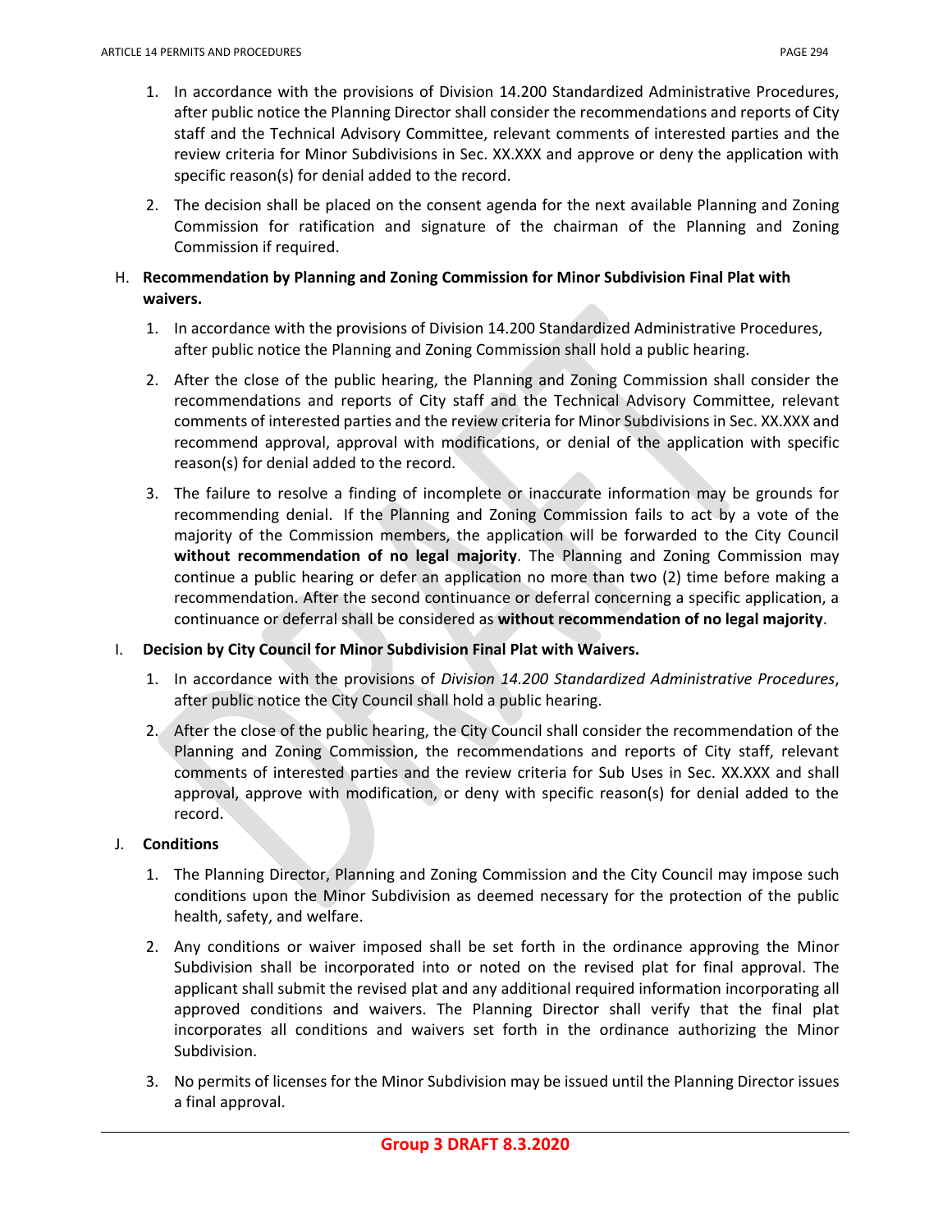1. In accordance with the provisions of Division 14.200 Standardized Administrative Procedures, after public notice the Planning Director shall consider the recommendations and reports of City staff and the Technical Advisory Committee, relevant comments of interested parties and the review criteria for Minor Subdivisions in Sec. XX.XXX and approve or deny the application with specific reason(s) for denial added to the record.

2. The decision shall be placed on the consent agenda for the next available Planning and Zoning Commission for ratification and signature of the chairman of the Planning and Zoning Commission if required.

H. **Recommendation by Planning and Zoning Commission for Minor Subdivision Final Plat with waivers.**

1. In accordance with the provisions of Division 14.200 Standardized Administrative Procedures, after public notice the Planning and Zoning Commission shall hold a public hearing.

2. After the close of the public hearing, the Planning and Zoning Commission shall consider the recommendations and reports of City staff and the Technical Advisory Committee, relevant comments of interested parties and the review criteria for Minor Subdivisions in Sec. XX.XXX and recommend approval, approval with modifications, or denial of the application with specific reason(s) for denial added to the record.

3. The failure to resolve a finding of incomplete or inaccurate information may be grounds for recommending denial. If the Planning and Zoning Commission fails to act by a vote of the majority of the Commission members, the application will be forwarded to the City Council **without recommendation of no legal majority**. The Planning and Zoning Commission may continue a public hearing or defer an application no more than two (2) time before making a recommendation. After the second continuance or deferral concerning a specific application, a continuance or deferral shall be considered as **without recommendation of no legal majority**.

I. **Decision by City Council for Minor Subdivision Final Plat with Waivers.**

1. In accordance with the provisions of *Division 14.200 Standardized Administrative Procedures*, after public notice the City Council shall hold a public hearing.

2. After the close of the public hearing, the City Council shall consider the recommendation of the Planning and Zoning Commission, the recommendations and reports of City staff, relevant comments of interested parties and the review criteria for Sub Uses in Sec. XX.XXX and shall approval, approve with modification, or deny with specific reason(s) for denial added to the record.

J. **Conditions**

1. The Planning Director, Planning and Zoning Commission and the City Council may impose such conditions upon the Minor Subdivision as deemed necessary for the protection of the public health, safety, and welfare.

2. Any conditions or waiver imposed shall be set forth in the ordinance approving the Minor Subdivision shall be incorporated into or noted on the revised plat for final approval. The applicant shall submit the revised plat and any additional required information incorporating all approved conditions and waivers. The Planning Director shall verify that the final plat incorporates all conditions and waivers set forth in the ordinance authorizing the Minor Subdivision.

3. No permits of licenses for the Minor Subdivision may be issued until the Planning Director issues a final approval.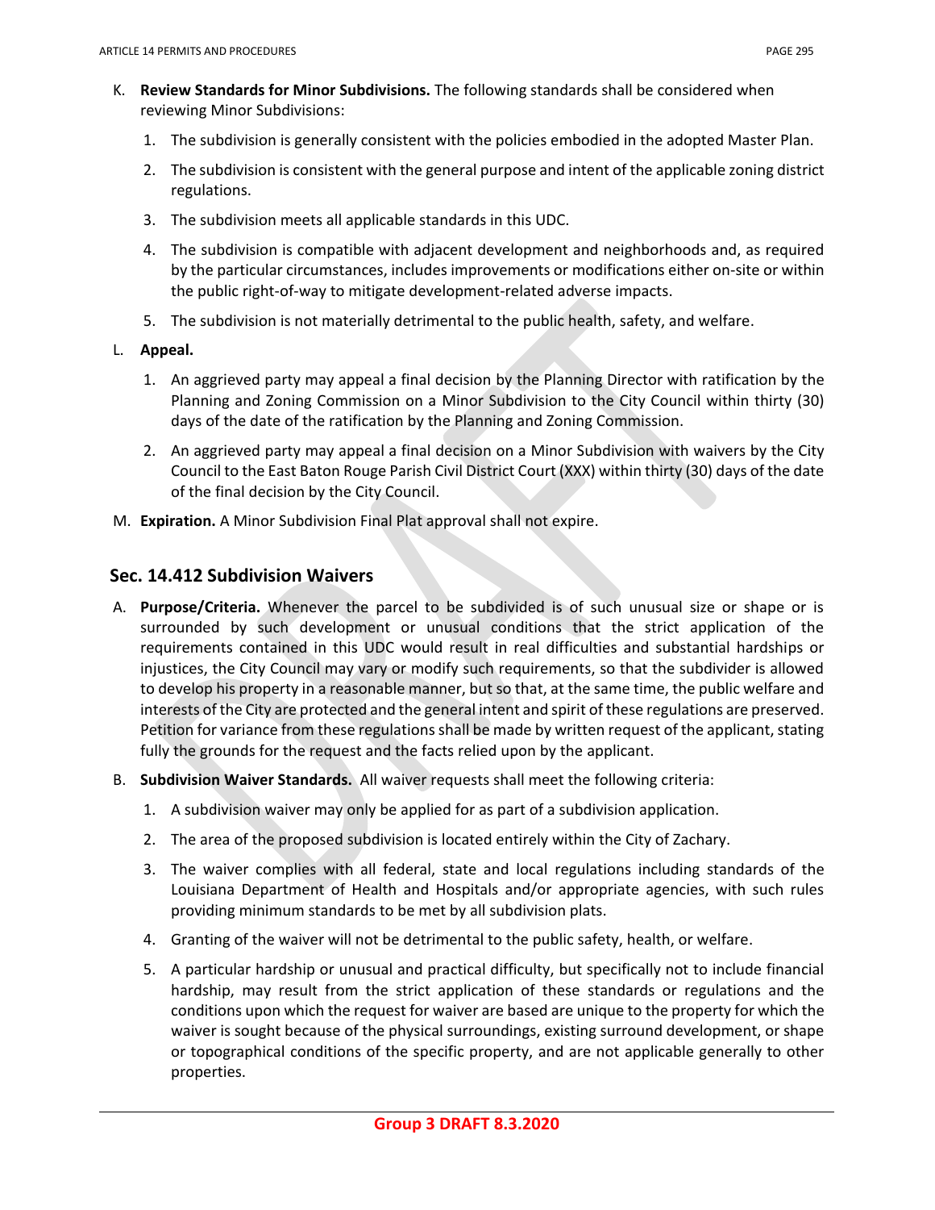K. **Review Standards for Minor Subdivisions.** The following standards shall be considered when reviewing Minor Subdivisions:

1. The subdivision is generally consistent with the policies embodied in the adopted Master Plan.
2. The subdivision is consistent with the general purpose and intent of the applicable zoning district regulations.
3. The subdivision meets all applicable standards in this UDC.
4. The subdivision is compatible with adjacent development and neighborhoods and, as required by the particular circumstances, includes improvements or modifications either on-site or within the public right-of-way to mitigate development-related adverse impacts.
5. The subdivision is not materially detrimental to the public health, safety, and welfare.

L. **Appeal.**

1. An aggrieved party may appeal a final decision by the Planning Director with ratification by the Planning and Zoning Commission on a Minor Subdivision to the City Council within thirty (30) days of the date of the ratification by the Planning and Zoning Commission.
2. An aggrieved party may appeal a final decision on a Minor Subdivision with waivers by the City Council to the East Baton Rouge Parish Civil District Court (XXX) within thirty (30) days of the date of the final decision by the City Council.

M. **Expiration.** A Minor Subdivision Final Plat approval shall not expire.

## Sec. 14.412 Subdivision Waivers

A. **Purpose/Criteria.** Whenever the parcel to be subdivided is of such unusual size or shape or is surrounded by such development or unusual conditions that the strict application of the requirements contained in this UDC would result in real difficulties and substantial hardships or injustices, the City Council may vary or modify such requirements, so that the subdivider is allowed to develop his property in a reasonable manner, but so that, at the same time, the public welfare and interests of the City are protected and the general intent and spirit of these regulations are preserved. Petition for variance from these regulations shall be made by written request of the applicant, stating fully the grounds for the request and the facts relied upon by the applicant.

B. **Subdivision Waiver Standards.** All waiver requests shall meet the following criteria:

1. A subdivision waiver may only be applied for as part of a subdivision application.
2. The area of the proposed subdivision is located entirely within the City of Zachary.
3. The waiver complies with all federal, state and local regulations including standards of the Louisiana Department of Health and Hospitals and/or appropriate agencies, with such rules providing minimum standards to be met by all subdivision plats.
4. Granting of the waiver will not be detrimental to the public safety, health, or welfare.
5. A particular hardship or unusual and practical difficulty, but specifically not to include financial hardship, may result from the strict application of these standards or regulations and the conditions upon which the request for waiver are based are unique to the property for which the waiver is sought because of the physical surroundings, existing surround development, or shape or topographical conditions of the specific property, and are not applicable generally to other properties.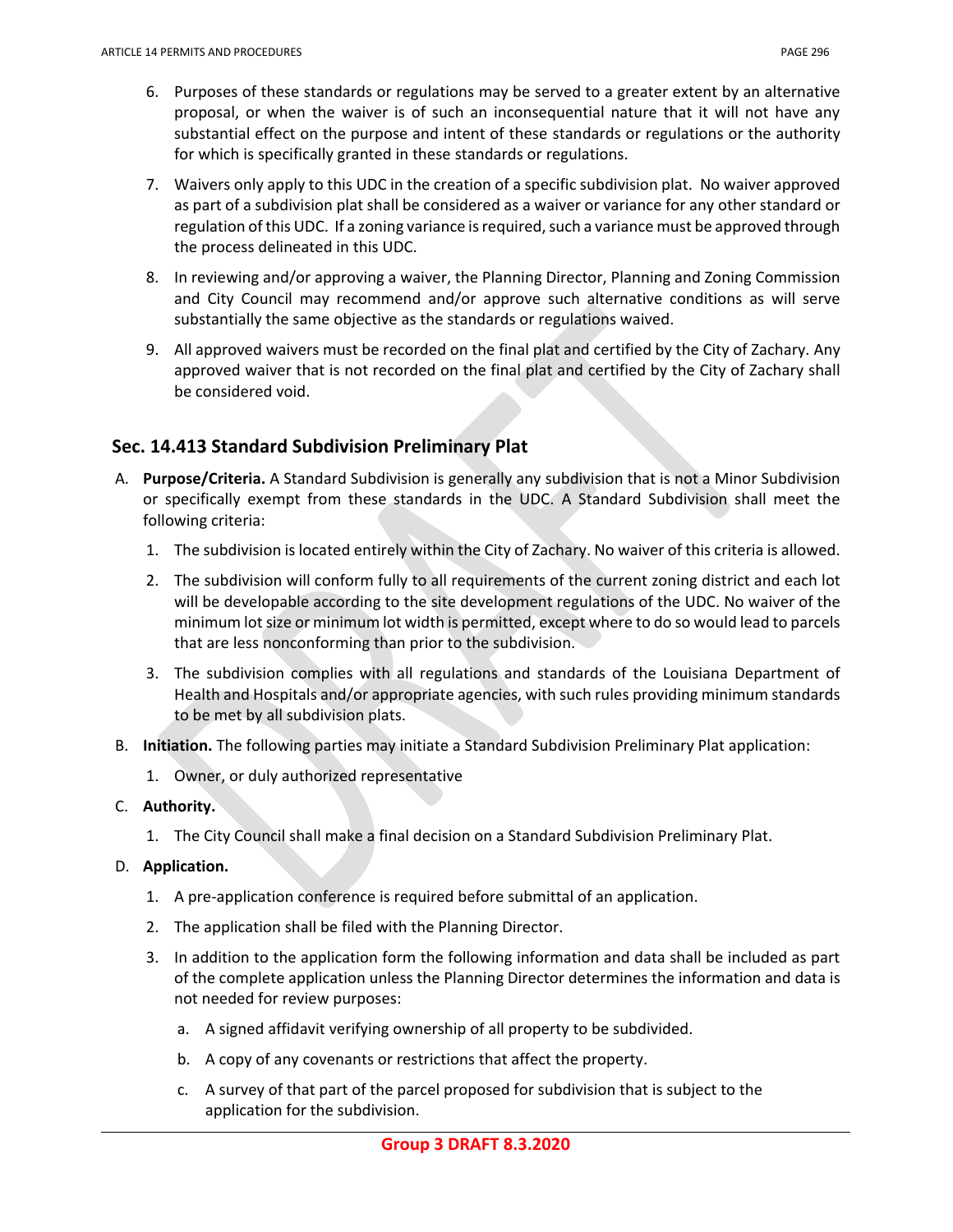6. Purposes of these standards or regulations may be served to a greater extent by an alternative proposal, or when the waiver is of such an inconsequential nature that it will not have any substantial effect on the purpose and intent of these standards or regulations or the authority for which is specifically granted in these standards or regulations.

7. Waivers only apply to this UDC in the creation of a specific subdivision plat. No waiver approved as part of a subdivision plat shall be considered as a waiver or variance for any other standard or regulation of this UDC. If a zoning variance is required, such a variance must be approved through the process delineated in this UDC.

8. In reviewing and/or approving a waiver, the Planning Director, Planning and Zoning Commission and City Council may recommend and/or approve such alternative conditions as will serve substantially the same objective as the standards or regulations waived.

9. All approved waivers must be recorded on the final plat and certified by the City of Zachary. Any approved waiver that is not recorded on the final plat and certified by the City of Zachary shall be considered void.

## Sec. 14.413 Standard Subdivision Preliminary Plat

A. **Purpose/Criteria.** A Standard Subdivision is generally any subdivision that is not a Minor Subdivision or specifically exempt from these standards in the UDC. A Standard Subdivision shall meet the following criteria:

   1. The subdivision is located entirely within the City of Zachary. No waiver of this criteria is allowed.

   2. The subdivision will conform fully to all requirements of the current zoning district and each lot will be developable according to the site development regulations of the UDC. No waiver of the minimum lot size or minimum lot width is permitted, except where to do so would lead to parcels that are less nonconforming than prior to the subdivision.

   3. The subdivision complies with all regulations and standards of the Louisiana Department of Health and Hospitals and/or appropriate agencies, with such rules providing minimum standards to be met by all subdivision plats.

B. **Initiation.** The following parties may initiate a Standard Subdivision Preliminary Plat application:

   1. Owner, or duly authorized representative

C. **Authority.**

   1. The City Council shall make a final decision on a Standard Subdivision Preliminary Plat.

D. **Application.**

   1. A pre-application conference is required before submittal of an application.

   2. The application shall be filed with the Planning Director.

   3. In addition to the application form the following information and data shall be included as part of the complete application unless the Planning Director determines the information and data is not needed for review purposes:

      a. A signed affidavit verifying ownership of all property to be subdivided.

      b. A copy of any covenants or restrictions that affect the property.

      c. A survey of that part of the parcel proposed for subdivision that is subject to the application for the subdivision.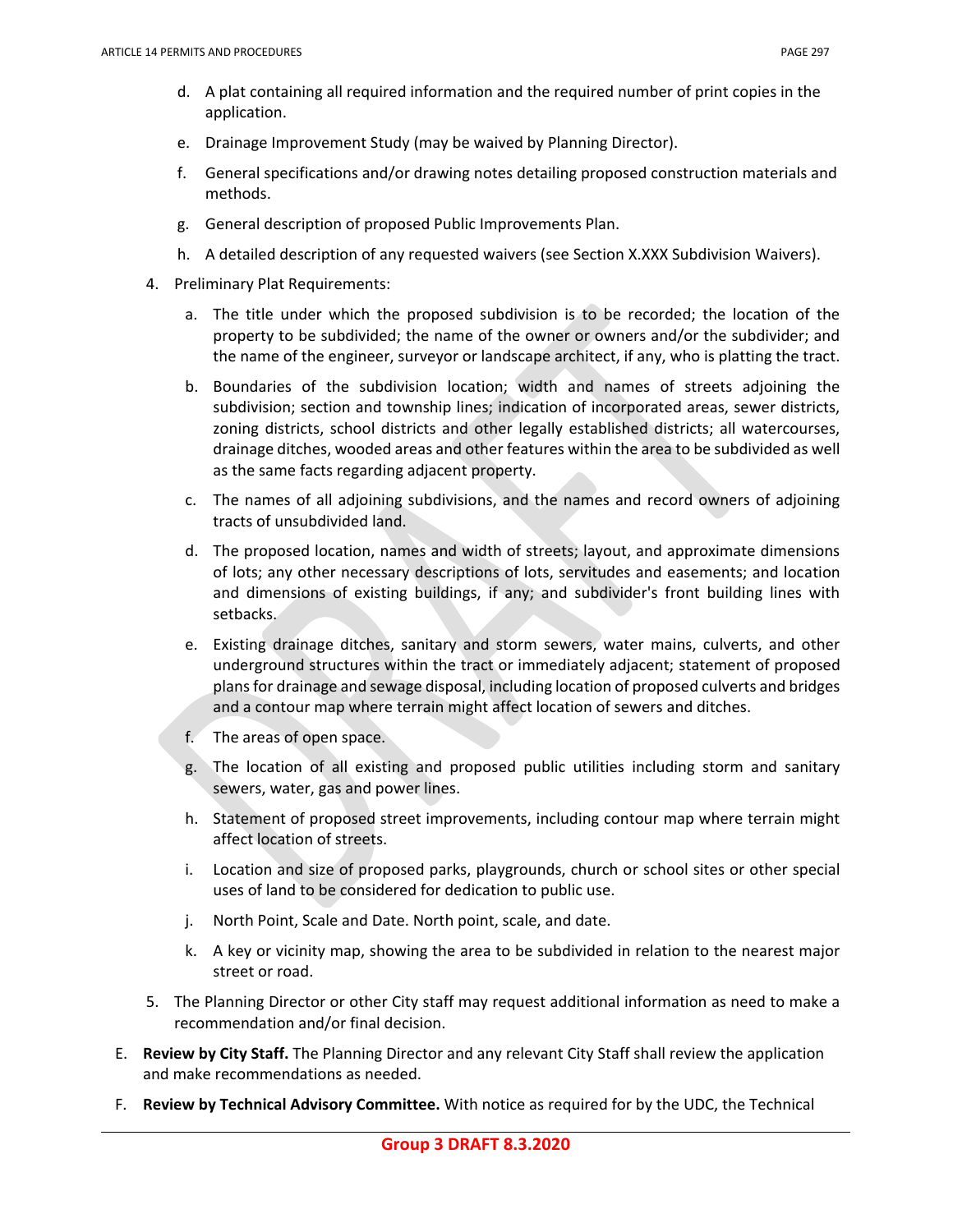d. A plat containing all required information and the required number of print copies in the application.

e. Drainage Improvement Study (may be waived by Planning Director).

f. General specifications and/or drawing notes detailing proposed construction materials and methods.

g. General description of proposed Public Improvements Plan.

h. A detailed description of any requested waivers (see Section X.XXX Subdivision Waivers).

4. Preliminary Plat Requirements:

   a. The title under which the proposed subdivision is to be recorded; the location of the property to be subdivided; the name of the owner or owners and/or the subdivider; and the name of the engineer, surveyor or landscape architect, if any, who is platting the tract.

   b. Boundaries of the subdivision location; width and names of streets adjoining the subdivision; section and township lines; indication of incorporated areas, sewer districts, zoning districts, school districts and other legally established districts; all watercourses, drainage ditches, wooded areas and other features within the area to be subdivided as well as the same facts regarding adjacent property.

   c. The names of all adjoining subdivisions, and the names and record owners of adjoining tracts of unsubdivided land.

   d. The proposed location, names and width of streets; layout, and approximate dimensions of lots; any other necessary descriptions of lots, servitudes and easements; and location and dimensions of existing buildings, if any; and subdivider's front building lines with setbacks.

   e. Existing drainage ditches, sanitary and storm sewers, water mains, culverts, and other underground structures within the tract or immediately adjacent; statement of proposed plans for drainage and sewage disposal, including location of proposed culverts and bridges and a contour map where terrain might affect location of sewers and ditches.

   f. The areas of open space.

   g. The location of all existing and proposed public utilities including storm and sanitary sewers, water, gas and power lines.

   h. Statement of proposed street improvements, including contour map where terrain might affect location of streets.

   i. Location and size of proposed parks, playgrounds, church or school sites or other special uses of land to be considered for dedication to public use.

   j. North Point, Scale and Date. North point, scale, and date.

   k. A key or vicinity map, showing the area to be subdivided in relation to the nearest major street or road.

5. The Planning Director or other City staff may request additional information as need to make a recommendation and/or final decision.

E. **Review by City Staff.** The Planning Director and any relevant City Staff shall review the application and make recommendations as needed.

F. **Review by Technical Advisory Committee.** With notice as required for by the UDC, the Technical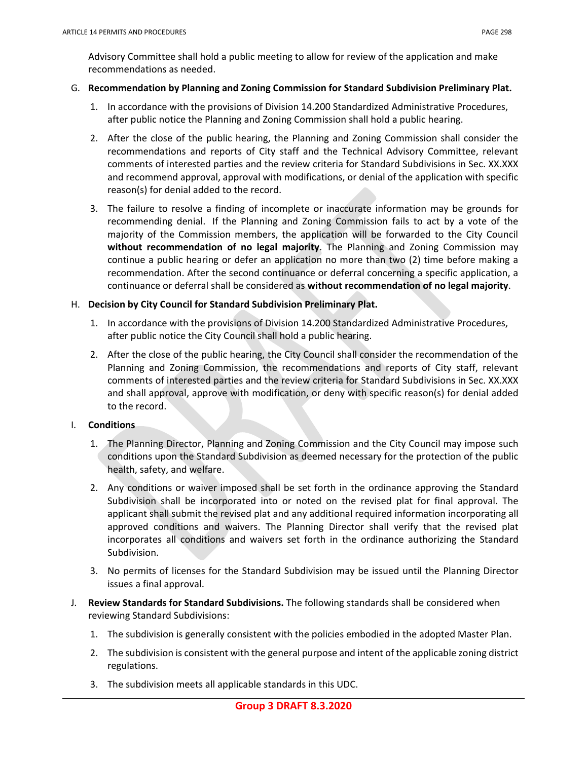Advisory Committee shall hold a public meeting to allow for review of the application and make recommendations as needed.

G. **Recommendation by Planning and Zoning Commission for Standard Subdivision Preliminary Plat.**

1. In accordance with the provisions of Division 14.200 Standardized Administrative Procedures, after public notice the Planning and Zoning Commission shall hold a public hearing.

2. After the close of the public hearing, the Planning and Zoning Commission shall consider the recommendations and reports of City staff and the Technical Advisory Committee, relevant comments of interested parties and the review criteria for Standard Subdivisions in Sec. XX.XXX and recommend approval, approval with modifications, or denial of the application with specific reason(s) for denial added to the record.

3. The failure to resolve a finding of incomplete or inaccurate information may be grounds for recommending denial. If the Planning and Zoning Commission fails to act by a vote of the majority of the Commission members, the application will be forwarded to the City Council **without recommendation of no legal majority**. The Planning and Zoning Commission may continue a public hearing or defer an application no more than two (2) time before making a recommendation. After the second continuance or deferral concerning a specific application, a continuance or deferral shall be considered as **without recommendation of no legal majority**.

H. **Decision by City Council for Standard Subdivision Preliminary Plat.**

1. In accordance with the provisions of Division 14.200 Standardized Administrative Procedures, after public notice the City Council shall hold a public hearing.

2. After the close of the public hearing, the City Council shall consider the recommendation of the Planning and Zoning Commission, the recommendations and reports of City staff, relevant comments of interested parties and the review criteria for Standard Subdivisions in Sec. XX.XXX and shall approval, approve with modification, or deny with specific reason(s) for denial added to the record.

I. **Conditions**

1. The Planning Director, Planning and Zoning Commission and the City Council may impose such conditions upon the Standard Subdivision as deemed necessary for the protection of the public health, safety, and welfare.

2. Any conditions or waiver imposed shall be set forth in the ordinance approving the Standard Subdivision shall be incorporated into or noted on the revised plat for final approval. The applicant shall submit the revised plat and any additional required information incorporating all approved conditions and waivers. The Planning Director shall verify that the revised plat incorporates all conditions and waivers set forth in the ordinance authorizing the Standard Subdivision.

3. No permits of licenses for the Standard Subdivision may be issued until the Planning Director issues a final approval.

J. **Review Standards for Standard Subdivisions.** The following standards shall be considered when reviewing Standard Subdivisions:

1. The subdivision is generally consistent with the policies embodied in the adopted Master Plan.

2. The subdivision is consistent with the general purpose and intent of the applicable zoning district regulations.

3. The subdivision meets all applicable standards in this UDC.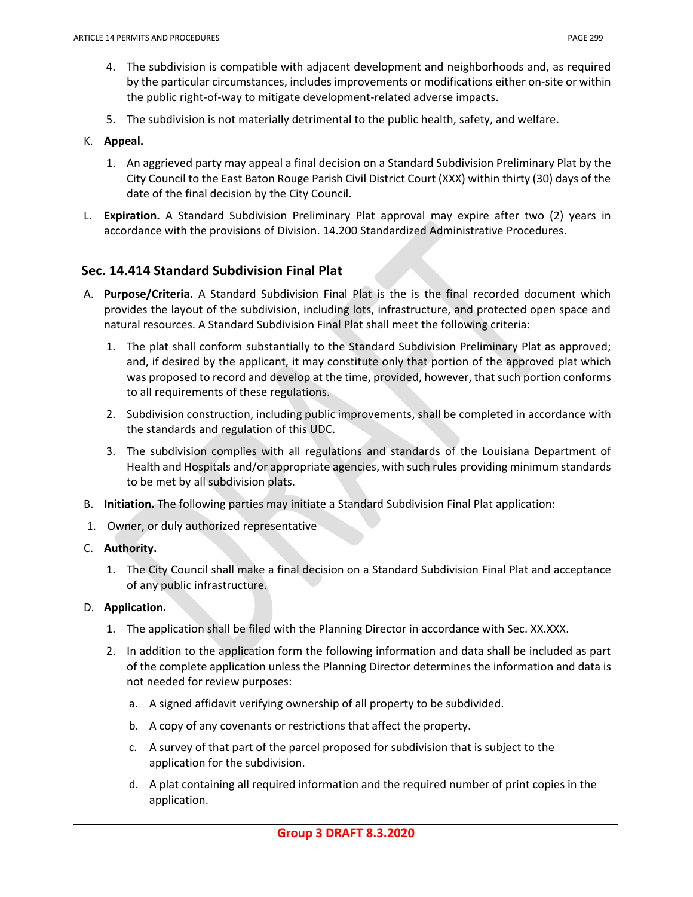4. The subdivision is compatible with adjacent development and neighborhoods and, as required by the particular circumstances, includes improvements or modifications either on-site or within the public right-of-way to mitigate development-related adverse impacts.

5. The subdivision is not materially detrimental to the public health, safety, and welfare.

K. **Appeal.**

1. An aggrieved party may appeal a final decision on a Standard Subdivision Preliminary Plat by the City Council to the East Baton Rouge Parish Civil District Court (XXX) within thirty (30) days of the date of the final decision by the City Council.

L. **Expiration.** A Standard Subdivision Preliminary Plat approval may expire after two (2) years in accordance with the provisions of Division. 14.200 Standardized Administrative Procedures.

## Sec. 14.414 Standard Subdivision Final Plat

A. **Purpose/Criteria.** A Standard Subdivision Final Plat is the is the final recorded document which provides the layout of the subdivision, including lots, infrastructure, and protected open space and natural resources. A Standard Subdivision Final Plat shall meet the following criteria:

1. The plat shall conform substantially to the Standard Subdivision Preliminary Plat as approved; and, if desired by the applicant, it may constitute only that portion of the approved plat which was proposed to record and develop at the time, provided, however, that such portion conforms to all requirements of these regulations.

2. Subdivision construction, including public improvements, shall be completed in accordance with the standards and regulation of this UDC.

3. The subdivision complies with all regulations and standards of the Louisiana Department of Health and Hospitals and/or appropriate agencies, with such rules providing minimum standards to be met by all subdivision plats.

B. **Initiation.** The following parties may initiate a Standard Subdivision Final Plat application:

1. Owner, or duly authorized representative

C. **Authority.**

1. The City Council shall make a final decision on a Standard Subdivision Final Plat and acceptance of any public infrastructure.

D. **Application.**

1. The application shall be filed with the Planning Director in accordance with Sec. XX.XXX.

2. In addition to the application form the following information and data shall be included as part of the complete application unless the Planning Director determines the information and data is not needed for review purposes:

   a. A signed affidavit verifying ownership of all property to be subdivided.

   b. A copy of any covenants or restrictions that affect the property.

   c. A survey of that part of the parcel proposed for subdivision that is subject to the application for the subdivision.

   d. A plat containing all required information and the required number of print copies in the application.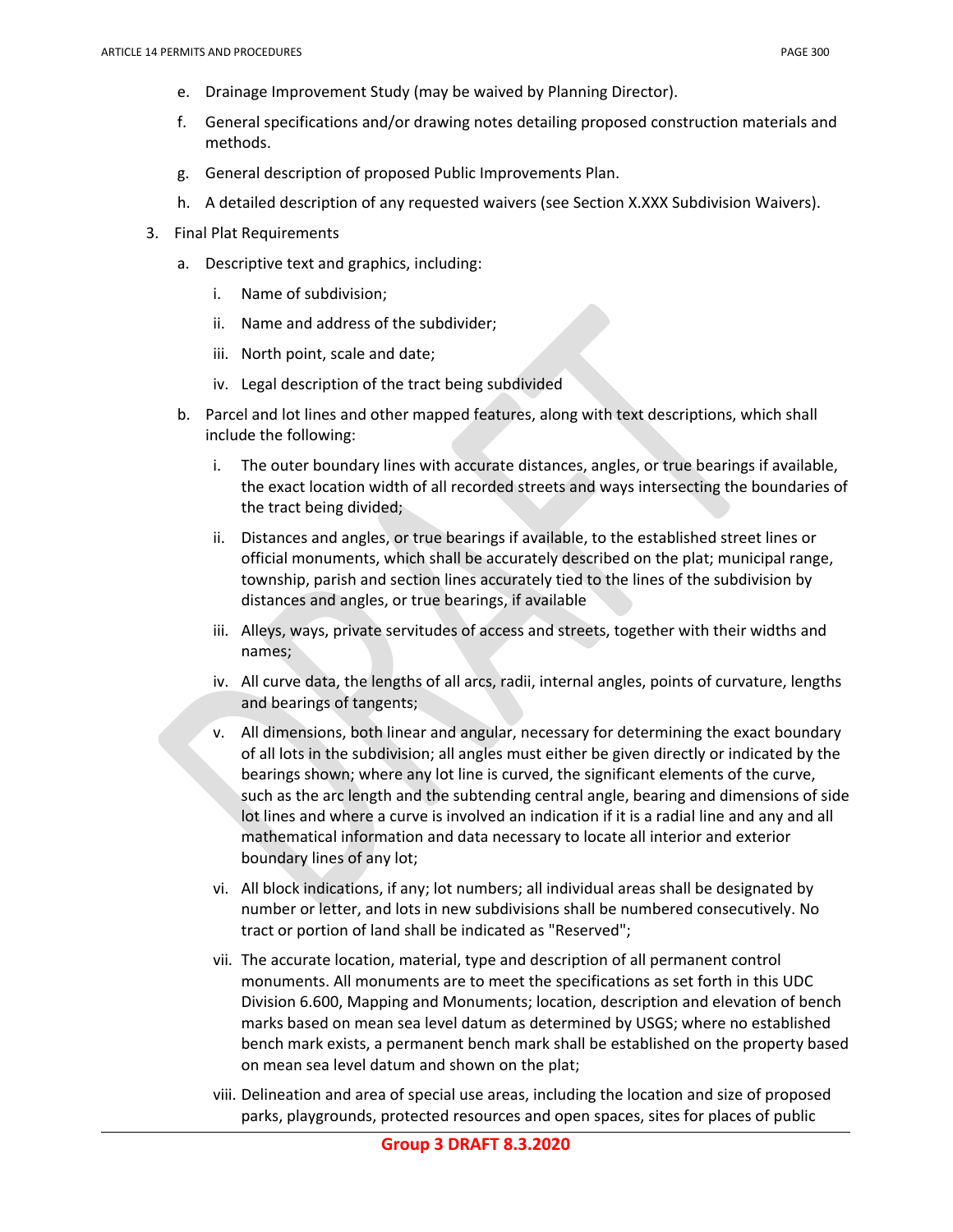e. Drainage Improvement Study (may be waived by Planning Director).

f. General specifications and/or drawing notes detailing proposed construction materials and methods.

g. General description of proposed Public Improvements Plan.

h. A detailed description of any requested waivers (see Section X.XXX Subdivision Waivers).

3. Final Plat Requirements

   a. Descriptive text and graphics, including:

      i. Name of subdivision;

      ii. Name and address of the subdivider;

      iii. North point, scale and date;

      iv. Legal description of the tract being subdivided

   b. Parcel and lot lines and other mapped features, along with text descriptions, which shall include the following:

      i. The outer boundary lines with accurate distances, angles, or true bearings if available, the exact location width of all recorded streets and ways intersecting the boundaries of the tract being divided;

      ii. Distances and angles, or true bearings if available, to the established street lines or official monuments, which shall be accurately described on the plat; municipal range, township, parish and section lines accurately tied to the lines of the subdivision by distances and angles, or true bearings, if available

      iii. Alleys, ways, private servitudes of access and streets, together with their widths and names;

      iv. All curve data, the lengths of all arcs, radii, internal angles, points of curvature, lengths and bearings of tangents;

      v. All dimensions, both linear and angular, necessary for determining the exact boundary of all lots in the subdivision; all angles must either be given directly or indicated by the bearings shown; where any lot line is curved, the significant elements of the curve, such as the arc length and the subtending central angle, bearing and dimensions of side lot lines and where a curve is involved an indication if it is a radial line and any and all mathematical information and data necessary to locate all interior and exterior boundary lines of any lot;

      vi. All block indications, if any; lot numbers; all individual areas shall be designated by number or letter, and lots in new subdivisions shall be numbered consecutively. No tract or portion of land shall be indicated as "Reserved";

      vii. The accurate location, material, type and description of all permanent control monuments. All monuments are to meet the specifications as set forth in this UDC Division 6.600, Mapping and Monuments; location, description and elevation of bench marks based on mean sea level datum as determined by USGS; where no established bench mark exists, a permanent bench mark shall be established on the property based on mean sea level datum and shown on the plat;

      viii. Delineation and area of special use areas, including the location and size of proposed parks, playgrounds, protected resources and open spaces, sites for places of public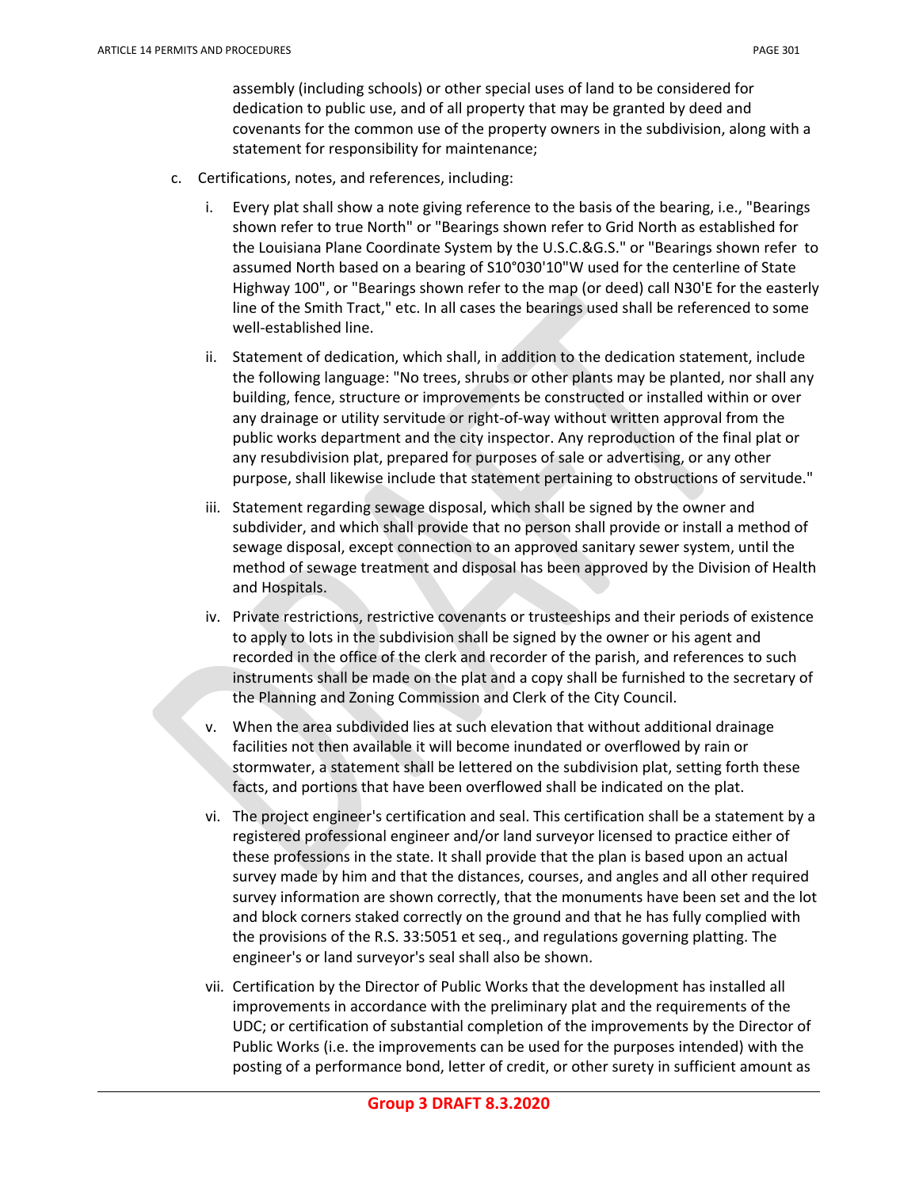assembly (including schools) or other special uses of land to be considered for dedication to public use, and of all property that may be granted by deed and covenants for the common use of the property owners in the subdivision, along with a statement for responsibility for maintenance;

c. Certifications, notes, and references, including:

   i. Every plat shall show a note giving reference to the basis of the bearing, i.e., "Bearings shown refer to true North" or "Bearings shown refer to Grid North as established for the Louisiana Plane Coordinate System by the U.S.C.&G.S." or "Bearings shown refer to assumed North based on a bearing of S10°030'10"W used for the centerline of State Highway 100", or "Bearings shown refer to the map (or deed) call N30'E for the easterly line of the Smith Tract," etc. In all cases the bearings used shall be referenced to some well-established line.

   ii. Statement of dedication, which shall, in addition to the dedication statement, include the following language: "No trees, shrubs or other plants may be planted, nor shall any building, fence, structure or improvements be constructed or installed within or over any drainage or utility servitude or right-of-way without written approval from the public works department and the city inspector. Any reproduction of the final plat or any resubdivision plat, prepared for purposes of sale or advertising, or any other purpose, shall likewise include that statement pertaining to obstructions of servitude."

   iii. Statement regarding sewage disposal, which shall be signed by the owner and subdivider, and which shall provide that no person shall provide or install a method of sewage disposal, except connection to an approved sanitary sewer system, until the method of sewage treatment and disposal has been approved by the Division of Health and Hospitals.

   iv. Private restrictions, restrictive covenants or trusteeships and their periods of existence to apply to lots in the subdivision shall be signed by the owner or his agent and recorded in the office of the clerk and recorder of the parish, and references to such instruments shall be made on the plat and a copy shall be furnished to the secretary of the Planning and Zoning Commission and Clerk of the City Council.

   v. When the area subdivided lies at such elevation that without additional drainage facilities not then available it will become inundated or overflowed by rain or stormwater, a statement shall be lettered on the subdivision plat, setting forth these facts, and portions that have been overflowed shall be indicated on the plat.

   vi. The project engineer's certification and seal. This certification shall be a statement by a registered professional engineer and/or land surveyor licensed to practice either of these professions in the state. It shall provide that the plan is based upon an actual survey made by him and that the distances, courses, and angles and all other required survey information are shown correctly, that the monuments have been set and the lot and block corners staked correctly on the ground and that he has fully complied with the provisions of the R.S. 33:5051 et seq., and regulations governing platting. The engineer's or land surveyor's seal shall also be shown.

   vii. Certification by the Director of Public Works that the development has installed all improvements in accordance with the preliminary plat and the requirements of the UDC; or certification of substantial completion of the improvements by the Director of Public Works (i.e. the improvements can be used for the purposes intended) with the posting of a performance bond, letter of credit, or other surety in sufficient amount as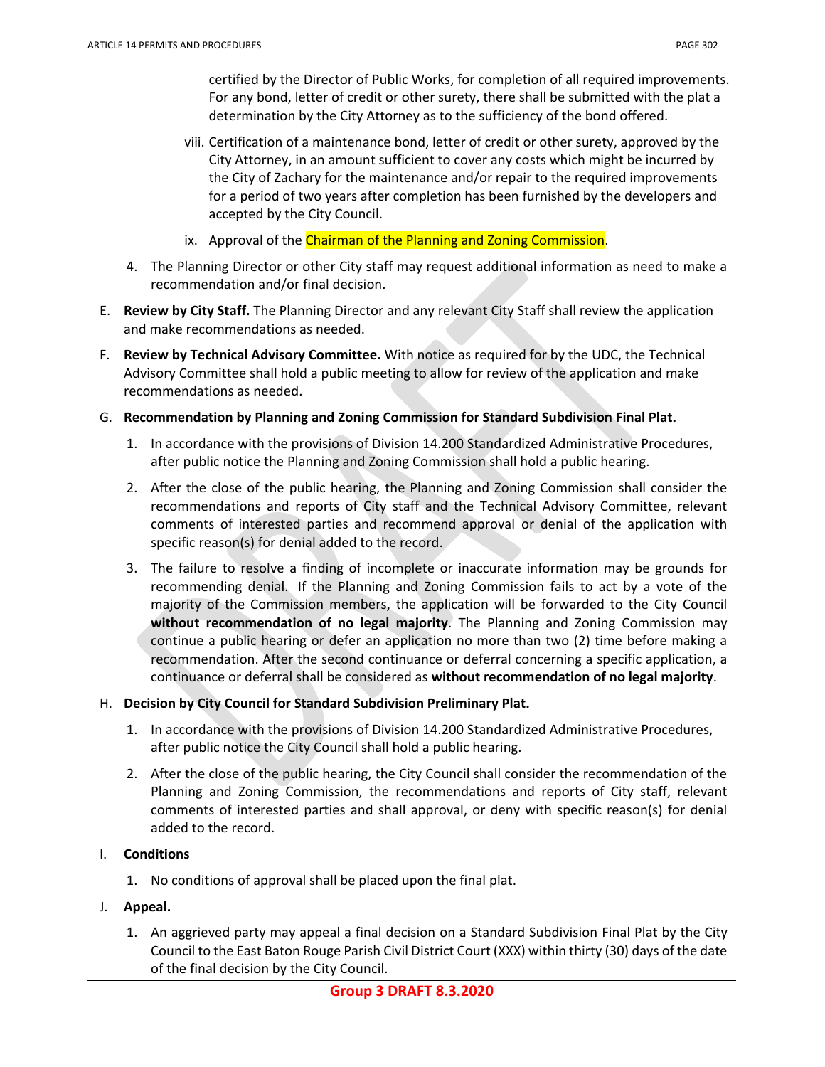certified by the Director of Public Works, for completion of all required improvements. For any bond, letter of credit or other surety, there shall be submitted with the plat a determination by the City Attorney as to the sufficiency of the bond offered.

viii. Certification of a maintenance bond, letter of credit or other surety, approved by the City Attorney, in an amount sufficient to cover any costs which might be incurred by the City of Zachary for the maintenance and/or repair to the required improvements for a period of two years after completion has been furnished by the developers and accepted by the City Council.

ix. Approval of the Chairman of the Planning and Zoning Commission.

4. The Planning Director or other City staff may request additional information as need to make a recommendation and/or final decision.

E. **Review by City Staff.** The Planning Director and any relevant City Staff shall review the application and make recommendations as needed.

F. **Review by Technical Advisory Committee.** With notice as required for by the UDC, the Technical Advisory Committee shall hold a public meeting to allow for review of the application and make recommendations as needed.

G. **Recommendation by Planning and Zoning Commission for Standard Subdivision Final Plat.**

1. In accordance with the provisions of Division 14.200 Standardized Administrative Procedures, after public notice the Planning and Zoning Commission shall hold a public hearing.

2. After the close of the public hearing, the Planning and Zoning Commission shall consider the recommendations and reports of City staff and the Technical Advisory Committee, relevant comments of interested parties and recommend approval or denial of the application with specific reason(s) for denial added to the record.

3. The failure to resolve a finding of incomplete or inaccurate information may be grounds for recommending denial. If the Planning and Zoning Commission fails to act by a vote of the majority of the Commission members, the application will be forwarded to the City Council **without recommendation of no legal majority**. The Planning and Zoning Commission may continue a public hearing or defer an application no more than two (2) time before making a recommendation. After the second continuance or deferral concerning a specific application, a continuance or deferral shall be considered as **without recommendation of no legal majority**.

H. **Decision by City Council for Standard Subdivision Preliminary Plat.**

1. In accordance with the provisions of Division 14.200 Standardized Administrative Procedures, after public notice the City Council shall hold a public hearing.

2. After the close of the public hearing, the City Council shall consider the recommendation of the Planning and Zoning Commission, the recommendations and reports of City staff, relevant comments of interested parties and shall approval, or deny with specific reason(s) for denial added to the record.

I. **Conditions**

1. No conditions of approval shall be placed upon the final plat.

J. **Appeal.**

1. An aggrieved party may appeal a final decision on a Standard Subdivision Final Plat by the City Council to the East Baton Rouge Parish Civil District Court (XXX) within thirty (30) days of the date of the final decision by the City Council.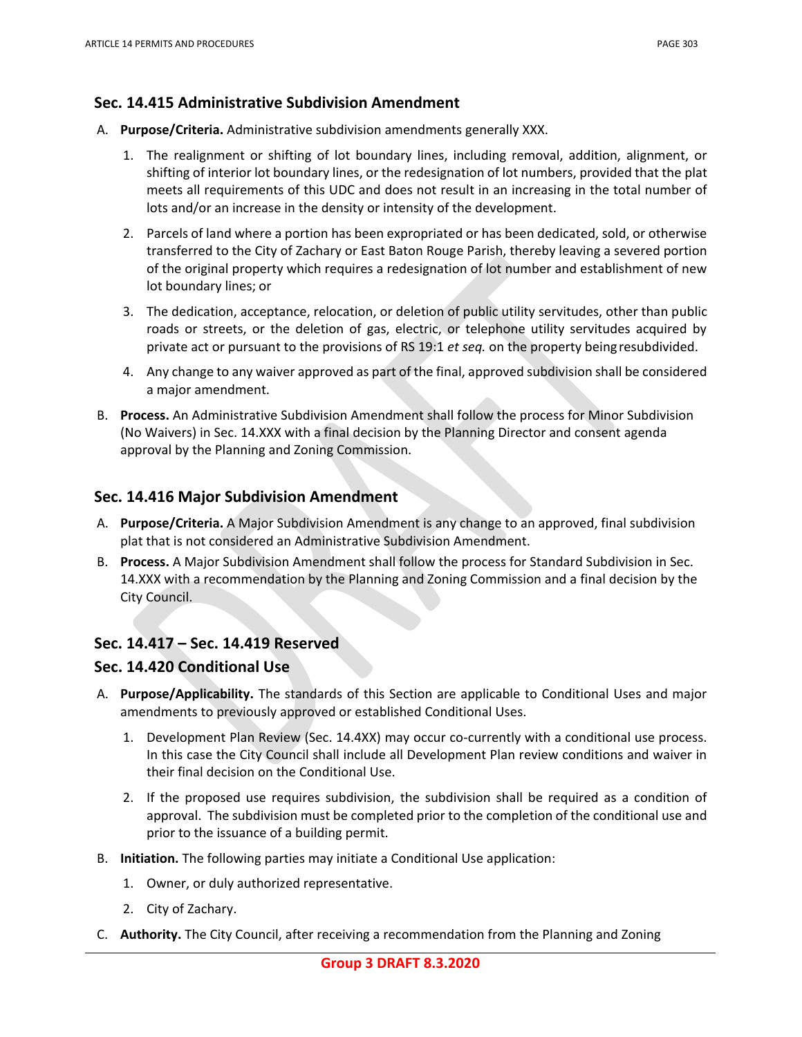## Sec. 14.415 Administrative Subdivision Amendment

A. **Purpose/Criteria.** Administrative subdivision amendments generally XXX.

   1. The realignment or shifting of lot boundary lines, including removal, addition, alignment, or shifting of interior lot boundary lines, or the redesignation of lot numbers, provided that the plat meets all requirements of this UDC and does not result in an increasing in the total number of lots and/or an increase in the density or intensity of the development.

   2. Parcels of land where a portion has been expropriated or has been dedicated, sold, or otherwise transferred to the City of Zachary or East Baton Rouge Parish, thereby leaving a severed portion of the original property which requires a redesignation of lot number and establishment of new lot boundary lines; or

   3. The dedication, acceptance, relocation, or deletion of public utility servitudes, other than public roads or streets, or the deletion of gas, electric, or telephone utility servitudes acquired by private act or pursuant to the provisions of RS 19:1 *et seq.* on the property being resubdivided.

   4. Any change to any waiver approved as part of the final, approved subdivision shall be considered a major amendment.

B. **Process.** An Administrative Subdivision Amendment shall follow the process for Minor Subdivision (No Waivers) in Sec. 14.XXX with a final decision by the Planning Director and consent agenda approval by the Planning and Zoning Commission.

## Sec. 14.416 Major Subdivision Amendment

A. **Purpose/Criteria.** A Major Subdivision Amendment is any change to an approved, final subdivision plat that is not considered an Administrative Subdivision Amendment.

B. **Process.** A Major Subdivision Amendment shall follow the process for Standard Subdivision in Sec. 14.XXX with a recommendation by the Planning and Zoning Commission and a final decision by the City Council.

## Sec. 14.417 – Sec. 14.419 Reserved

## Sec. 14.420 Conditional Use

A. **Purpose/Applicability.** The standards of this Section are applicable to Conditional Uses and major amendments to previously approved or established Conditional Uses.

   1. Development Plan Review (Sec. 14.4XX) may occur co-currently with a conditional use process. In this case the City Council shall include all Development Plan review conditions and waiver in their final decision on the Conditional Use.

   2. If the proposed use requires subdivision, the subdivision shall be required as a condition of approval. The subdivision must be completed prior to the completion of the conditional use and prior to the issuance of a building permit.

B. **Initiation.** The following parties may initiate a Conditional Use application:

   1. Owner, or duly authorized representative.

   2. City of Zachary.

C. **Authority.** The City Council, after receiving a recommendation from the Planning and Zoning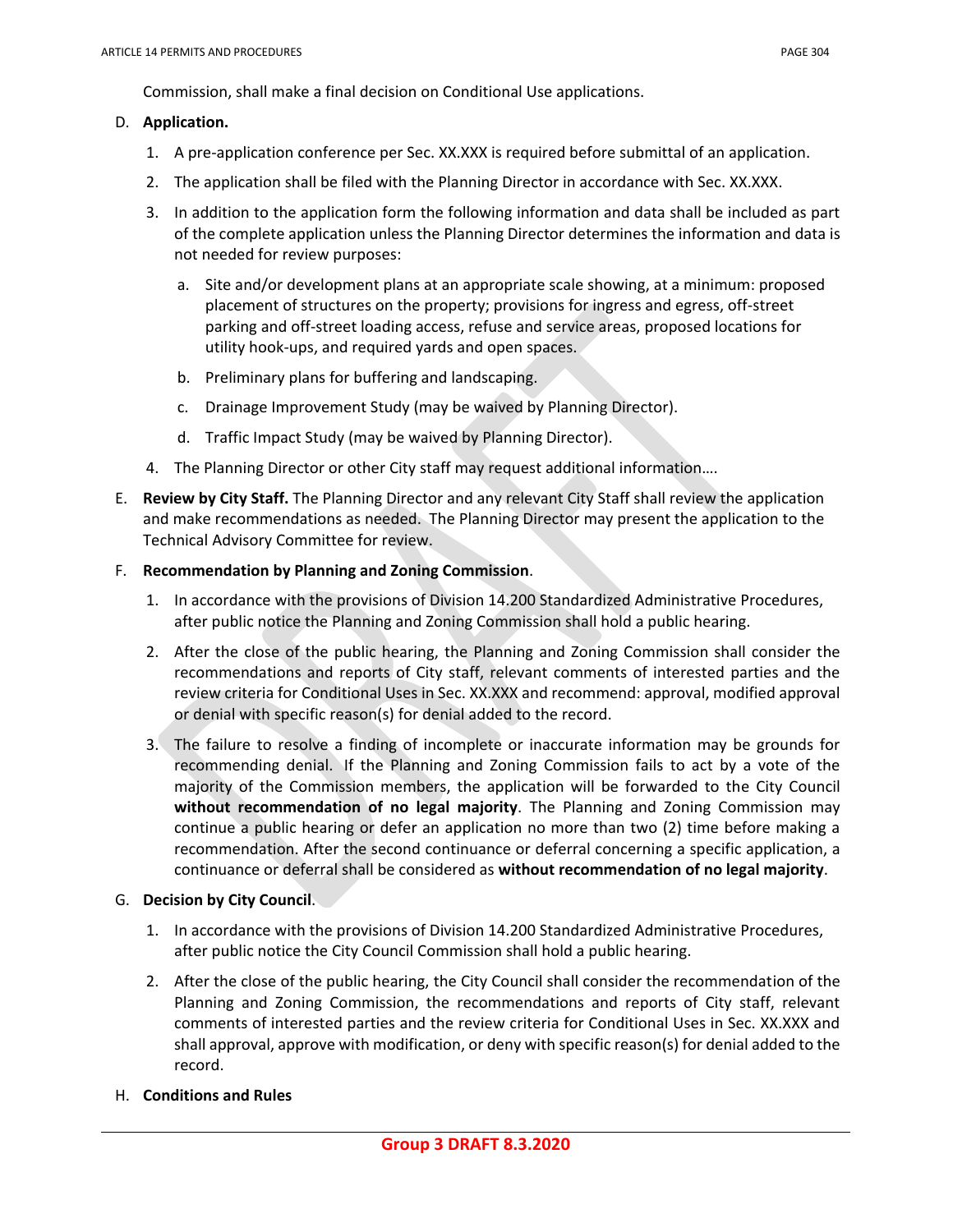Commission, shall make a final decision on Conditional Use applications.

D. **Application.**

1. A pre-application conference per Sec. XX.XXX is required before submittal of an application.
2. The application shall be filed with the Planning Director in accordance with Sec. XX.XXX.
3. In addition to the application form the following information and data shall be included as part of the complete application unless the Planning Director determines the information and data is not needed for review purposes:
    a. Site and/or development plans at an appropriate scale showing, at a minimum: proposed placement of structures on the property; provisions for ingress and egress, off-street parking and off-street loading access, refuse and service areas, proposed locations for utility hook-ups, and required yards and open spaces.
    b. Preliminary plans for buffering and landscaping.
    c. Drainage Improvement Study (may be waived by Planning Director).
    d. Traffic Impact Study (may be waived by Planning Director).
4. The Planning Director or other City staff may request additional information….

E. **Review by City Staff.** The Planning Director and any relevant City Staff shall review the application and make recommendations as needed. The Planning Director may present the application to the Technical Advisory Committee for review.

F. **Recommendation by Planning and Zoning Commission**.

1. In accordance with the provisions of Division 14.200 Standardized Administrative Procedures, after public notice the Planning and Zoning Commission shall hold a public hearing.
2. After the close of the public hearing, the Planning and Zoning Commission shall consider the recommendations and reports of City staff, relevant comments of interested parties and the review criteria for Conditional Uses in Sec. XX.XXX and recommend: approval, modified approval or denial with specific reason(s) for denial added to the record.
3. The failure to resolve a finding of incomplete or inaccurate information may be grounds for recommending denial. If the Planning and Zoning Commission fails to act by a vote of the majority of the Commission members, the application will be forwarded to the City Council **without recommendation of no legal majority**. The Planning and Zoning Commission may continue a public hearing or defer an application no more than two (2) time before making a recommendation. After the second continuance or deferral concerning a specific application, a continuance or deferral shall be considered as **without recommendation of no legal majority**.

G. **Decision by City Council**.

1. In accordance with the provisions of Division 14.200 Standardized Administrative Procedures, after public notice the City Council Commission shall hold a public hearing.
2. After the close of the public hearing, the City Council shall consider the recommendation of the Planning and Zoning Commission, the recommendations and reports of City staff, relevant comments of interested parties and the review criteria for Conditional Uses in Sec. XX.XXX and shall approval, approve with modification, or deny with specific reason(s) for denial added to the record.

H. **Conditions and Rules**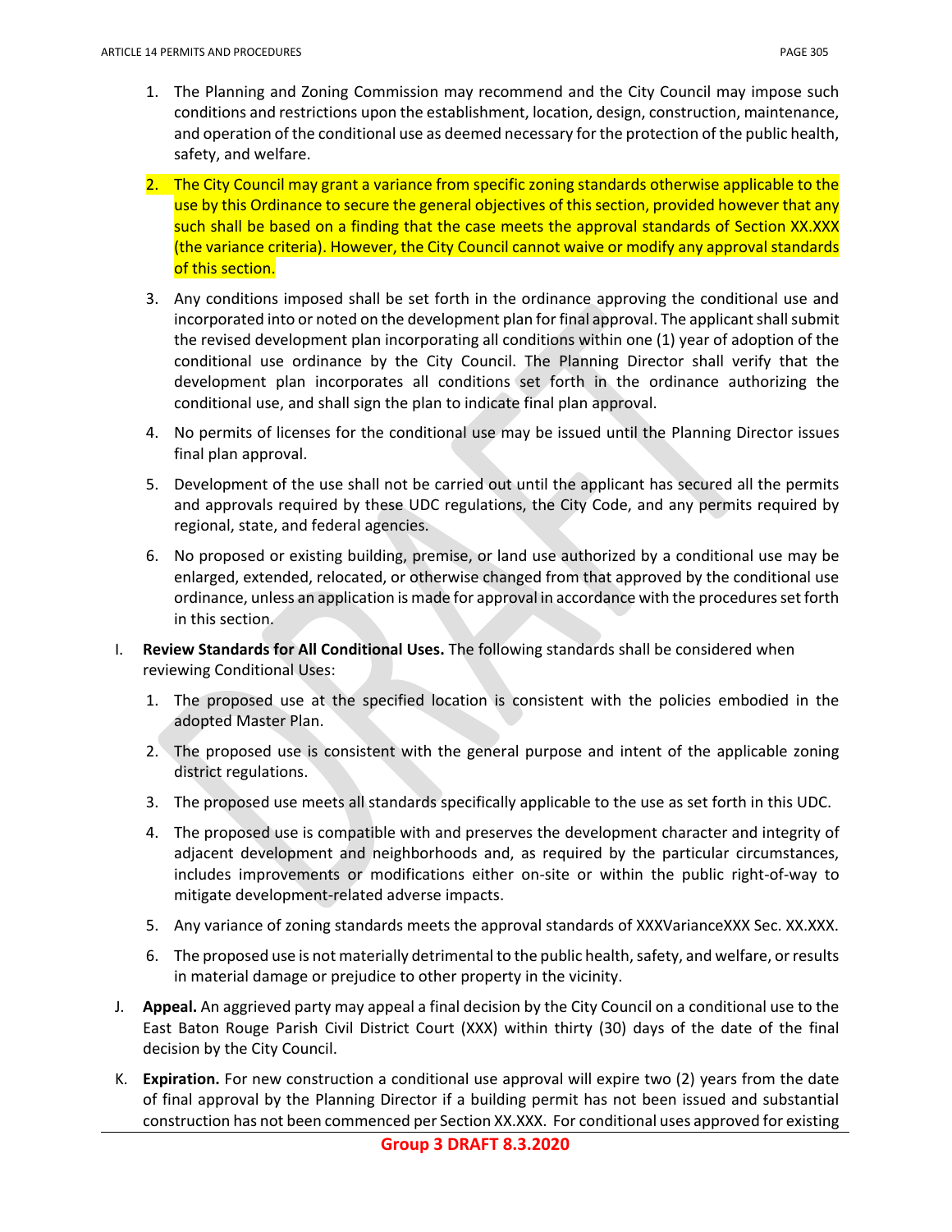1. The Planning and Zoning Commission may recommend and the City Council may impose such conditions and restrictions upon the establishment, location, design, construction, maintenance, and operation of the conditional use as deemed necessary for the protection of the public health, safety, and welfare.
2. The City Council may grant a variance from specific zoning standards otherwise applicable to the use by this Ordinance to secure the general objectives of this section, provided however that any such shall be based on a finding that the case meets the approval standards of Section XX.XXX (the variance criteria). However, the City Council cannot waive or modify any approval standards of this section.
3. Any conditions imposed shall be set forth in the ordinance approving the conditional use and incorporated into or noted on the development plan for final approval. The applicant shall submit the revised development plan incorporating all conditions within one (1) year of adoption of the conditional use ordinance by the City Council. The Planning Director shall verify that the development plan incorporates all conditions set forth in the ordinance authorizing the conditional use, and shall sign the plan to indicate final plan approval.
4. No permits of licenses for the conditional use may be issued until the Planning Director issues final plan approval.
5. Development of the use shall not be carried out until the applicant has secured all the permits and approvals required by these UDC regulations, the City Code, and any permits required by regional, state, and federal agencies.
6. No proposed or existing building, premise, or land use authorized by a conditional use may be enlarged, extended, relocated, or otherwise changed from that approved by the conditional use ordinance, unless an application is made for approval in accordance with the procedures set forth in this section.

I. **Review Standards for All Conditional Uses.** The following standards shall be considered when reviewing Conditional Uses:

1. The proposed use at the specified location is consistent with the policies embodied in the adopted Master Plan.
2. The proposed use is consistent with the general purpose and intent of the applicable zoning district regulations.
3. The proposed use meets all standards specifically applicable to the use as set forth in this UDC.
4. The proposed use is compatible with and preserves the development character and integrity of adjacent development and neighborhoods and, as required by the particular circumstances, includes improvements or modifications either on-site or within the public right-of-way to mitigate development-related adverse impacts.
5. Any variance of zoning standards meets the approval standards of XXXVarianceXXX Sec. XX.XXX.
6. The proposed use is not materially detrimental to the public health, safety, and welfare, or results in material damage or prejudice to other property in the vicinity.

J. **Appeal.** An aggrieved party may appeal a final decision by the City Council on a conditional use to the East Baton Rouge Parish Civil District Court (XXX) within thirty (30) days of the date of the final decision by the City Council.

K. **Expiration.** For new construction a conditional use approval will expire two (2) years from the date of final approval by the Planning Director if a building permit has not been issued and substantial construction has not been commenced per Section XX.XXX. For conditional uses approved for existing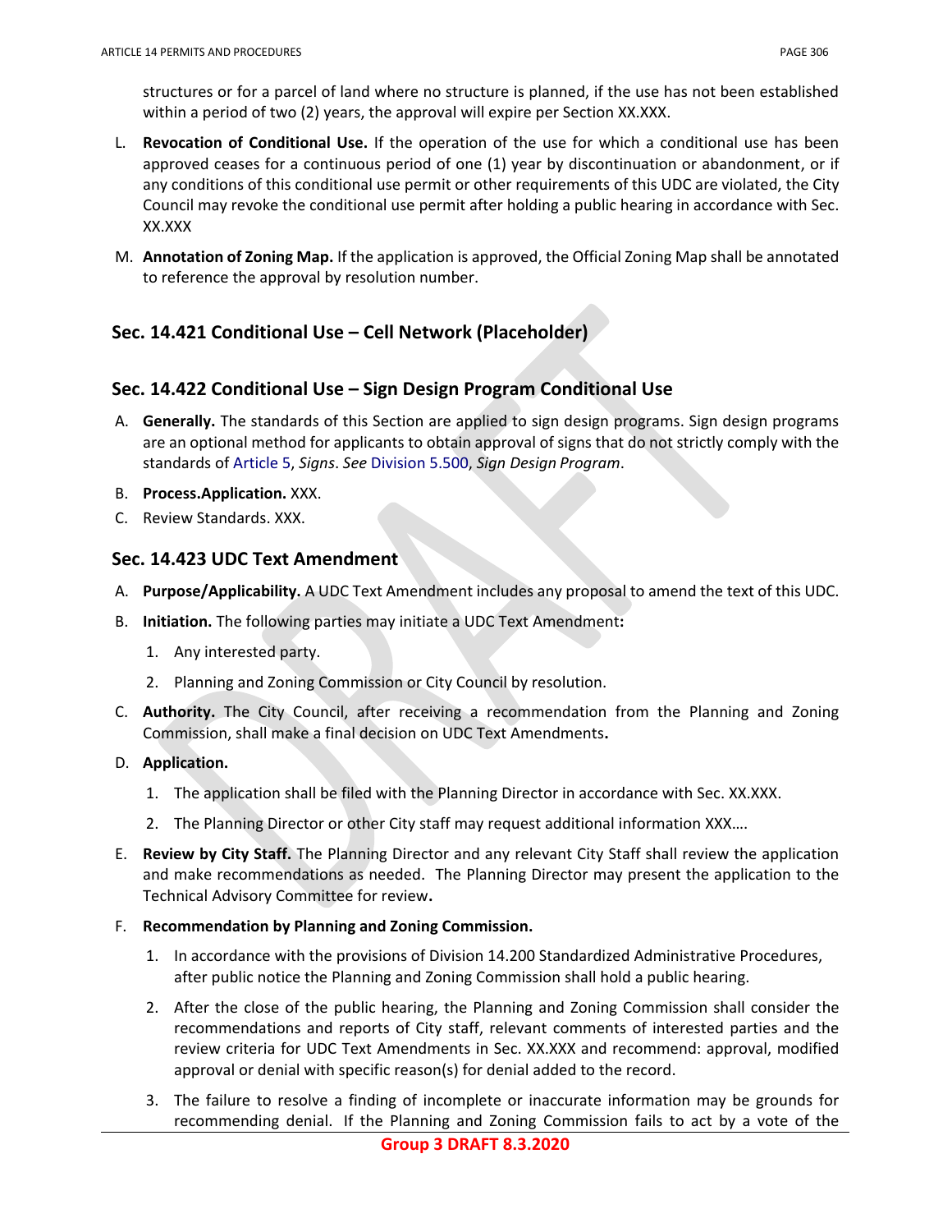structures or for a parcel of land where no structure is planned, if the use has not been established within a period of two (2) years, the approval will expire per Section XX.XXX.

L. **Revocation of Conditional Use.** If the operation of the use for which a conditional use has been approved ceases for a continuous period of one (1) year by discontinuation or abandonment, or if any conditions of this conditional use permit or other requirements of this UDC are violated, the City Council may revoke the conditional use permit after holding a public hearing in accordance with Sec. XX.XXX

M. **Annotation of Zoning Map.** If the application is approved, the Official Zoning Map shall be annotated to reference the approval by resolution number.

## Sec. 14.421 Conditional Use – Cell Network (Placeholder)

## Sec. 14.422 Conditional Use – Sign Design Program Conditional Use

A. **Generally.** The standards of this Section are applied to sign design programs. Sign design programs are an optional method for applicants to obtain approval of signs that do not strictly comply with the standards of Article 5, *Signs*. *See* Division 5.500, *Sign Design Program*.

B. **Process.Application.** XXX.

C. Review Standards. XXX.

## Sec. 14.423 UDC Text Amendment

A. **Purpose/Applicability.** A UDC Text Amendment includes any proposal to amend the text of this UDC.

B. **Initiation.** The following parties may initiate a UDC Text Amendment**:**

   1. Any interested party.

   2. Planning and Zoning Commission or City Council by resolution.

C. **Authority.** The City Council, after receiving a recommendation from the Planning and Zoning Commission, shall make a final decision on UDC Text Amendments**.**

D. **Application.**

   1. The application shall be filed with the Planning Director in accordance with Sec. XX.XXX.

   2. The Planning Director or other City staff may request additional information XXX….

E. **Review by City Staff.** The Planning Director and any relevant City Staff shall review the application and make recommendations as needed. The Planning Director may present the application to the Technical Advisory Committee for review**.**

F. **Recommendation by Planning and Zoning Commission.**

   1. In accordance with the provisions of Division 14.200 Standardized Administrative Procedures, after public notice the Planning and Zoning Commission shall hold a public hearing.

   2. After the close of the public hearing, the Planning and Zoning Commission shall consider the recommendations and reports of City staff, relevant comments of interested parties and the review criteria for UDC Text Amendments in Sec. XX.XXX and recommend: approval, modified approval or denial with specific reason(s) for denial added to the record.

   3. The failure to resolve a finding of incomplete or inaccurate information may be grounds for recommending denial. If the Planning and Zoning Commission fails to act by a vote of the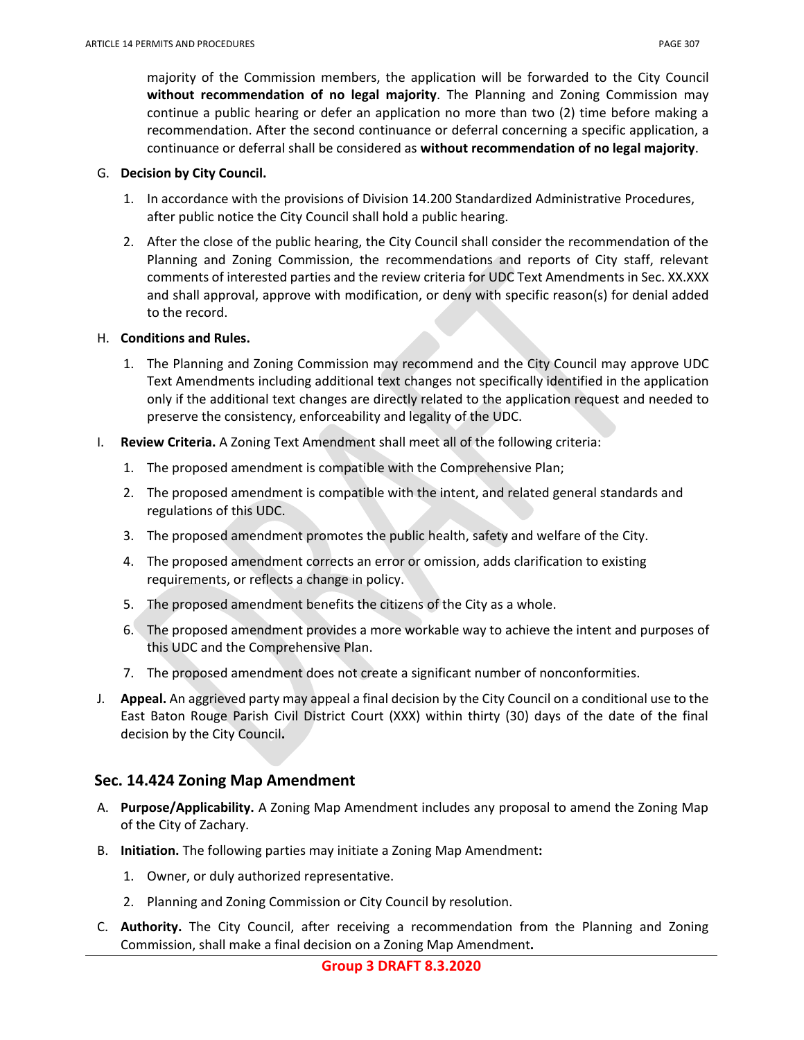majority of the Commission members, the application will be forwarded to the City Council **without recommendation of no legal majority**. The Planning and Zoning Commission may continue a public hearing or defer an application no more than two (2) time before making a recommendation. After the second continuance or deferral concerning a specific application, a continuance or deferral shall be considered as **without recommendation of no legal majority**.

G. **Decision by City Council.**

1. In accordance with the provisions of Division 14.200 Standardized Administrative Procedures, after public notice the City Council shall hold a public hearing.

2. After the close of the public hearing, the City Council shall consider the recommendation of the Planning and Zoning Commission, the recommendations and reports of City staff, relevant comments of interested parties and the review criteria for UDC Text Amendments in Sec. XX.XXX and shall approval, approve with modification, or deny with specific reason(s) for denial added to the record.

H. **Conditions and Rules.**

1. The Planning and Zoning Commission may recommend and the City Council may approve UDC Text Amendments including additional text changes not specifically identified in the application only if the additional text changes are directly related to the application request and needed to preserve the consistency, enforceability and legality of the UDC.

I. **Review Criteria.** A Zoning Text Amendment shall meet all of the following criteria:

1. The proposed amendment is compatible with the Comprehensive Plan;

2. The proposed amendment is compatible with the intent, and related general standards and regulations of this UDC.

3. The proposed amendment promotes the public health, safety and welfare of the City.

4. The proposed amendment corrects an error or omission, adds clarification to existing requirements, or reflects a change in policy.

5. The proposed amendment benefits the citizens of the City as a whole.

6. The proposed amendment provides a more workable way to achieve the intent and purposes of this UDC and the Comprehensive Plan.

7. The proposed amendment does not create a significant number of nonconformities.

J. **Appeal.** An aggrieved party may appeal a final decision by the City Council on a conditional use to the East Baton Rouge Parish Civil District Court (XXX) within thirty (30) days of the date of the final decision by the City Council**.**

## Sec. 14.424 Zoning Map Amendment

A. **Purpose/Applicability.** A Zoning Map Amendment includes any proposal to amend the Zoning Map of the City of Zachary.

B. **Initiation.** The following parties may initiate a Zoning Map Amendment**:**

1. Owner, or duly authorized representative.

2. Planning and Zoning Commission or City Council by resolution.

C. **Authority.** The City Council, after receiving a recommendation from the Planning and Zoning Commission, shall make a final decision on a Zoning Map Amendment**.**

**Group 3 DRAFT 8.3.2020**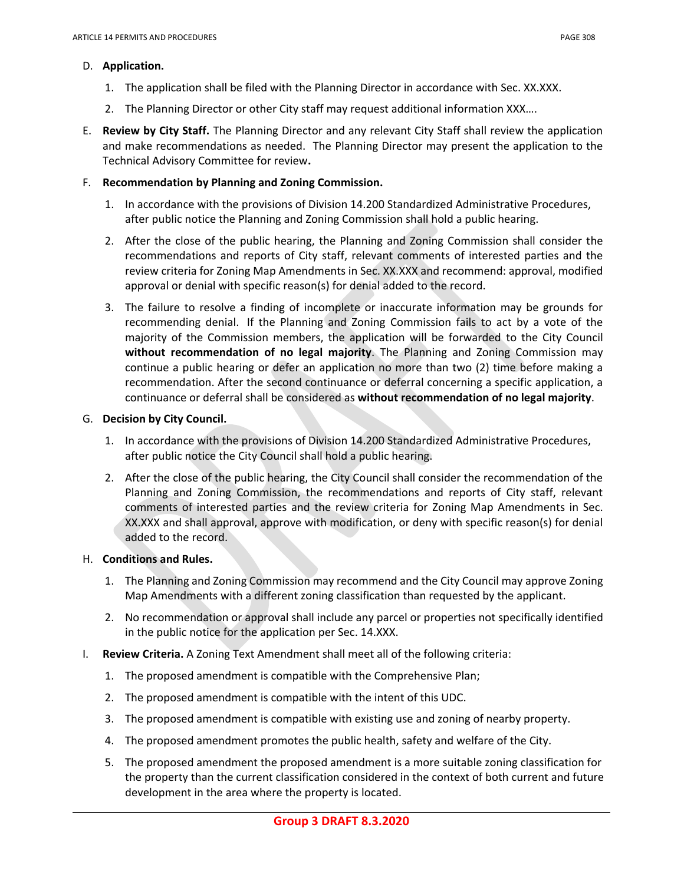D. **Application.**

1. The application shall be filed with the Planning Director in accordance with Sec. XX.XXX.
2. The Planning Director or other City staff may request additional information XXX….

E. **Review by City Staff.** The Planning Director and any relevant City Staff shall review the application and make recommendations as needed. The Planning Director may present the application to the Technical Advisory Committee for review**.**

F. **Recommendation by Planning and Zoning Commission.**

1. In accordance with the provisions of Division 14.200 Standardized Administrative Procedures, after public notice the Planning and Zoning Commission shall hold a public hearing.
2. After the close of the public hearing, the Planning and Zoning Commission shall consider the recommendations and reports of City staff, relevant comments of interested parties and the review criteria for Zoning Map Amendments in Sec. XX.XXX and recommend: approval, modified approval or denial with specific reason(s) for denial added to the record.
3. The failure to resolve a finding of incomplete or inaccurate information may be grounds for recommending denial. If the Planning and Zoning Commission fails to act by a vote of the majority of the Commission members, the application will be forwarded to the City Council **without recommendation of no legal majority**. The Planning and Zoning Commission may continue a public hearing or defer an application no more than two (2) time before making a recommendation. After the second continuance or deferral concerning a specific application, a continuance or deferral shall be considered as **without recommendation of no legal majority**.

G. **Decision by City Council.**

1. In accordance with the provisions of Division 14.200 Standardized Administrative Procedures, after public notice the City Council shall hold a public hearing.
2. After the close of the public hearing, the City Council shall consider the recommendation of the Planning and Zoning Commission, the recommendations and reports of City staff, relevant comments of interested parties and the review criteria for Zoning Map Amendments in Sec. XX.XXX and shall approval, approve with modification, or deny with specific reason(s) for denial added to the record.

H. **Conditions and Rules.**

1. The Planning and Zoning Commission may recommend and the City Council may approve Zoning Map Amendments with a different zoning classification than requested by the applicant.
2. No recommendation or approval shall include any parcel or properties not specifically identified in the public notice for the application per Sec. 14.XXX.

I. **Review Criteria.** A Zoning Text Amendment shall meet all of the following criteria:

1. The proposed amendment is compatible with the Comprehensive Plan;
2. The proposed amendment is compatible with the intent of this UDC.
3. The proposed amendment is compatible with existing use and zoning of nearby property.
4. The proposed amendment promotes the public health, safety and welfare of the City.
5. The proposed amendment the proposed amendment is a more suitable zoning classification for the property than the current classification considered in the context of both current and future development in the area where the property is located.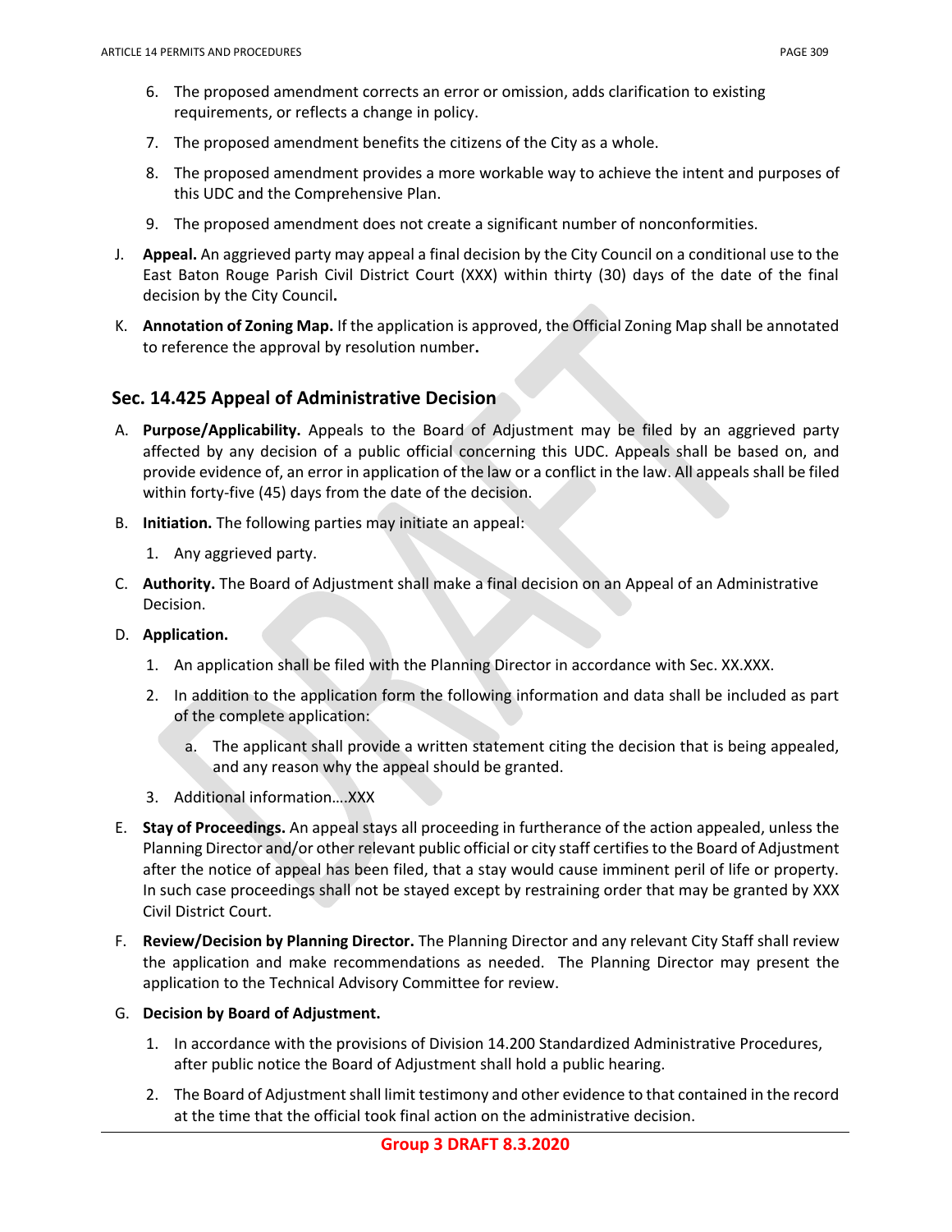6. The proposed amendment corrects an error or omission, adds clarification to existing requirements, or reflects a change in policy.
7. The proposed amendment benefits the citizens of the City as a whole.
8. The proposed amendment provides a more workable way to achieve the intent and purposes of this UDC and the Comprehensive Plan.
9. The proposed amendment does not create a significant number of nonconformities.

J. **Appeal.** An aggrieved party may appeal a final decision by the City Council on a conditional use to the East Baton Rouge Parish Civil District Court (XXX) within thirty (30) days of the date of the final decision by the City Council**.**

K. **Annotation of Zoning Map.** If the application is approved, the Official Zoning Map shall be annotated to reference the approval by resolution number**.**

## Sec. 14.425 Appeal of Administrative Decision

A. **Purpose/Applicability.** Appeals to the Board of Adjustment may be filed by an aggrieved party affected by any decision of a public official concerning this UDC. Appeals shall be based on, and provide evidence of, an error in application of the law or a conflict in the law. All appeals shall be filed within forty-five (45) days from the date of the decision.

B. **Initiation.** The following parties may initiate an appeal:
   1. Any aggrieved party.

C. **Authority.** The Board of Adjustment shall make a final decision on an Appeal of an Administrative Decision.

D. **Application.**
   1. An application shall be filed with the Planning Director in accordance with Sec. XX.XXX.
   2. In addition to the application form the following information and data shall be included as part of the complete application:
      a. The applicant shall provide a written statement citing the decision that is being appealed, and any reason why the appeal should be granted.
   3. Additional information….XXX

E. **Stay of Proceedings.** An appeal stays all proceeding in furtherance of the action appealed, unless the Planning Director and/or other relevant public official or city staff certifies to the Board of Adjustment after the notice of appeal has been filed, that a stay would cause imminent peril of life or property. In such case proceedings shall not be stayed except by restraining order that may be granted by XXX Civil District Court.

F. **Review/Decision by Planning Director.** The Planning Director and any relevant City Staff shall review the application and make recommendations as needed. The Planning Director may present the application to the Technical Advisory Committee for review.

G. **Decision by Board of Adjustment.**
   1. In accordance with the provisions of Division 14.200 Standardized Administrative Procedures, after public notice the Board of Adjustment shall hold a public hearing.
   2. The Board of Adjustment shall limit testimony and other evidence to that contained in the record at the time that the official took final action on the administrative decision.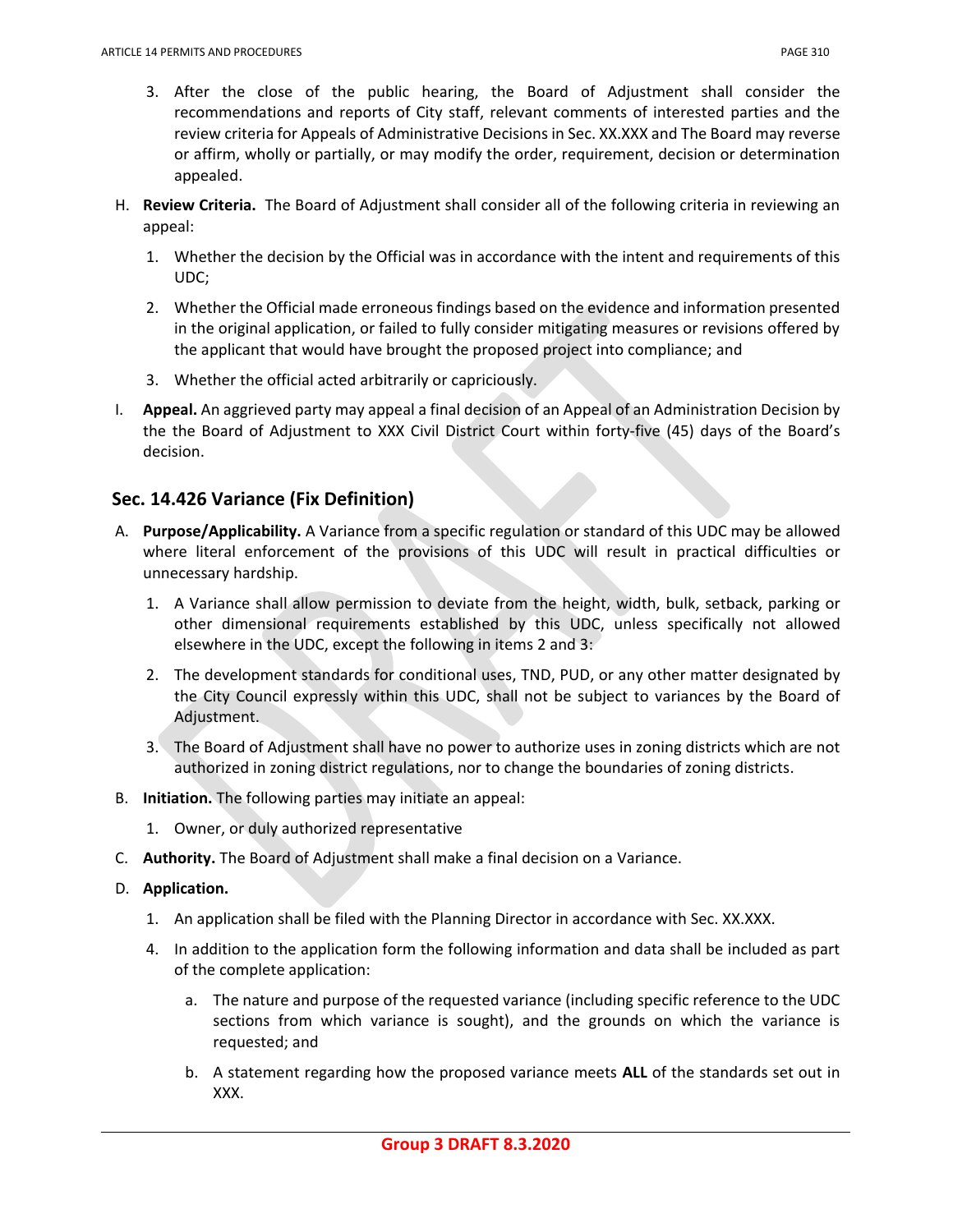3. After the close of the public hearing, the Board of Adjustment shall consider the recommendations and reports of City staff, relevant comments of interested parties and the review criteria for Appeals of Administrative Decisions in Sec. XX.XXX and The Board may reverse or affirm, wholly or partially, or may modify the order, requirement, decision or determination appealed.

H. **Review Criteria.** The Board of Adjustment shall consider all of the following criteria in reviewing an appeal:

1. Whether the decision by the Official was in accordance with the intent and requirements of this UDC;

2. Whether the Official made erroneous findings based on the evidence and information presented in the original application, or failed to fully consider mitigating measures or revisions offered by the applicant that would have brought the proposed project into compliance; and

3. Whether the official acted arbitrarily or capriciously.

I. **Appeal.** An aggrieved party may appeal a final decision of an Appeal of an Administration Decision by the the Board of Adjustment to XXX Civil District Court within forty-five (45) days of the Board's decision.

## Sec. 14.426 Variance (Fix Definition)

A. **Purpose/Applicability.** A Variance from a specific regulation or standard of this UDC may be allowed where literal enforcement of the provisions of this UDC will result in practical difficulties or unnecessary hardship.

1. A Variance shall allow permission to deviate from the height, width, bulk, setback, parking or other dimensional requirements established by this UDC, unless specifically not allowed elsewhere in the UDC, except the following in items 2 and 3:

2. The development standards for conditional uses, TND, PUD, or any other matter designated by the City Council expressly within this UDC, shall not be subject to variances by the Board of Adjustment.

3. The Board of Adjustment shall have no power to authorize uses in zoning districts which are not authorized in zoning district regulations, nor to change the boundaries of zoning districts.

B. **Initiation.** The following parties may initiate an appeal:

1. Owner, or duly authorized representative

C. **Authority.** The Board of Adjustment shall make a final decision on a Variance.

D. **Application.**

1. An application shall be filed with the Planning Director in accordance with Sec. XX.XXX.

4. In addition to the application form the following information and data shall be included as part of the complete application:

   a. The nature and purpose of the requested variance (including specific reference to the UDC sections from which variance is sought), and the grounds on which the variance is requested; and

   b. A statement regarding how the proposed variance meets **ALL** of the standards set out in XXX.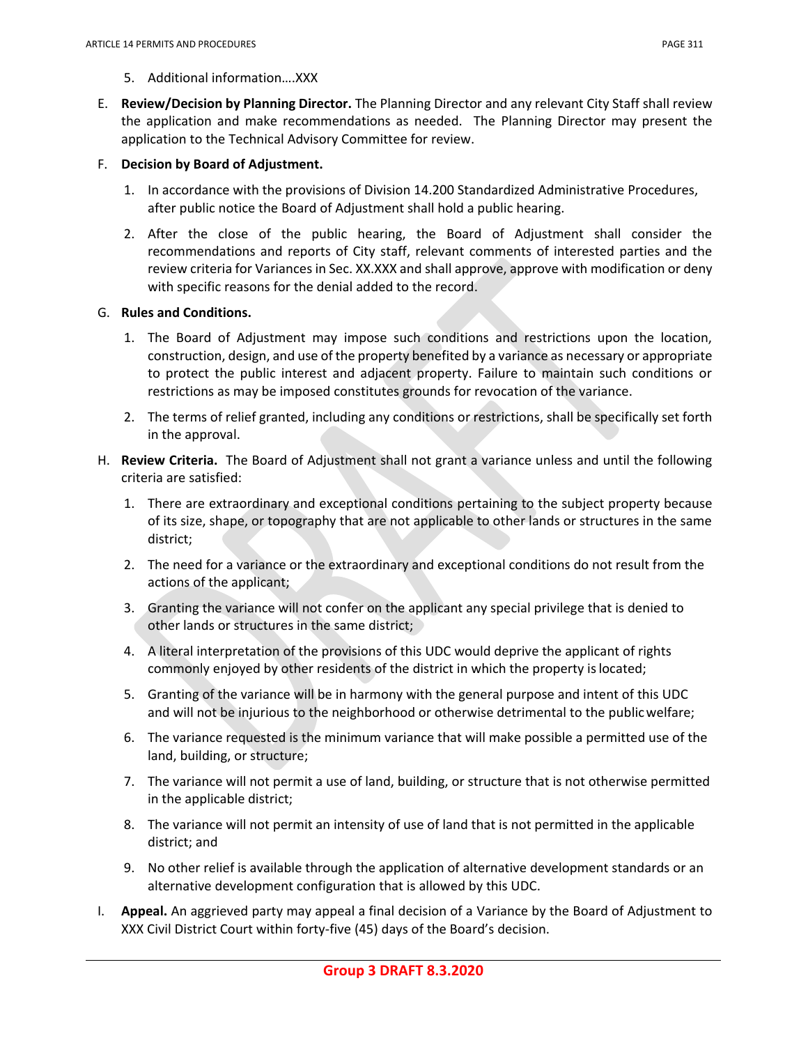5. Additional information….XXX

E. **Review/Decision by Planning Director.** The Planning Director and any relevant City Staff shall review the application and make recommendations as needed. The Planning Director may present the application to the Technical Advisory Committee for review.

F. **Decision by Board of Adjustment.**

1. In accordance with the provisions of Division 14.200 Standardized Administrative Procedures, after public notice the Board of Adjustment shall hold a public hearing.

2. After the close of the public hearing, the Board of Adjustment shall consider the recommendations and reports of City staff, relevant comments of interested parties and the review criteria for Variances in Sec. XX.XXX and shall approve, approve with modification or deny with specific reasons for the denial added to the record.

G. **Rules and Conditions.**

1. The Board of Adjustment may impose such conditions and restrictions upon the location, construction, design, and use of the property benefited by a variance as necessary or appropriate to protect the public interest and adjacent property. Failure to maintain such conditions or restrictions as may be imposed constitutes grounds for revocation of the variance.

2. The terms of relief granted, including any conditions or restrictions, shall be specifically set forth in the approval.

H. **Review Criteria.** The Board of Adjustment shall not grant a variance unless and until the following criteria are satisfied:

1. There are extraordinary and exceptional conditions pertaining to the subject property because of its size, shape, or topography that are not applicable to other lands or structures in the same district;

2. The need for a variance or the extraordinary and exceptional conditions do not result from the actions of the applicant;

3. Granting the variance will not confer on the applicant any special privilege that is denied to other lands or structures in the same district;

4. A literal interpretation of the provisions of this UDC would deprive the applicant of rights commonly enjoyed by other residents of the district in which the property is located;

5. Granting of the variance will be in harmony with the general purpose and intent of this UDC and will not be injurious to the neighborhood or otherwise detrimental to the public welfare;

6. The variance requested is the minimum variance that will make possible a permitted use of the land, building, or structure;

7. The variance will not permit a use of land, building, or structure that is not otherwise permitted in the applicable district;

8. The variance will not permit an intensity of use of land that is not permitted in the applicable district; and

9. No other relief is available through the application of alternative development standards or an alternative development configuration that is allowed by this UDC.

I. **Appeal.** An aggrieved party may appeal a final decision of a Variance by the Board of Adjustment to XXX Civil District Court within forty-five (45) days of the Board's decision.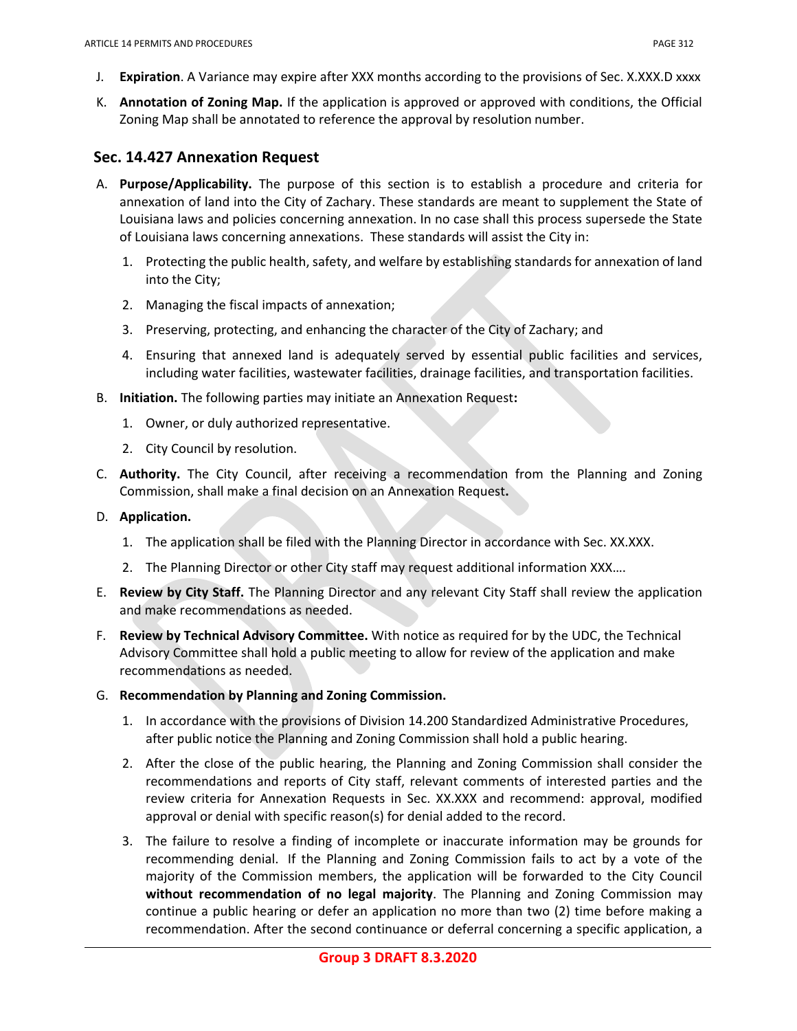J. **Expiration**. A Variance may expire after XXX months according to the provisions of Sec. X.XXX.D xxxx

K. **Annotation of Zoning Map.** If the application is approved or approved with conditions, the Official Zoning Map shall be annotated to reference the approval by resolution number.

## Sec. 14.427 Annexation Request

A. **Purpose/Applicability.** The purpose of this section is to establish a procedure and criteria for annexation of land into the City of Zachary. These standards are meant to supplement the State of Louisiana laws and policies concerning annexation. In no case shall this process supersede the State of Louisiana laws concerning annexations. These standards will assist the City in:

   1. Protecting the public health, safety, and welfare by establishing standards for annexation of land into the City;
   2. Managing the fiscal impacts of annexation;
   3. Preserving, protecting, and enhancing the character of the City of Zachary; and
   4. Ensuring that annexed land is adequately served by essential public facilities and services, including water facilities, wastewater facilities, drainage facilities, and transportation facilities.

B. **Initiation.** The following parties may initiate an Annexation Request**:**

   1. Owner, or duly authorized representative.
   2. City Council by resolution.

C. **Authority.** The City Council, after receiving a recommendation from the Planning and Zoning Commission, shall make a final decision on an Annexation Request**.**

D. **Application.**

   1. The application shall be filed with the Planning Director in accordance with Sec. XX.XXX.
   2. The Planning Director or other City staff may request additional information XXX….

E. **Review by City Staff.** The Planning Director and any relevant City Staff shall review the application and make recommendations as needed.

F. **Review by Technical Advisory Committee.** With notice as required for by the UDC, the Technical Advisory Committee shall hold a public meeting to allow for review of the application and make recommendations as needed.

G. **Recommendation by Planning and Zoning Commission.**

   1. In accordance with the provisions of Division 14.200 Standardized Administrative Procedures, after public notice the Planning and Zoning Commission shall hold a public hearing.
   2. After the close of the public hearing, the Planning and Zoning Commission shall consider the recommendations and reports of City staff, relevant comments of interested parties and the review criteria for Annexation Requests in Sec. XX.XXX and recommend: approval, modified approval or denial with specific reason(s) for denial added to the record.
   3. The failure to resolve a finding of incomplete or inaccurate information may be grounds for recommending denial. If the Planning and Zoning Commission fails to act by a vote of the majority of the Commission members, the application will be forwarded to the City Council **without recommendation of no legal majority**. The Planning and Zoning Commission may continue a public hearing or defer an application no more than two (2) time before making a recommendation. After the second continuance or deferral concerning a specific application, a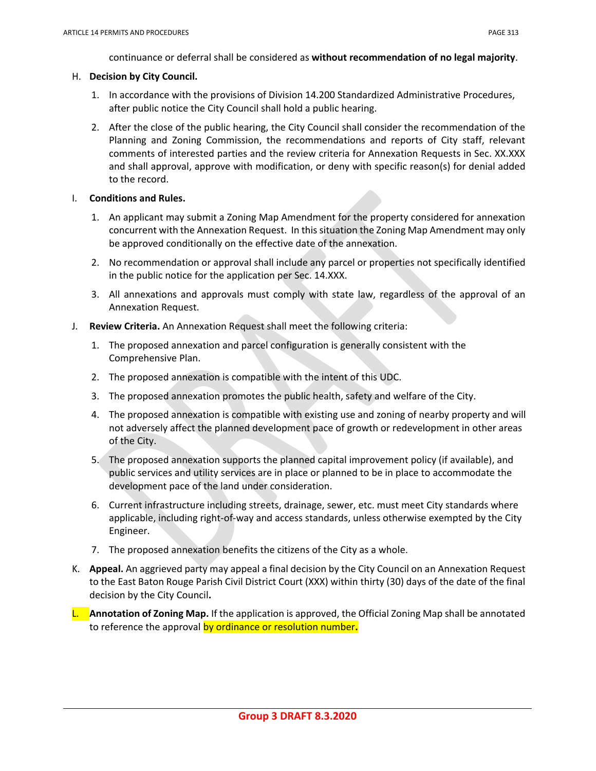continuance or deferral shall be considered as **without recommendation of no legal majority**.

H. **Decision by City Council.**

1. In accordance with the provisions of Division 14.200 Standardized Administrative Procedures, after public notice the City Council shall hold a public hearing.
2. After the close of the public hearing, the City Council shall consider the recommendation of the Planning and Zoning Commission, the recommendations and reports of City staff, relevant comments of interested parties and the review criteria for Annexation Requests in Sec. XX.XXX and shall approval, approve with modification, or deny with specific reason(s) for denial added to the record.

I. **Conditions and Rules.**

1. An applicant may submit a Zoning Map Amendment for the property considered for annexation concurrent with the Annexation Request. In this situation the Zoning Map Amendment may only be approved conditionally on the effective date of the annexation.
2. No recommendation or approval shall include any parcel or properties not specifically identified in the public notice for the application per Sec. 14.XXX.
3. All annexations and approvals must comply with state law, regardless of the approval of an Annexation Request.

J. **Review Criteria.** An Annexation Request shall meet the following criteria:

1. The proposed annexation and parcel configuration is generally consistent with the Comprehensive Plan.
2. The proposed annexation is compatible with the intent of this UDC.
3. The proposed annexation promotes the public health, safety and welfare of the City.
4. The proposed annexation is compatible with existing use and zoning of nearby property and will not adversely affect the planned development pace of growth or redevelopment in other areas of the City.
5. The proposed annexation supports the planned capital improvement policy (if available), and public services and utility services are in place or planned to be in place to accommodate the development pace of the land under consideration.
6. Current infrastructure including streets, drainage, sewer, etc. must meet City standards where applicable, including right-of-way and access standards, unless otherwise exempted by the City Engineer.
7. The proposed annexation benefits the citizens of the City as a whole.

K. **Appeal.** An aggrieved party may appeal a final decision by the City Council on an Annexation Request to the East Baton Rouge Parish Civil District Court (XXX) within thirty (30) days of the date of the final decision by the City Council**.**

L. **Annotation of Zoning Map.** If the application is approved, the Official Zoning Map shall be annotated to reference the approval by ordinance or resolution number**.**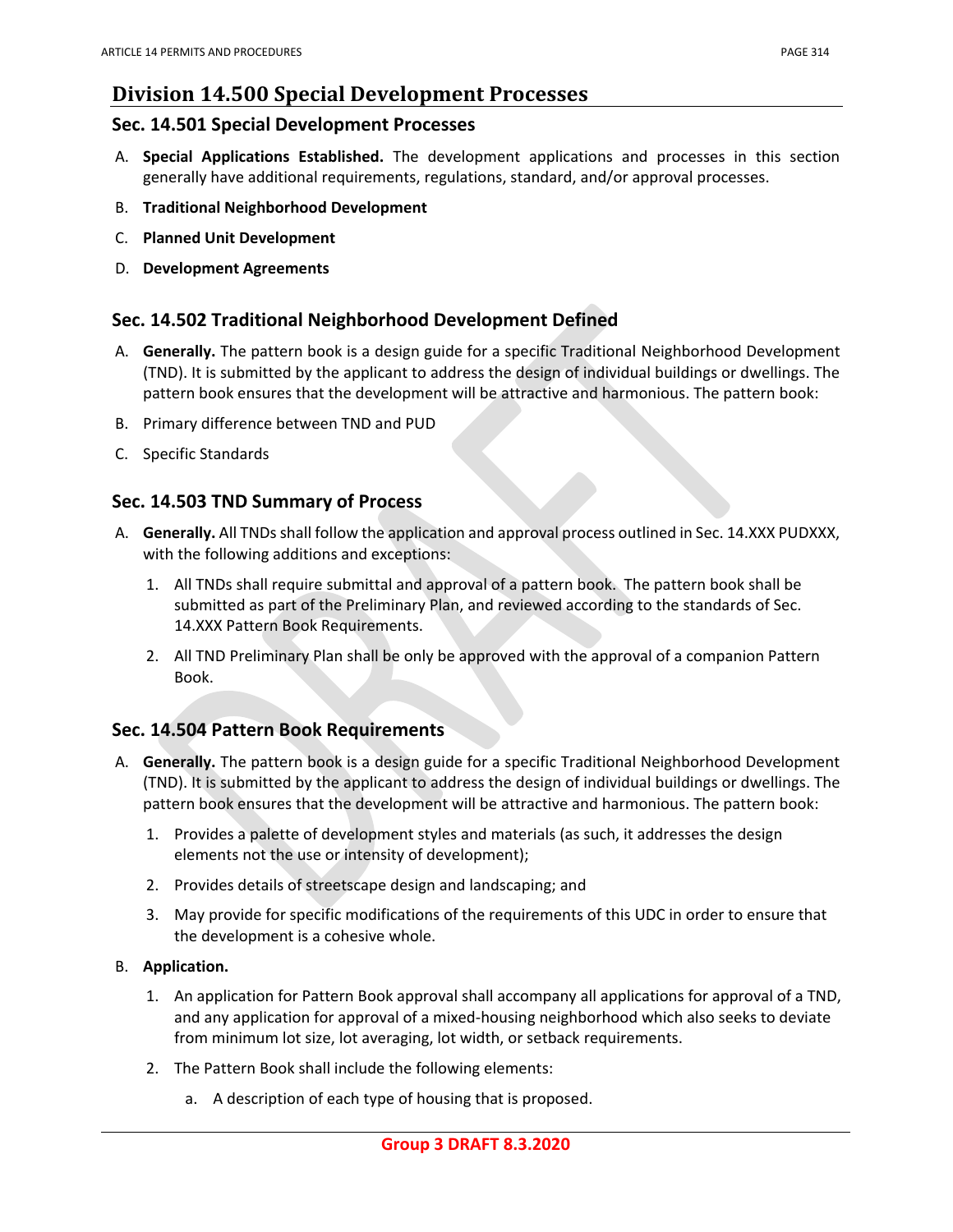# Division 14.500 Special Development Processes

## Sec. 14.501 Special Development Processes

A. **Special Applications Established.** The development applications and processes in this section generally have additional requirements, regulations, standard, and/or approval processes.

B. **Traditional Neighborhood Development**

C. **Planned Unit Development**

D. **Development Agreements**

## Sec. 14.502 Traditional Neighborhood Development Defined

A. **Generally.** The pattern book is a design guide for a specific Traditional Neighborhood Development (TND). It is submitted by the applicant to address the design of individual buildings or dwellings. The pattern book ensures that the development will be attractive and harmonious. The pattern book:

B. Primary difference between TND and PUD

C. Specific Standards

## Sec. 14.503 TND Summary of Process

A. **Generally.** All TNDs shall follow the application and approval process outlined in Sec. 14.XXX PUDXXX, with the following additions and exceptions:

   1. All TNDs shall require submittal and approval of a pattern book. The pattern book shall be submitted as part of the Preliminary Plan, and reviewed according to the standards of Sec. 14.XXX Pattern Book Requirements.

   2. All TND Preliminary Plan shall be only be approved with the approval of a companion Pattern Book.

## Sec. 14.504 Pattern Book Requirements

A. **Generally.** The pattern book is a design guide for a specific Traditional Neighborhood Development (TND). It is submitted by the applicant to address the design of individual buildings or dwellings. The pattern book ensures that the development will be attractive and harmonious. The pattern book:

   1. Provides a palette of development styles and materials (as such, it addresses the design elements not the use or intensity of development);

   2. Provides details of streetscape design and landscaping; and

   3. May provide for specific modifications of the requirements of this UDC in order to ensure that the development is a cohesive whole.

B. **Application.**

   1. An application for Pattern Book approval shall accompany all applications for approval of a TND, and any application for approval of a mixed-housing neighborhood which also seeks to deviate from minimum lot size, lot averaging, lot width, or setback requirements.

   2. The Pattern Book shall include the following elements:

      a. A description of each type of housing that is proposed.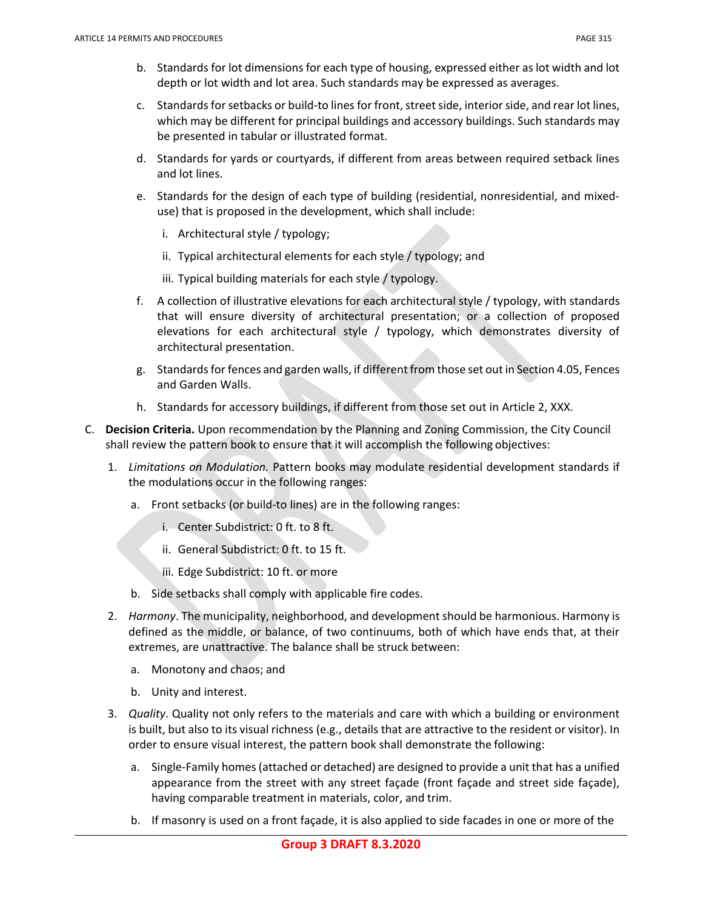b. Standards for lot dimensions for each type of housing, expressed either as lot width and lot depth or lot width and lot area. Such standards may be expressed as averages.

c. Standards for setbacks or build-to lines for front, street side, interior side, and rear lot lines, which may be different for principal buildings and accessory buildings. Such standards may be presented in tabular or illustrated format.

d. Standards for yards or courtyards, if different from areas between required setback lines and lot lines.

e. Standards for the design of each type of building (residential, nonresidential, and mixed-use) that is proposed in the development, which shall include:

   i. Architectural style / typology;

   ii. Typical architectural elements for each style / typology; and

   iii. Typical building materials for each style / typology.

f. A collection of illustrative elevations for each architectural style / typology, with standards that will ensure diversity of architectural presentation; or a collection of proposed elevations for each architectural style / typology, which demonstrates diversity of architectural presentation.

g. Standards for fences and garden walls, if different from those set out in Section 4.05, Fences and Garden Walls.

h. Standards for accessory buildings, if different from those set out in Article 2, XXX.

C. **Decision Criteria.** Upon recommendation by the Planning and Zoning Commission, the City Council shall review the pattern book to ensure that it will accomplish the following objectives:

1. *Limitations on Modulation.* Pattern books may modulate residential development standards if the modulations occur in the following ranges:

   a. Front setbacks (or build-to lines) are in the following ranges:

      i. Center Subdistrict: 0 ft. to 8 ft.

      ii. General Subdistrict: 0 ft. to 15 ft.

      iii. Edge Subdistrict: 10 ft. or more

   b. Side setbacks shall comply with applicable fire codes.

2. *Harmony*. The municipality, neighborhood, and development should be harmonious. Harmony is defined as the middle, or balance, of two continuums, both of which have ends that, at their extremes, are unattractive. The balance shall be struck between:

   a. Monotony and chaos; and

   b. Unity and interest.

3. *Quality*. Quality not only refers to the materials and care with which a building or environment is built, but also to its visual richness (e.g., details that are attractive to the resident or visitor). In order to ensure visual interest, the pattern book shall demonstrate the following:

   a. Single-Family homes (attached or detached) are designed to provide a unit that has a unified appearance from the street with any street façade (front façade and street side façade), having comparable treatment in materials, color, and trim.

   b. If masonry is used on a front façade, it is also applied to side facades in one or more of the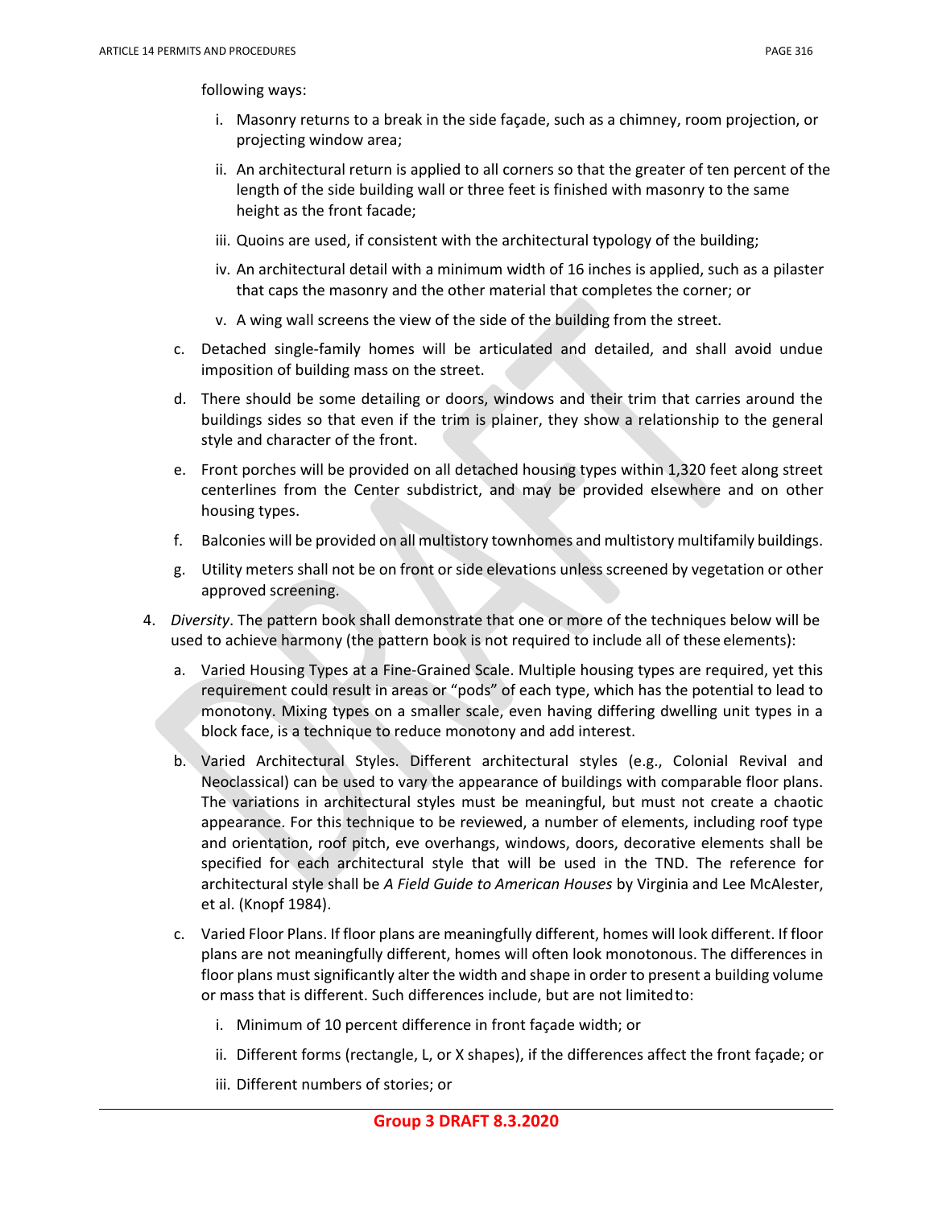following ways:

i. Masonry returns to a break in the side façade, such as a chimney, room projection, or projecting window area;

ii. An architectural return is applied to all corners so that the greater of ten percent of the length of the side building wall or three feet is finished with masonry to the same height as the front facade;

iii. Quoins are used, if consistent with the architectural typology of the building;

iv. An architectural detail with a minimum width of 16 inches is applied, such as a pilaster that caps the masonry and the other material that completes the corner; or

v. A wing wall screens the view of the side of the building from the street.

c. Detached single-family homes will be articulated and detailed, and shall avoid undue imposition of building mass on the street.

d. There should be some detailing or doors, windows and their trim that carries around the buildings sides so that even if the trim is plainer, they show a relationship to the general style and character of the front.

e. Front porches will be provided on all detached housing types within 1,320 feet along street centerlines from the Center subdistrict, and may be provided elsewhere and on other housing types.

f. Balconies will be provided on all multistory townhomes and multistory multifamily buildings.

g. Utility meters shall not be on front or side elevations unless screened by vegetation or other approved screening.

4. *Diversity*. The pattern book shall demonstrate that one or more of the techniques below will be used to achieve harmony (the pattern book is not required to include all of these elements):

a. Varied Housing Types at a Fine-Grained Scale. Multiple housing types are required, yet this requirement could result in areas or "pods" of each type, which has the potential to lead to monotony. Mixing types on a smaller scale, even having differing dwelling unit types in a block face, is a technique to reduce monotony and add interest.

b. Varied Architectural Styles. Different architectural styles (e.g., Colonial Revival and Neoclassical) can be used to vary the appearance of buildings with comparable floor plans. The variations in architectural styles must be meaningful, but must not create a chaotic appearance. For this technique to be reviewed, a number of elements, including roof type and orientation, roof pitch, eve overhangs, windows, doors, decorative elements shall be specified for each architectural style that will be used in the TND. The reference for architectural style shall be *A Field Guide to American Houses* by Virginia and Lee McAlester, et al. (Knopf 1984).

c. Varied Floor Plans. If floor plans are meaningfully different, homes will look different. If floor plans are not meaningfully different, homes will often look monotonous. The differences in floor plans must significantly alter the width and shape in order to present a building volume or mass that is different. Such differences include, but are not limited to:

i. Minimum of 10 percent difference in front façade width; or

ii. Different forms (rectangle, L, or X shapes), if the differences affect the front façade; or

iii. Different numbers of stories; or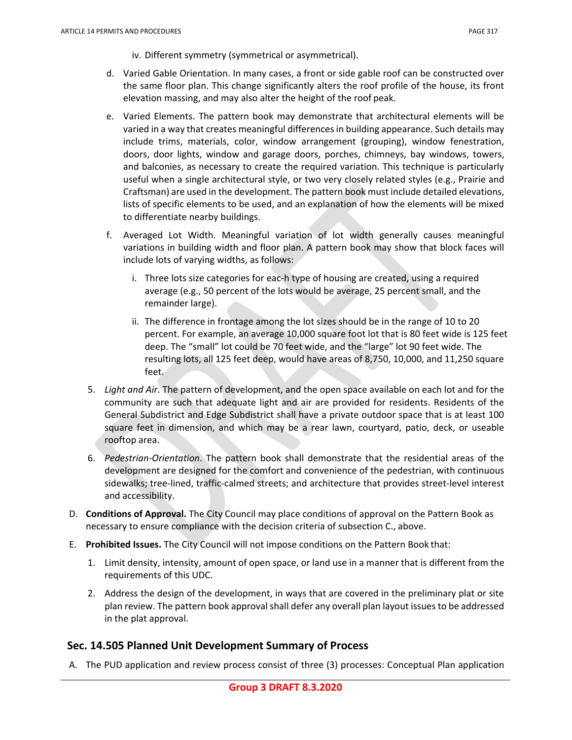iv. Different symmetry (symmetrical or asymmetrical).

d. Varied Gable Orientation. In many cases, a front or side gable roof can be constructed over the same floor plan. This change significantly alters the roof profile of the house, its front elevation massing, and may also alter the height of the roof peak.

e. Varied Elements. The pattern book may demonstrate that architectural elements will be varied in a way that creates meaningful differences in building appearance. Such details may include trims, materials, color, window arrangement (grouping), window fenestration, doors, door lights, window and garage doors, porches, chimneys, bay windows, towers, and balconies, as necessary to create the required variation. This technique is particularly useful when a single architectural style, or two very closely related styles (e.g., Prairie and Craftsman) are used in the development. The pattern book must include detailed elevations, lists of specific elements to be used, and an explanation of how the elements will be mixed to differentiate nearby buildings.

f. Averaged Lot Width. Meaningful variation of lot width generally causes meaningful variations in building width and floor plan. A pattern book may show that block faces will include lots of varying widths, as follows:

i. Three lots size categories for eac-h type of housing are created, using a required average (e.g., 50 percent of the lots would be average, 25 percent small, and the remainder large).

ii. The difference in frontage among the lot sizes should be in the range of 10 to 20 percent. For example, an average 10,000 square foot lot that is 80 feet wide is 125 feet deep. The "small" lot could be 70 feet wide, and the "large" lot 90 feet wide. The resulting lots, all 125 feet deep, would have areas of 8,750, 10,000, and 11,250 square feet.

5. *Light and Air*. The pattern of development, and the open space available on each lot and for the community are such that adequate light and air are provided for residents. Residents of the General Subdistrict and Edge Subdistrict shall have a private outdoor space that is at least 100 square feet in dimension, and which may be a rear lawn, courtyard, patio, deck, or useable rooftop area.

6. *Pedestrian-Orientation*. The pattern book shall demonstrate that the residential areas of the development are designed for the comfort and convenience of the pedestrian, with continuous sidewalks; tree-lined, traffic-calmed streets; and architecture that provides street-level interest and accessibility.

D. **Conditions of Approval.** The City Council may place conditions of approval on the Pattern Book as necessary to ensure compliance with the decision criteria of subsection C., above.

E. **Prohibited Issues.** The City Council will not impose conditions on the Pattern Book that:

1. Limit density, intensity, amount of open space, or land use in a manner that is different from the requirements of this UDC.

2. Address the design of the development, in ways that are covered in the preliminary plat or site plan review. The pattern book approval shall defer any overall plan layout issues to be addressed in the plat approval.

## Sec. 14.505 Planned Unit Development Summary of Process

A. The PUD application and review process consist of three (3) processes: Conceptual Plan application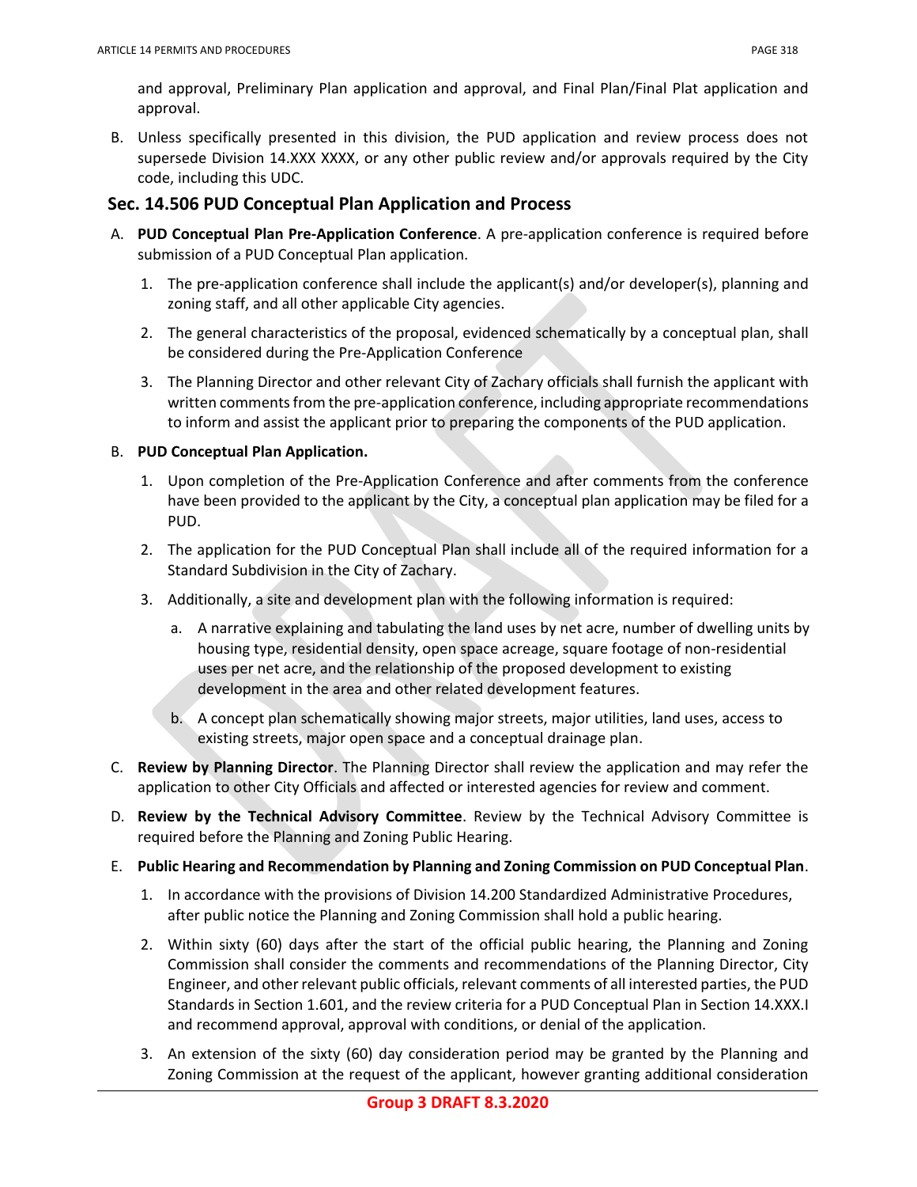and approval, Preliminary Plan application and approval, and Final Plan/Final Plat application and approval.

B. Unless specifically presented in this division, the PUD application and review process does not supersede Division 14.XXX XXXX, or any other public review and/or approvals required by the City code, including this UDC.

## Sec. 14.506 PUD Conceptual Plan Application and Process

A. **PUD Conceptual Plan Pre-Application Conference**. A pre-application conference is required before submission of a PUD Conceptual Plan application.

   1. The pre-application conference shall include the applicant(s) and/or developer(s), planning and zoning staff, and all other applicable City agencies.

   2. The general characteristics of the proposal, evidenced schematically by a conceptual plan, shall be considered during the Pre-Application Conference

   3. The Planning Director and other relevant City of Zachary officials shall furnish the applicant with written comments from the pre-application conference, including appropriate recommendations to inform and assist the applicant prior to preparing the components of the PUD application.

B. **PUD Conceptual Plan Application.**

   1. Upon completion of the Pre-Application Conference and after comments from the conference have been provided to the applicant by the City, a conceptual plan application may be filed for a PUD.

   2. The application for the PUD Conceptual Plan shall include all of the required information for a Standard Subdivision in the City of Zachary.

   3. Additionally, a site and development plan with the following information is required:

      a. A narrative explaining and tabulating the land uses by net acre, number of dwelling units by housing type, residential density, open space acreage, square footage of non-residential uses per net acre, and the relationship of the proposed development to existing development in the area and other related development features.

      b. A concept plan schematically showing major streets, major utilities, land uses, access to existing streets, major open space and a conceptual drainage plan.

C. **Review by Planning Director**. The Planning Director shall review the application and may refer the application to other City Officials and affected or interested agencies for review and comment.

D. **Review by the Technical Advisory Committee**. Review by the Technical Advisory Committee is required before the Planning and Zoning Public Hearing.

E. **Public Hearing and Recommendation by Planning and Zoning Commission on PUD Conceptual Plan**.

   1. In accordance with the provisions of Division 14.200 Standardized Administrative Procedures, after public notice the Planning and Zoning Commission shall hold a public hearing.

   2. Within sixty (60) days after the start of the official public hearing, the Planning and Zoning Commission shall consider the comments and recommendations of the Planning Director, City Engineer, and other relevant public officials, relevant comments of all interested parties, the PUD Standards in Section 1.601, and the review criteria for a PUD Conceptual Plan in Section 14.XXX.I and recommend approval, approval with conditions, or denial of the application.

   3. An extension of the sixty (60) day consideration period may be granted by the Planning and Zoning Commission at the request of the applicant, however granting additional consideration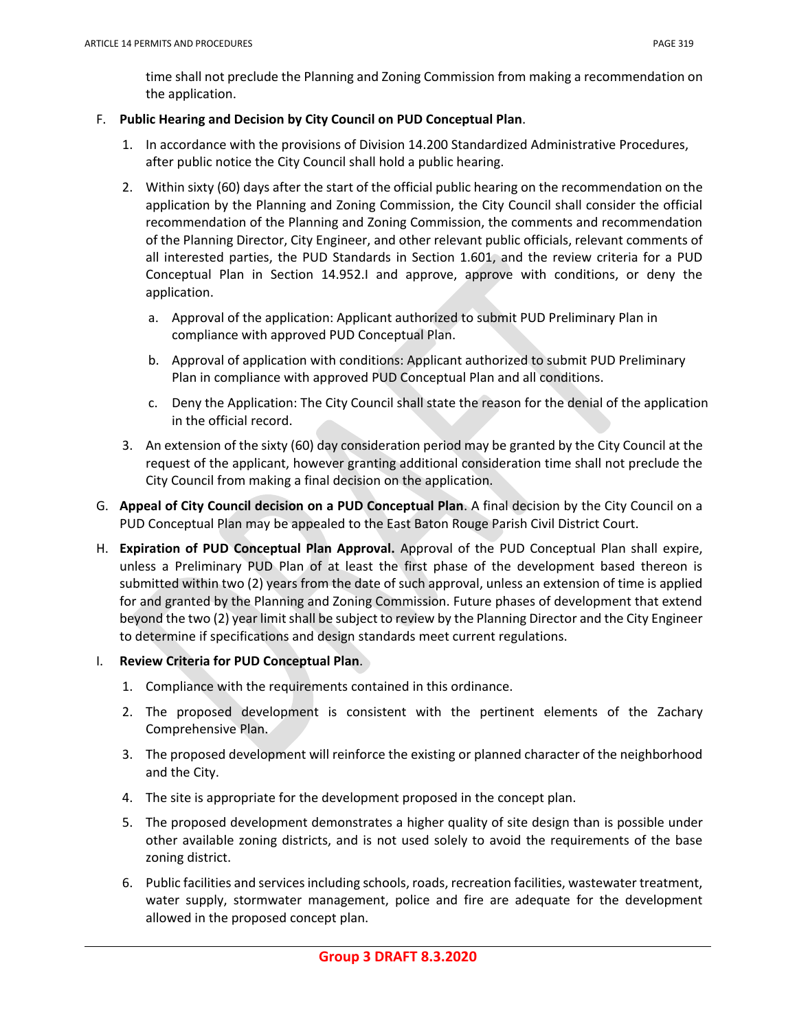time shall not preclude the Planning and Zoning Commission from making a recommendation on the application.

F. **Public Hearing and Decision by City Council on PUD Conceptual Plan**.

1. In accordance with the provisions of Division 14.200 Standardized Administrative Procedures, after public notice the City Council shall hold a public hearing.

2. Within sixty (60) days after the start of the official public hearing on the recommendation on the application by the Planning and Zoning Commission, the City Council shall consider the official recommendation of the Planning and Zoning Commission, the comments and recommendation of the Planning Director, City Engineer, and other relevant public officials, relevant comments of all interested parties, the PUD Standards in Section 1.601, and the review criteria for a PUD Conceptual Plan in Section 14.952.I and approve, approve with conditions, or deny the application.

   a. Approval of the application: Applicant authorized to submit PUD Preliminary Plan in compliance with approved PUD Conceptual Plan.

   b. Approval of application with conditions: Applicant authorized to submit PUD Preliminary Plan in compliance with approved PUD Conceptual Plan and all conditions.

   c. Deny the Application: The City Council shall state the reason for the denial of the application in the official record.

3. An extension of the sixty (60) day consideration period may be granted by the City Council at the request of the applicant, however granting additional consideration time shall not preclude the City Council from making a final decision on the application.

G. **Appeal of City Council decision on a PUD Conceptual Plan**. A final decision by the City Council on a PUD Conceptual Plan may be appealed to the East Baton Rouge Parish Civil District Court.

H. **Expiration of PUD Conceptual Plan Approval.** Approval of the PUD Conceptual Plan shall expire, unless a Preliminary PUD Plan of at least the first phase of the development based thereon is submitted within two (2) years from the date of such approval, unless an extension of time is applied for and granted by the Planning and Zoning Commission. Future phases of development that extend beyond the two (2) year limit shall be subject to review by the Planning Director and the City Engineer to determine if specifications and design standards meet current regulations.

I. **Review Criteria for PUD Conceptual Plan**.

1. Compliance with the requirements contained in this ordinance.

2. The proposed development is consistent with the pertinent elements of the Zachary Comprehensive Plan.

3. The proposed development will reinforce the existing or planned character of the neighborhood and the City.

4. The site is appropriate for the development proposed in the concept plan.

5. The proposed development demonstrates a higher quality of site design than is possible under other available zoning districts, and is not used solely to avoid the requirements of the base zoning district.

6. Public facilities and services including schools, roads, recreation facilities, wastewater treatment, water supply, stormwater management, police and fire are adequate for the development allowed in the proposed concept plan.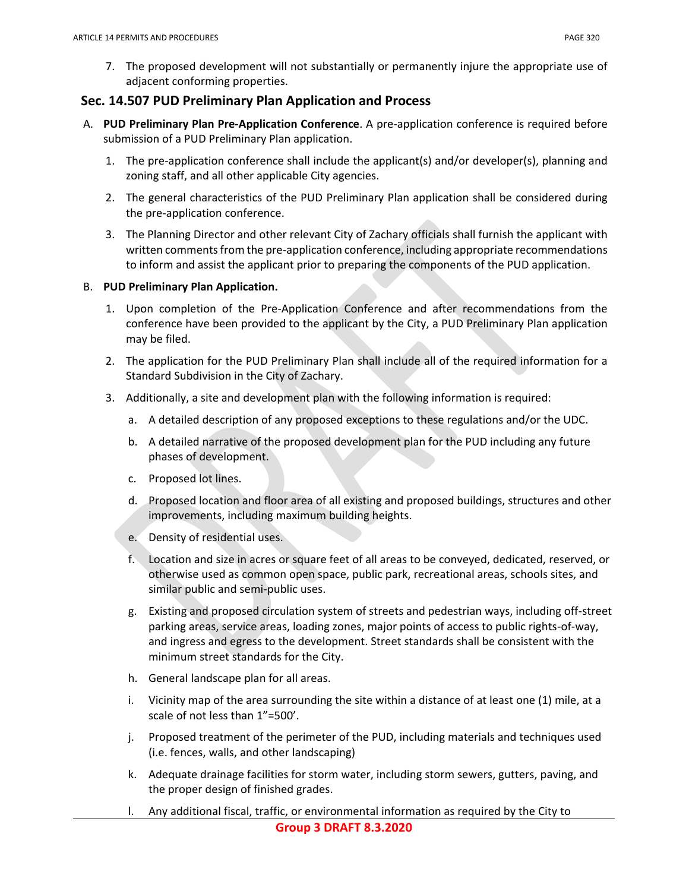7. The proposed development will not substantially or permanently injure the appropriate use of adjacent conforming properties.

## Sec. 14.507 PUD Preliminary Plan Application and Process

A. **PUD Preliminary Plan Pre-Application Conference**. A pre-application conference is required before submission of a PUD Preliminary Plan application.

   1. The pre-application conference shall include the applicant(s) and/or developer(s), planning and zoning staff, and all other applicable City agencies.
   2. The general characteristics of the PUD Preliminary Plan application shall be considered during the pre-application conference.
   3. The Planning Director and other relevant City of Zachary officials shall furnish the applicant with written comments from the pre-application conference, including appropriate recommendations to inform and assist the applicant prior to preparing the components of the PUD application.

B. **PUD Preliminary Plan Application.**

   1. Upon completion of the Pre-Application Conference and after recommendations from the conference have been provided to the applicant by the City, a PUD Preliminary Plan application may be filed.
   2. The application for the PUD Preliminary Plan shall include all of the required information for a Standard Subdivision in the City of Zachary.
   3. Additionally, a site and development plan with the following information is required:
      a. A detailed description of any proposed exceptions to these regulations and/or the UDC.
      b. A detailed narrative of the proposed development plan for the PUD including any future phases of development.
      c. Proposed lot lines.
      d. Proposed location and floor area of all existing and proposed buildings, structures and other improvements, including maximum building heights.
      e. Density of residential uses.
      f. Location and size in acres or square feet of all areas to be conveyed, dedicated, reserved, or otherwise used as common open space, public park, recreational areas, schools sites, and similar public and semi-public uses.
      g. Existing and proposed circulation system of streets and pedestrian ways, including off-street parking areas, service areas, loading zones, major points of access to public rights-of-way, and ingress and egress to the development. Street standards shall be consistent with the minimum street standards for the City.
      h. General landscape plan for all areas.
      i. Vicinity map of the area surrounding the site within a distance of at least one (1) mile, at a scale of not less than 1"=500'.
      j. Proposed treatment of the perimeter of the PUD, including materials and techniques used (i.e. fences, walls, and other landscaping)
      k. Adequate drainage facilities for storm water, including storm sewers, gutters, paving, and the proper design of finished grades.
      l. Any additional fiscal, traffic, or environmental information as required by the City to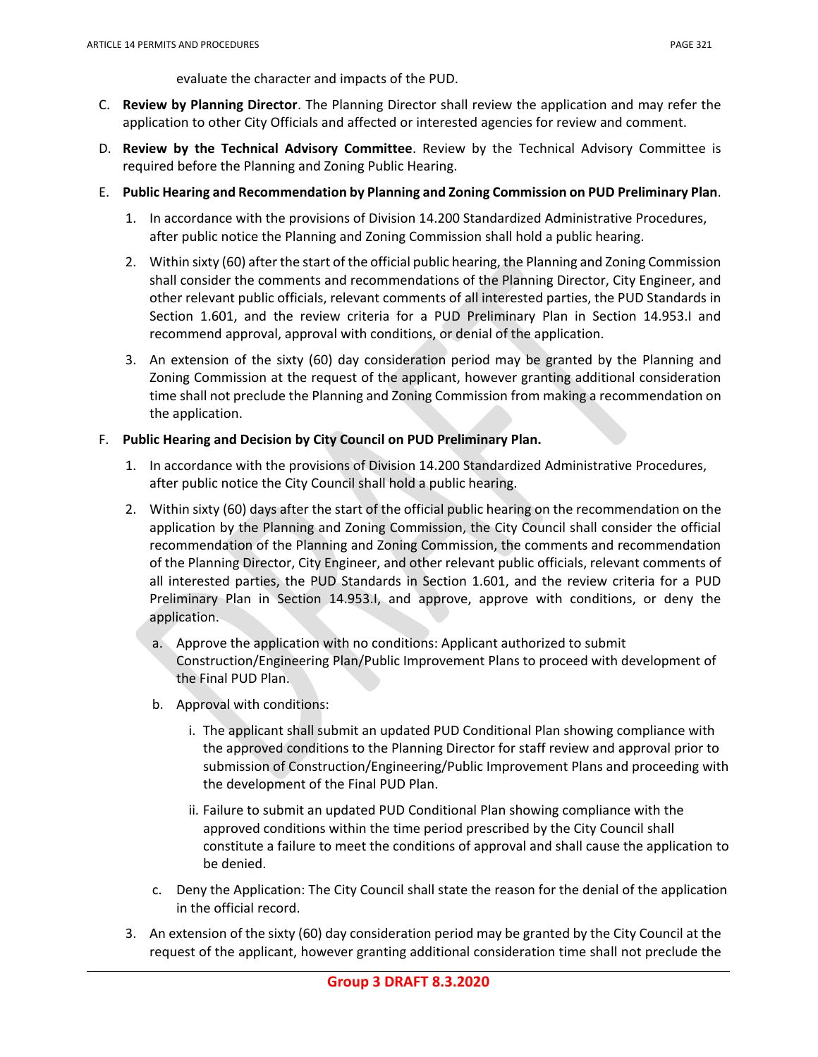evaluate the character and impacts of the PUD.

C. **Review by Planning Director**. The Planning Director shall review the application and may refer the application to other City Officials and affected or interested agencies for review and comment.

D. **Review by the Technical Advisory Committee**. Review by the Technical Advisory Committee is required before the Planning and Zoning Public Hearing.

E. **Public Hearing and Recommendation by Planning and Zoning Commission on PUD Preliminary Plan**.

1. In accordance with the provisions of Division 14.200 Standardized Administrative Procedures, after public notice the Planning and Zoning Commission shall hold a public hearing.
2. Within sixty (60) after the start of the official public hearing, the Planning and Zoning Commission shall consider the comments and recommendations of the Planning Director, City Engineer, and other relevant public officials, relevant comments of all interested parties, the PUD Standards in Section 1.601, and the review criteria for a PUD Preliminary Plan in Section 14.953.I and recommend approval, approval with conditions, or denial of the application.
3. An extension of the sixty (60) day consideration period may be granted by the Planning and Zoning Commission at the request of the applicant, however granting additional consideration time shall not preclude the Planning and Zoning Commission from making a recommendation on the application.

F. **Public Hearing and Decision by City Council on PUD Preliminary Plan.**

1. In accordance with the provisions of Division 14.200 Standardized Administrative Procedures, after public notice the City Council shall hold a public hearing.
2. Within sixty (60) days after the start of the official public hearing on the recommendation on the application by the Planning and Zoning Commission, the City Council shall consider the official recommendation of the Planning and Zoning Commission, the comments and recommendation of the Planning Director, City Engineer, and other relevant public officials, relevant comments of all interested parties, the PUD Standards in Section 1.601, and the review criteria for a PUD Preliminary Plan in Section 14.953.I, and approve, approve with conditions, or deny the application.
   a. Approve the application with no conditions: Applicant authorized to submit Construction/Engineering Plan/Public Improvement Plans to proceed with development of the Final PUD Plan.
   b. Approval with conditions:
      i. The applicant shall submit an updated PUD Conditional Plan showing compliance with the approved conditions to the Planning Director for staff review and approval prior to submission of Construction/Engineering/Public Improvement Plans and proceeding with the development of the Final PUD Plan.
      ii. Failure to submit an updated PUD Conditional Plan showing compliance with the approved conditions within the time period prescribed by the City Council shall constitute a failure to meet the conditions of approval and shall cause the application to be denied.
   c. Deny the Application: The City Council shall state the reason for the denial of the application in the official record.
3. An extension of the sixty (60) day consideration period may be granted by the City Council at the request of the applicant, however granting additional consideration time shall not preclude the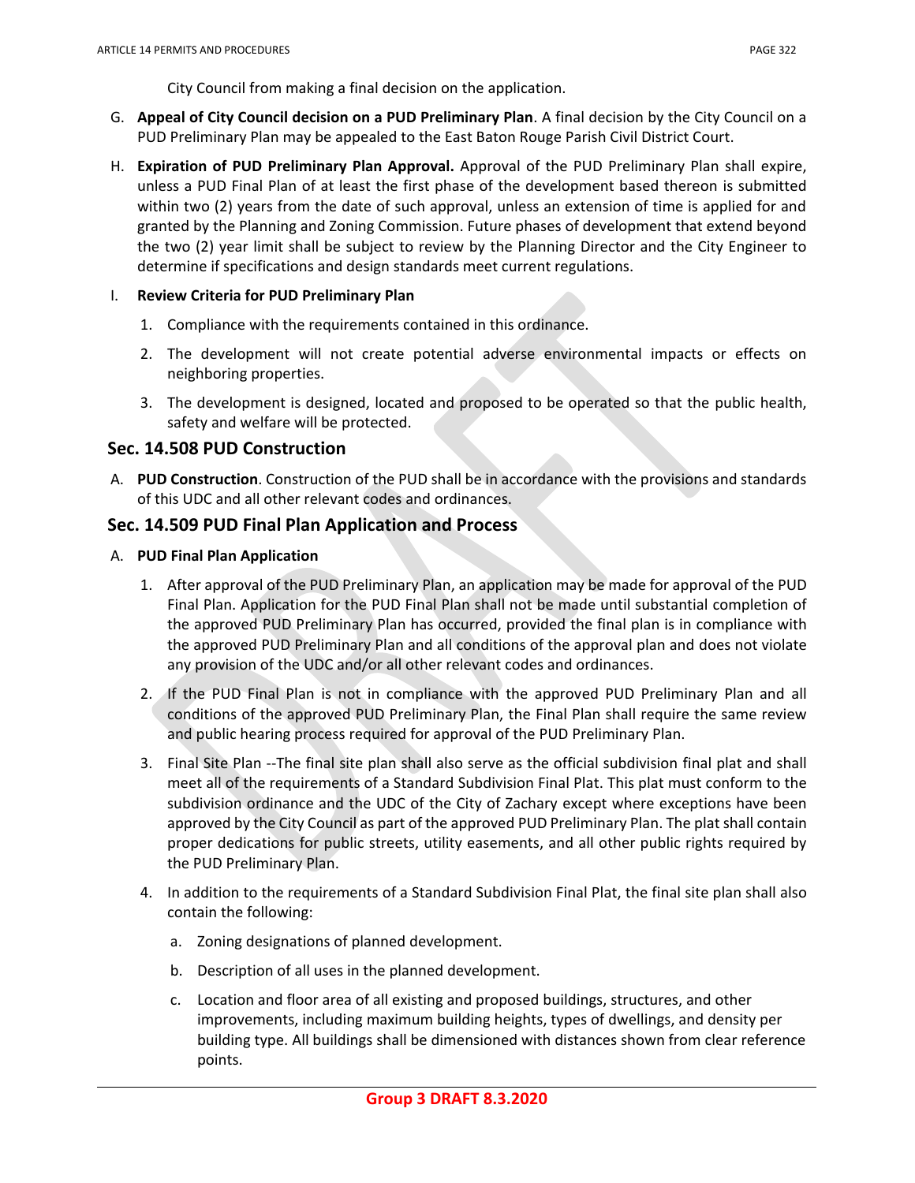City Council from making a final decision on the application.

G. **Appeal of City Council decision on a PUD Preliminary Plan**. A final decision by the City Council on a PUD Preliminary Plan may be appealed to the East Baton Rouge Parish Civil District Court.

H. **Expiration of PUD Preliminary Plan Approval.** Approval of the PUD Preliminary Plan shall expire, unless a PUD Final Plan of at least the first phase of the development based thereon is submitted within two (2) years from the date of such approval, unless an extension of time is applied for and granted by the Planning and Zoning Commission. Future phases of development that extend beyond the two (2) year limit shall be subject to review by the Planning Director and the City Engineer to determine if specifications and design standards meet current regulations.

I. **Review Criteria for PUD Preliminary Plan**

   1. Compliance with the requirements contained in this ordinance.

   2. The development will not create potential adverse environmental impacts or effects on neighboring properties.

   3. The development is designed, located and proposed to be operated so that the public health, safety and welfare will be protected.

## Sec. 14.508 PUD Construction

A. **PUD Construction**. Construction of the PUD shall be in accordance with the provisions and standards of this UDC and all other relevant codes and ordinances.

## Sec. 14.509 PUD Final Plan Application and Process

A. **PUD Final Plan Application**

   1. After approval of the PUD Preliminary Plan, an application may be made for approval of the PUD Final Plan. Application for the PUD Final Plan shall not be made until substantial completion of the approved PUD Preliminary Plan has occurred, provided the final plan is in compliance with the approved PUD Preliminary Plan and all conditions of the approval plan and does not violate any provision of the UDC and/or all other relevant codes and ordinances.

   2. If the PUD Final Plan is not in compliance with the approved PUD Preliminary Plan and all conditions of the approved PUD Preliminary Plan, the Final Plan shall require the same review and public hearing process required for approval of the PUD Preliminary Plan.

   3. Final Site Plan --The final site plan shall also serve as the official subdivision final plat and shall meet all of the requirements of a Standard Subdivision Final Plat. This plat must conform to the subdivision ordinance and the UDC of the City of Zachary except where exceptions have been approved by the City Council as part of the approved PUD Preliminary Plan. The plat shall contain proper dedications for public streets, utility easements, and all other public rights required by the PUD Preliminary Plan.

   4. In addition to the requirements of a Standard Subdivision Final Plat, the final site plan shall also contain the following:

      a. Zoning designations of planned development.

      b. Description of all uses in the planned development.

      c. Location and floor area of all existing and proposed buildings, structures, and other improvements, including maximum building heights, types of dwellings, and density per building type. All buildings shall be dimensioned with distances shown from clear reference points.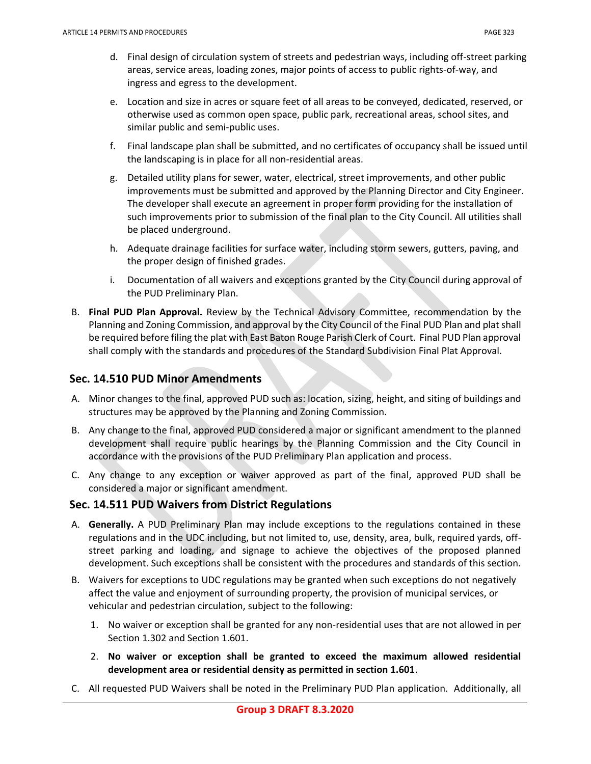d. Final design of circulation system of streets and pedestrian ways, including off-street parking areas, service areas, loading zones, major points of access to public rights-of-way, and ingress and egress to the development.

e. Location and size in acres or square feet of all areas to be conveyed, dedicated, reserved, or otherwise used as common open space, public park, recreational areas, school sites, and similar public and semi-public uses.

f. Final landscape plan shall be submitted, and no certificates of occupancy shall be issued until the landscaping is in place for all non-residential areas.

g. Detailed utility plans for sewer, water, electrical, street improvements, and other public improvements must be submitted and approved by the Planning Director and City Engineer. The developer shall execute an agreement in proper form providing for the installation of such improvements prior to submission of the final plan to the City Council. All utilities shall be placed underground.

h. Adequate drainage facilities for surface water, including storm sewers, gutters, paving, and the proper design of finished grades.

i. Documentation of all waivers and exceptions granted by the City Council during approval of the PUD Preliminary Plan.

B. **Final PUD Plan Approval.** Review by the Technical Advisory Committee, recommendation by the Planning and Zoning Commission, and approval by the City Council of the Final PUD Plan and plat shall be required before filing the plat with East Baton Rouge Parish Clerk of Court. Final PUD Plan approval shall comply with the standards and procedures of the Standard Subdivision Final Plat Approval.

## Sec. 14.510 PUD Minor Amendments

A. Minor changes to the final, approved PUD such as: location, sizing, height, and siting of buildings and structures may be approved by the Planning and Zoning Commission.

B. Any change to the final, approved PUD considered a major or significant amendment to the planned development shall require public hearings by the Planning Commission and the City Council in accordance with the provisions of the PUD Preliminary Plan application and process.

C. Any change to any exception or waiver approved as part of the final, approved PUD shall be considered a major or significant amendment.

## Sec. 14.511 PUD Waivers from District Regulations

A. **Generally.** A PUD Preliminary Plan may include exceptions to the regulations contained in these regulations and in the UDC including, but not limited to, use, density, area, bulk, required yards, off-street parking and loading, and signage to achieve the objectives of the proposed planned development. Such exceptions shall be consistent with the procedures and standards of this section.

B. Waivers for exceptions to UDC regulations may be granted when such exceptions do not negatively affect the value and enjoyment of surrounding property, the provision of municipal services, or vehicular and pedestrian circulation, subject to the following:

1. No waiver or exception shall be granted for any non-residential uses that are not allowed in per Section 1.302 and Section 1.601.

2. **No waiver or exception shall be granted to exceed the maximum allowed residential development area or residential density as permitted in section 1.601**.

C. All requested PUD Waivers shall be noted in the Preliminary PUD Plan application. Additionally, all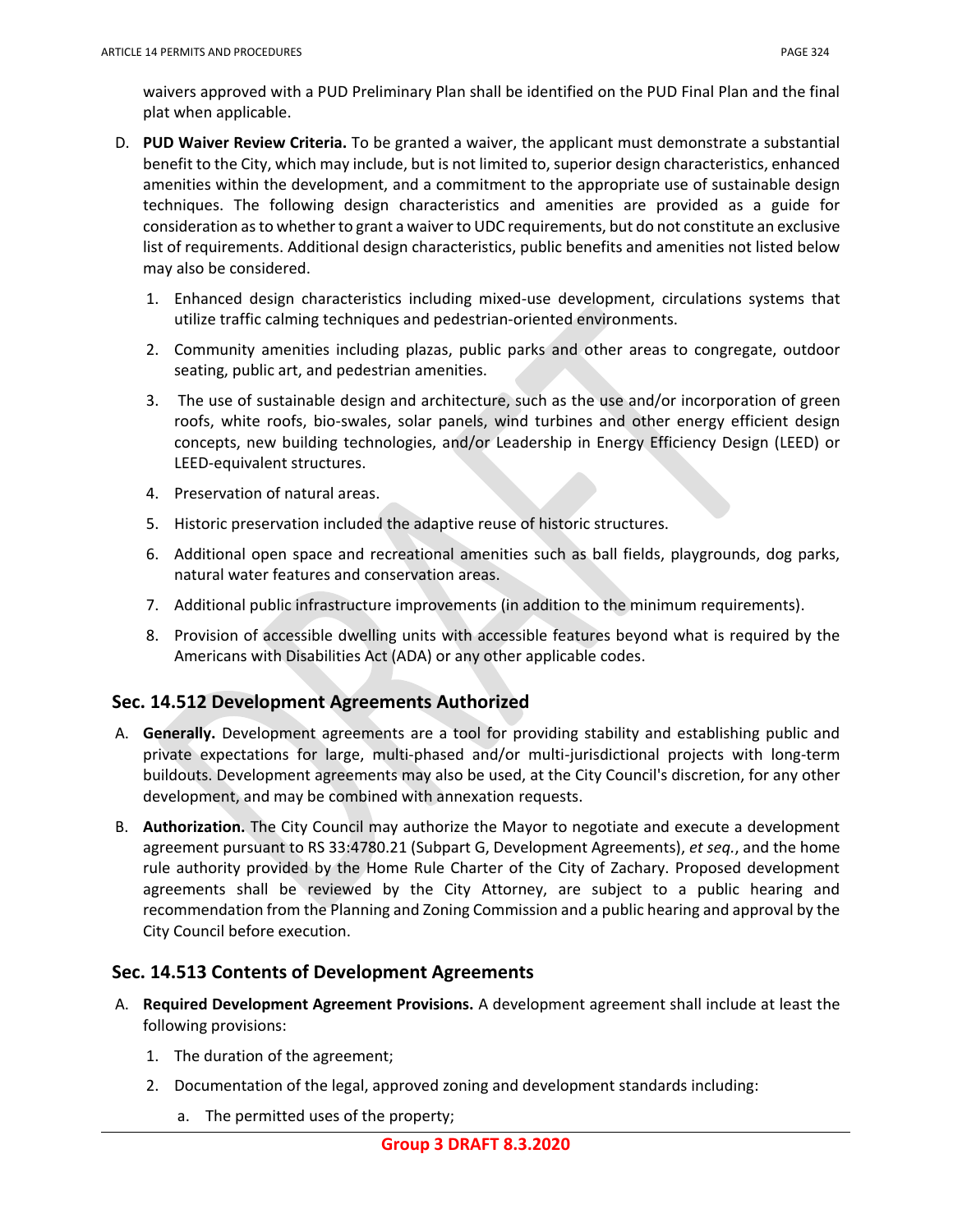waivers approved with a PUD Preliminary Plan shall be identified on the PUD Final Plan and the final plat when applicable.

D. **PUD Waiver Review Criteria.** To be granted a waiver, the applicant must demonstrate a substantial benefit to the City, which may include, but is not limited to, superior design characteristics, enhanced amenities within the development, and a commitment to the appropriate use of sustainable design techniques. The following design characteristics and amenities are provided as a guide for consideration as to whether to grant a waiver to UDC requirements, but do not constitute an exclusive list of requirements. Additional design characteristics, public benefits and amenities not listed below may also be considered.

   1. Enhanced design characteristics including mixed-use development, circulations systems that utilize traffic calming techniques and pedestrian-oriented environments.

   2. Community amenities including plazas, public parks and other areas to congregate, outdoor seating, public art, and pedestrian amenities.

   3. The use of sustainable design and architecture, such as the use and/or incorporation of green roofs, white roofs, bio-swales, solar panels, wind turbines and other energy efficient design concepts, new building technologies, and/or Leadership in Energy Efficiency Design (LEED) or LEED-equivalent structures.

   4. Preservation of natural areas.

   5. Historic preservation included the adaptive reuse of historic structures.

   6. Additional open space and recreational amenities such as ball fields, playgrounds, dog parks, natural water features and conservation areas.

   7. Additional public infrastructure improvements (in addition to the minimum requirements).

   8. Provision of accessible dwelling units with accessible features beyond what is required by the Americans with Disabilities Act (ADA) or any other applicable codes.

## Sec. 14.512 Development Agreements Authorized

A. **Generally.** Development agreements are a tool for providing stability and establishing public and private expectations for large, multi-phased and/or multi-jurisdictional projects with long-term buildouts. Development agreements may also be used, at the City Council's discretion, for any other development, and may be combined with annexation requests.

B. **Authorization.** The City Council may authorize the Mayor to negotiate and execute a development agreement pursuant to RS 33:4780.21 (Subpart G, Development Agreements), *et seq.*, and the home rule authority provided by the Home Rule Charter of the City of Zachary. Proposed development agreements shall be reviewed by the City Attorney, are subject to a public hearing and recommendation from the Planning and Zoning Commission and a public hearing and approval by the City Council before execution.

## Sec. 14.513 Contents of Development Agreements

A. **Required Development Agreement Provisions.** A development agreement shall include at least the following provisions:

   1. The duration of the agreement;

   2. Documentation of the legal, approved zoning and development standards including:

      a. The permitted uses of the property;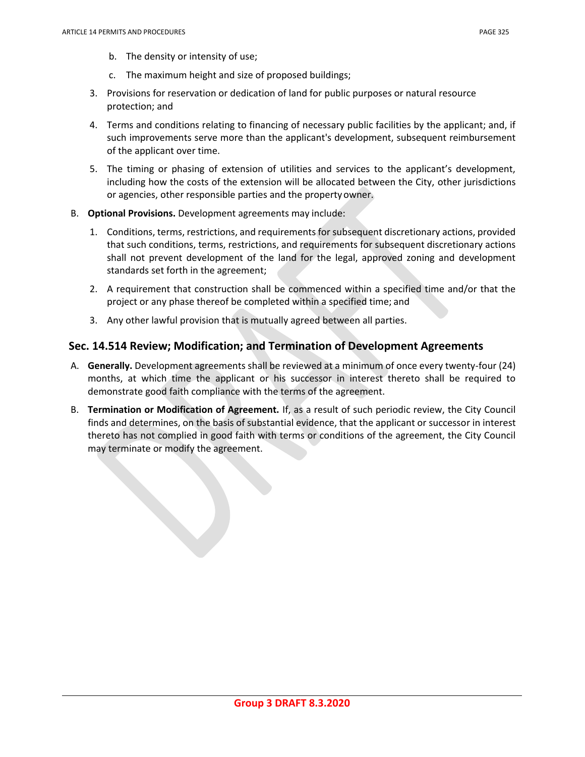b. The density or intensity of use;

c. The maximum height and size of proposed buildings;

3. Provisions for reservation or dedication of land for public purposes or natural resource protection; and

4. Terms and conditions relating to financing of necessary public facilities by the applicant; and, if such improvements serve more than the applicant's development, subsequent reimbursement of the applicant over time.

5. The timing or phasing of extension of utilities and services to the applicant's development, including how the costs of the extension will be allocated between the City, other jurisdictions or agencies, other responsible parties and the property owner.

B. **Optional Provisions.** Development agreements may include:

1. Conditions, terms, restrictions, and requirements for subsequent discretionary actions, provided that such conditions, terms, restrictions, and requirements for subsequent discretionary actions shall not prevent development of the land for the legal, approved zoning and development standards set forth in the agreement;

2. A requirement that construction shall be commenced within a specified time and/or that the project or any phase thereof be completed within a specified time; and

3. Any other lawful provision that is mutually agreed between all parties.

## Sec. 14.514 Review; Modification; and Termination of Development Agreements

A. **Generally.** Development agreements shall be reviewed at a minimum of once every twenty-four (24) months, at which time the applicant or his successor in interest thereto shall be required to demonstrate good faith compliance with the terms of the agreement.

B. **Termination or Modification of Agreement.** If, as a result of such periodic review, the City Council finds and determines, on the basis of substantial evidence, that the applicant or successor in interest thereto has not complied in good faith with terms or conditions of the agreement, the City Council may terminate or modify the agreement.